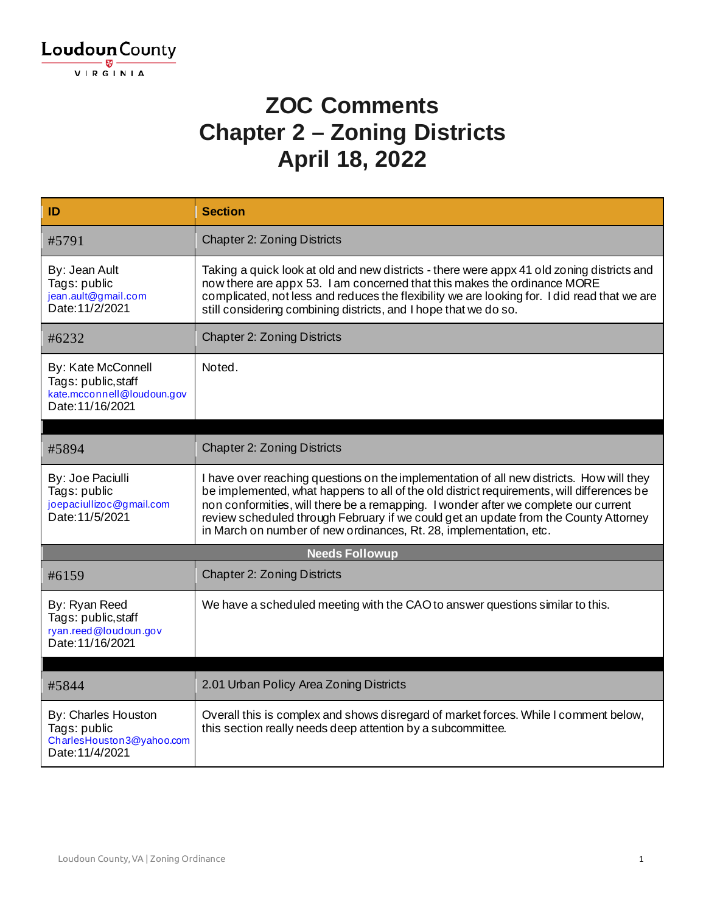Loudoun County
VIRGINIA

# ZOC Comments
# Chapter 2 – Zoning Districts
# April 18, 2022

| ID | Section |
|---|---|
| #5791 | Chapter 2: Zoning Districts |
| By: Jean Ault<br>Tags: public<br>jean.ault@gmail.com<br>Date:11/2/2021 | Taking a quick look at old and new districts - there were appx 41 old zoning districts and now there are appx 53. I am concerned that this makes the ordinance MORE complicated, not less and reduces the flexibility we are looking for. I did read that we are still considering combining districts, and I hope that we do so. |
| #6232 | Chapter 2: Zoning Districts |
| By: Kate McConnell<br>Tags: public,staff<br>kate.mcconnell@loudoun.gov<br>Date:11/16/2021 | Noted. |
| | |
| #5894 | Chapter 2: Zoning Districts |
| By: Joe Paciulli<br>Tags: public<br>joepaciullizoc@gmail.com<br>Date:11/5/2021 | I have over reaching questions on the implementation of all new districts. How will they be implemented, what happens to all of the old district requirements, will differences be non conformities, will there be a remapping. I wonder after we complete our current review scheduled through February if we could get an update from the County Attorney in March on number of new ordinances, Rt. 28, implementation, etc. |
| **Needs Followup** | |
| #6159 | Chapter 2: Zoning Districts |
| By: Ryan Reed<br>Tags: public,staff<br>ryan.reed@loudoun.gov<br>Date:11/16/2021 | We have a scheduled meeting with the CAO to answer questions similar to this. |
| | |
| #5844 | 2.01 Urban Policy Area Zoning Districts |
| By: Charles Houston<br>Tags: public<br>CharlesHouston3@yahoo.com<br>Date:11/4/2021 | Overall this is complex and shows disregard of market forces. While I comment below, this section really needs deep attention by a subcommittee. |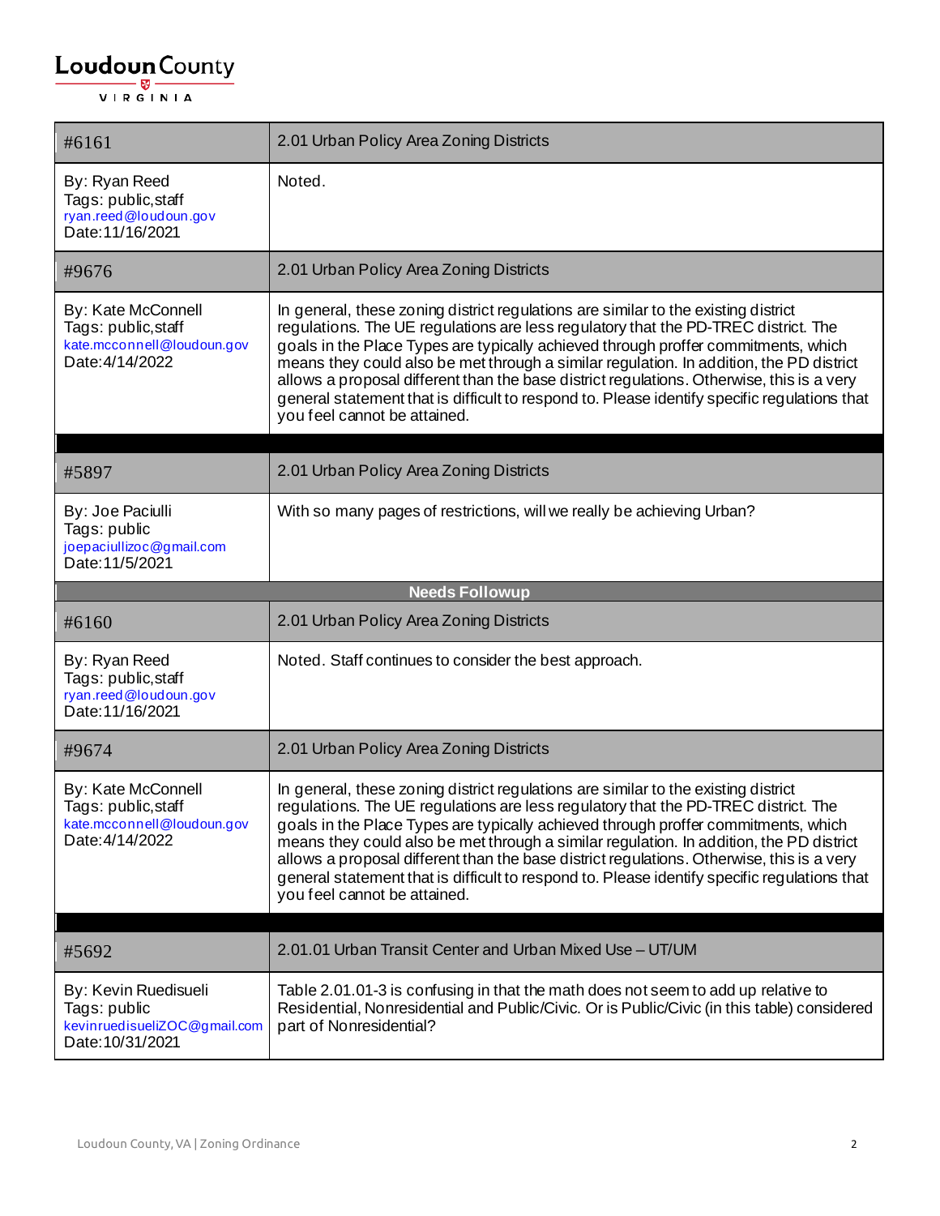| #6161 | 2.01 Urban Policy Area Zoning Districts |
|---|---|
| By: Ryan Reed<br>Tags: public,staff<br>ryan.reed@loudoun.gov<br>Date:11/16/2021 | Noted. |
| #9676 | 2.01 Urban Policy Area Zoning Districts |
| By: Kate McConnell<br>Tags: public,staff<br>kate.mcconnell@loudoun.gov<br>Date:4/14/2022 | In general, these zoning district regulations are similar to the existing district regulations. The UE regulations are less regulatory that the PD-TREC district. The goals in the Place Types are typically achieved through proffer commitments, which means they could also be met through a similar regulation. In addition, the PD district allows a proposal different than the base district regulations. Otherwise, this is a very general statement that is difficult to respond to. Please identify specific regulations that you feel cannot be attained. |

| #5897 | 2.01 Urban Policy Area Zoning Districts |
|---|---|
| By: Joe Paciulli<br>Tags: public<br>joepaciullizoc@gmail.com<br>Date:11/5/2021 | With so many pages of restrictions, will we really be achieving Urban? |
| | **Needs Followup** |
| #6160 | 2.01 Urban Policy Area Zoning Districts |
| By: Ryan Reed<br>Tags: public,staff<br>ryan.reed@loudoun.gov<br>Date:11/16/2021 | Noted. Staff continues to consider the best approach. |
| #9674 | 2.01 Urban Policy Area Zoning Districts |
| By: Kate McConnell<br>Tags: public,staff<br>kate.mcconnell@loudoun.gov<br>Date:4/14/2022 | In general, these zoning district regulations are similar to the existing district regulations. The UE regulations are less regulatory that the PD-TREC district. The goals in the Place Types are typically achieved through proffer commitments, which means they could also be met through a similar regulation. In addition, the PD district allows a proposal different than the base district regulations. Otherwise, this is a very general statement that is difficult to respond to. Please identify specific regulations that you feel cannot be attained. |

| #5692 | 2.01.01 Urban Transit Center and Urban Mixed Use – UT/UM |
|---|---|
| By: Kevin Ruedisueli<br>Tags: public<br>kevinruedisueliZOC@gmail.com<br>Date:10/31/2021 | Table 2.01.01-3 is confusing in that the math does not seem to add up relative to Residential, Nonresidential and Public/Civic. Or is Public/Civic (in this table) considered part of Nonresidential? |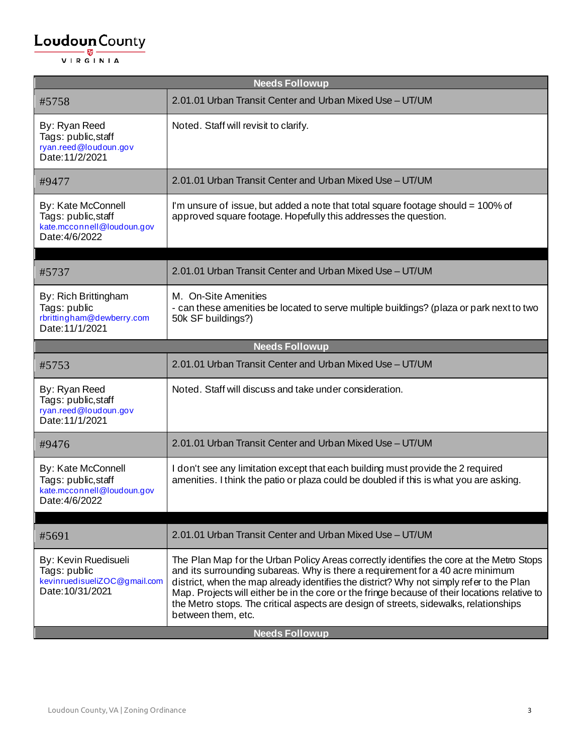| Needs Followup | |
|---|---|
| #5758 | 2.01.01 Urban Transit Center and Urban Mixed Use – UT/UM |
| By: Ryan Reed<br>Tags: public,staff<br>ryan.reed@loudoun.gov<br>Date:11/2/2021 | Noted. Staff will revisit to clarify. |
| #9477 | 2.01.01 Urban Transit Center and Urban Mixed Use – UT/UM |
| By: Kate McConnell<br>Tags: public,staff<br>kate.mcconnell@loudoun.gov<br>Date:4/6/2022 | I'm unsure of issue, but added a note that total square footage should = 100% of approved square footage. Hopefully this addresses the question. |

| | |
|---|---|
| #5737 | 2.01.01 Urban Transit Center and Urban Mixed Use – UT/UM |
| By: Rich Brittingham<br>Tags: public<br>rbrittingham@dewberry.com<br>Date:11/1/2021 | M. On-Site Amenities<br>- can these amenities be located to serve multiple buildings? (plaza or park next to two 50k SF buildings?) |
| **Needs Followup** | |
| #5753 | 2.01.01 Urban Transit Center and Urban Mixed Use – UT/UM |
| By: Ryan Reed<br>Tags: public,staff<br>ryan.reed@loudoun.gov<br>Date:11/1/2021 | Noted. Staff will discuss and take under consideration. |
| #9476 | 2.01.01 Urban Transit Center and Urban Mixed Use – UT/UM |
| By: Kate McConnell<br>Tags: public,staff<br>kate.mcconnell@loudoun.gov<br>Date:4/6/2022 | I don't see any limitation except that each building must provide the 2 required amenities. I think the patio or plaza could be doubled if this is what you are asking. |

| | |
|---|---|
| #5691 | 2.01.01 Urban Transit Center and Urban Mixed Use – UT/UM |
| By: Kevin Ruedisueli<br>Tags: public<br>kevinruedisueliZOC@gmail.com<br>Date:10/31/2021 | The Plan Map for the Urban Policy Areas correctly identifies the core at the Metro Stops and its surrounding subareas. Why is there a requirement for a 40 acre minimum district, when the map already identifies the district? Why not simply refer to the Plan Map. Projects will either be in the core or the fringe because of their locations relative to the Metro stops. The critical aspects are design of streets, sidewalks, relationships between them, etc. |
| **Needs Followup** | |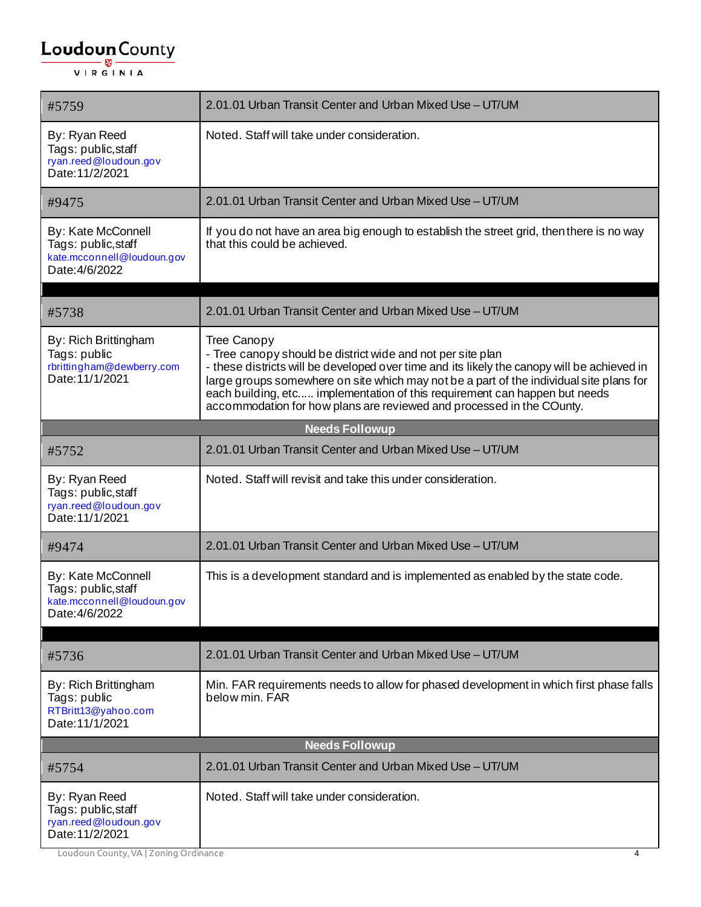| #5759 | 2.01.01 Urban Transit Center and Urban Mixed Use – UT/UM |
|---|---|
| By: Ryan Reed<br>Tags: public,staff<br>ryan.reed@loudoun.gov<br>Date:11/2/2021 | Noted. Staff will take under consideration. |
| #9475 | 2.01.01 Urban Transit Center and Urban Mixed Use – UT/UM |
| By: Kate McConnell<br>Tags: public,staff<br>kate.mcconnell@loudoun.gov<br>Date:4/6/2022 | If you do not have an area big enough to establish the street grid, then there is no way that this could be achieved. |

| #5738 | 2.01.01 Urban Transit Center and Urban Mixed Use – UT/UM |
|---|---|
| By: Rich Brittingham<br>Tags: public<br>rbrittingham@dewberry.com<br>Date:11/1/2021 | Tree Canopy<br>- Tree canopy should be district wide and not per site plan<br>- these districts will be developed over time and its likely the canopy will be achieved in large groups somewhere on site which may not be a part of the individual site plans for each building, etc..... implementation of this requirement can happen but needs accommodation for how plans are reviewed and processed in the COunty. |
| **Needs Followup** | |
| #5752 | 2.01.01 Urban Transit Center and Urban Mixed Use – UT/UM |
| By: Ryan Reed<br>Tags: public,staff<br>ryan.reed@loudoun.gov<br>Date:11/1/2021 | Noted. Staff will revisit and take this under consideration. |
| #9474 | 2.01.01 Urban Transit Center and Urban Mixed Use – UT/UM |
| By: Kate McConnell<br>Tags: public,staff<br>kate.mcconnell@loudoun.gov<br>Date:4/6/2022 | This is a development standard and is implemented as enabled by the state code. |

| #5736 | 2.01.01 Urban Transit Center and Urban Mixed Use – UT/UM |
|---|---|
| By: Rich Brittingham<br>Tags: public<br>RTBritt13@yahoo.com<br>Date:11/1/2021 | Min. FAR requirements needs to allow for phased development in which first phase falls below min. FAR |
| **Needs Followup** | |
| #5754 | 2.01.01 Urban Transit Center and Urban Mixed Use – UT/UM |
| By: Ryan Reed<br>Tags: public,staff<br>ryan.reed@loudoun.gov<br>Date:11/2/2021 | Noted. Staff will take under consideration. |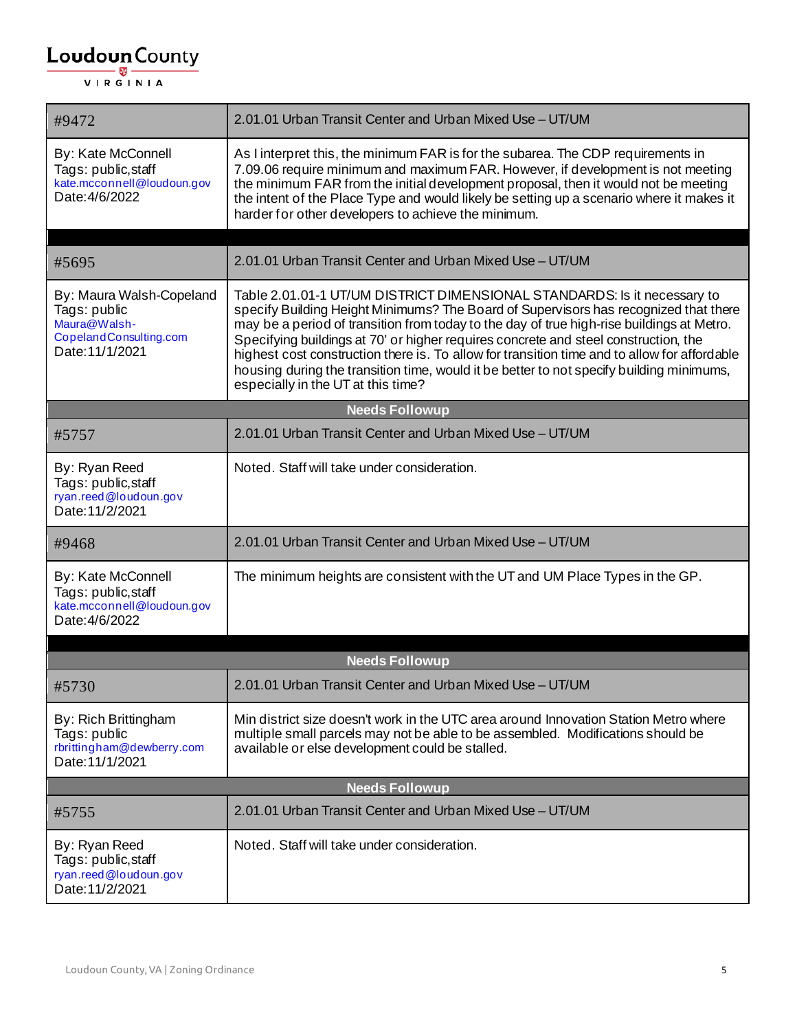| #9472 | 2.01.01 Urban Transit Center and Urban Mixed Use – UT/UM |
| --- | --- |
| By: Kate McConnell<br>Tags: public,staff<br>kate.mcconnell@loudoun.gov<br>Date:4/6/2022 | As I interpret this, the minimum FAR is for the subarea. The CDP requirements in 7.09.06 require minimum and maximum FAR. However, if development is not meeting the minimum FAR from the initial development proposal, then it would not be meeting the intent of the Place Type and would likely be setting up a scenario where it makes it harder for other developers to achieve the minimum. |

| #5695 | 2.01.01 Urban Transit Center and Urban Mixed Use – UT/UM |
| --- | --- |
| By: Maura Walsh-Copeland<br>Tags: public<br>Maura@Walsh-CopelandConsulting.com<br>Date:11/1/2021 | Table 2.01.01-1 UT/UM DISTRICT DIMENSIONAL STANDARDS: Is it necessary to specify Building Height Minimums? The Board of Supervisors has recognized that there may be a period of transition from today to the day of true high-rise buildings at Metro. Specifying buildings at 70' or higher requires concrete and steel construction, the highest cost construction there is. To allow for transition time and to allow for affordable housing during the transition time, would it be better to not specify building minimums, especially in the UT at this time? |
| **Needs Followup** | |
| #5757 | 2.01.01 Urban Transit Center and Urban Mixed Use – UT/UM |
| By: Ryan Reed<br>Tags: public,staff<br>ryan.reed@loudoun.gov<br>Date:11/2/2021 | Noted. Staff will take under consideration. |
| #9468 | 2.01.01 Urban Transit Center and Urban Mixed Use – UT/UM |
| By: Kate McConnell<br>Tags: public,staff<br>kate.mcconnell@loudoun.gov<br>Date:4/6/2022 | The minimum heights are consistent with the UT and UM Place Types in the GP. |

| **Needs Followup** | |
| --- | --- |
| #5730 | 2.01.01 Urban Transit Center and Urban Mixed Use – UT/UM |
| By: Rich Brittingham<br>Tags: public<br>rbrittingham@dewberry.com<br>Date:11/1/2021 | Min district size doesn't work in the UTC area around Innovation Station Metro where multiple small parcels may not be able to be assembled. Modifications should be available or else development could be stalled. |
| **Needs Followup** | |
| #5755 | 2.01.01 Urban Transit Center and Urban Mixed Use – UT/UM |
| By: Ryan Reed<br>Tags: public,staff<br>ryan.reed@loudoun.gov<br>Date:11/2/2021 | Noted. Staff will take under consideration. |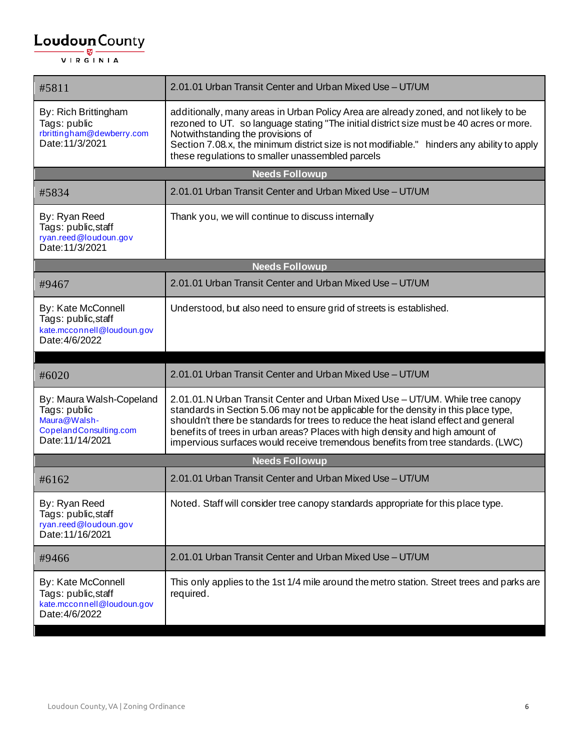| #5811 | 2.01.01 Urban Transit Center and Urban Mixed Use – UT/UM |
|---|---|
| By: Rich Brittingham<br>Tags: public<br>rbrittingham@dewberry.com<br>Date:11/3/2021 | additionally, many areas in Urban Policy Area are already zoned, and not likely to be rezoned to UT. so language stating "The initial district size must be 40 acres or more. Notwithstanding the provisions of<br>Section 7.08.x, the minimum district size is not modifiable." hinders any ability to apply these regulations to smaller unassembled parcels |
| **Needs Followup** | |
| #5834 | 2.01.01 Urban Transit Center and Urban Mixed Use – UT/UM |
| By: Ryan Reed<br>Tags: public,staff<br>ryan.reed@loudoun.gov<br>Date:11/3/2021 | Thank you, we will continue to discuss internally |
| **Needs Followup** | |
| #9467 | 2.01.01 Urban Transit Center and Urban Mixed Use – UT/UM |
| By: Kate McConnell<br>Tags: public,staff<br>kate.mcconnell@loudoun.gov<br>Date:4/6/2022 | Understood, but also need to ensure grid of streets is established. |

| #6020 | 2.01.01 Urban Transit Center and Urban Mixed Use – UT/UM |
|---|---|
| By: Maura Walsh-Copeland<br>Tags: public<br>Maura@Walsh-CopelandConsulting.com<br>Date:11/14/2021 | 2.01.01.N Urban Transit Center and Urban Mixed Use – UT/UM. While tree canopy standards in Section 5.06 may not be applicable for the density in this place type, shouldn't there be standards for trees to reduce the heat island effect and general benefits of trees in urban areas? Places with high density and high amount of impervious surfaces would receive tremendous benefits from tree standards. (LWC) |
| **Needs Followup** | |
| #6162 | 2.01.01 Urban Transit Center and Urban Mixed Use – UT/UM |
| By: Ryan Reed<br>Tags: public<br>ryan.reed@loudoun.gov<br>Date:11/16/2021 | Noted. Staff will consider tree canopy standards appropriate for this place type. |
| #9466 | 2.01.01 Urban Transit Center and Urban Mixed Use – UT/UM |
| By: Kate McConnell<br>Tags: public,staff<br>kate.mcconnell@loudoun.gov<br>Date:4/6/2022 | This only applies to the 1st 1/4 mile around the metro station. Street trees and parks are required. |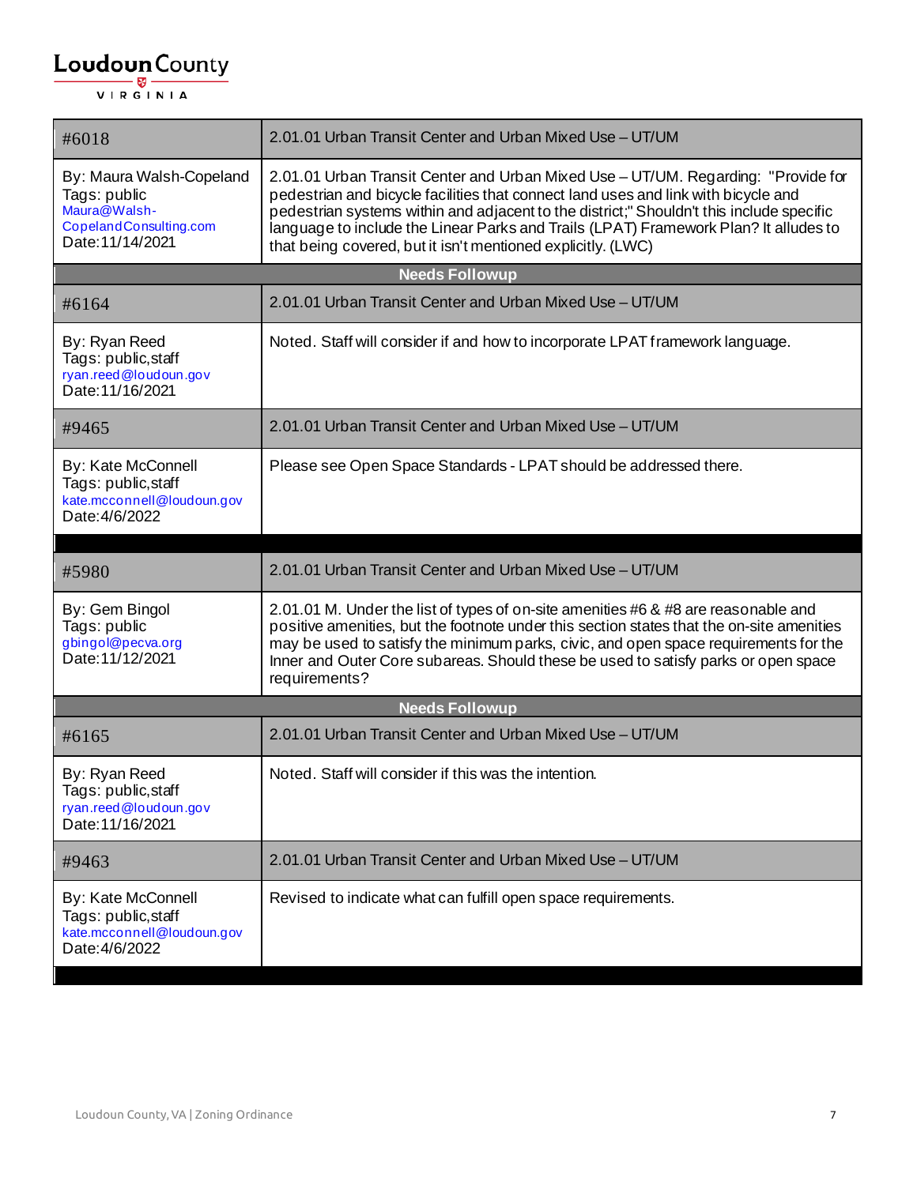| #6018 | 2.01.01 Urban Transit Center and Urban Mixed Use – UT/UM |
|---|---|
| By: Maura Walsh-Copeland<br>Tags: public<br>Maura@Walsh-CopelandConsulting.com<br>Date:11/14/2021 | 2.01.01 Urban Transit Center and Urban Mixed Use – UT/UM. Regarding: "Provide for pedestrian and bicycle facilities that connect land uses and link with bicycle and pedestrian systems within and adjacent to the district;" Shouldn't this include specific language to include the Linear Parks and Trails (LPAT) Framework Plan? It alludes to that being covered, but it isn't mentioned explicitly. (LWC) |
| **Needs Followup** | |
| #6164 | 2.01.01 Urban Transit Center and Urban Mixed Use – UT/UM |
| By: Ryan Reed<br>Tags: public,staff<br>ryan.reed@loudoun.gov<br>Date:11/16/2021 | Noted. Staff will consider if and how to incorporate LPAT framework language. |
| #9465 | 2.01.01 Urban Transit Center and Urban Mixed Use – UT/UM |
| By: Kate McConnell<br>Tags: public,staff<br>kate.mcconnell@loudoun.gov<br>Date:4/6/2022 | Please see Open Space Standards - LPAT should be addressed there. |

| #5980 | 2.01.01 Urban Transit Center and Urban Mixed Use – UT/UM |
|---|---|
| By: Gem Bingol<br>Tags: public<br>gbingol@pecva.org<br>Date:11/12/2021 | 2.01.01 M. Under the list of types of on-site amenities #6 & #8 are reasonable and positive amenities, but the footnote under this section states that the on-site amenities may be used to satisfy the minimum parks, civic, and open space requirements for the Inner and Outer Core subareas. Should these be used to satisfy parks or open space requirements? |
| **Needs Followup** | |
| #6165 | 2.01.01 Urban Transit Center and Urban Mixed Use – UT/UM |
| By: Ryan Reed<br>Tags: public,staff<br>ryan.reed@loudoun.gov<br>Date:11/16/2021 | Noted. Staff will consider if this was the intention. |
| #9463 | 2.01.01 Urban Transit Center and Urban Mixed Use – UT/UM |
| By: Kate McConnell<br>Tags: public,staff<br>kate.mcconnell@loudoun.gov<br>Date:4/6/2022 | Revised to indicate what can fulfill open space requirements. |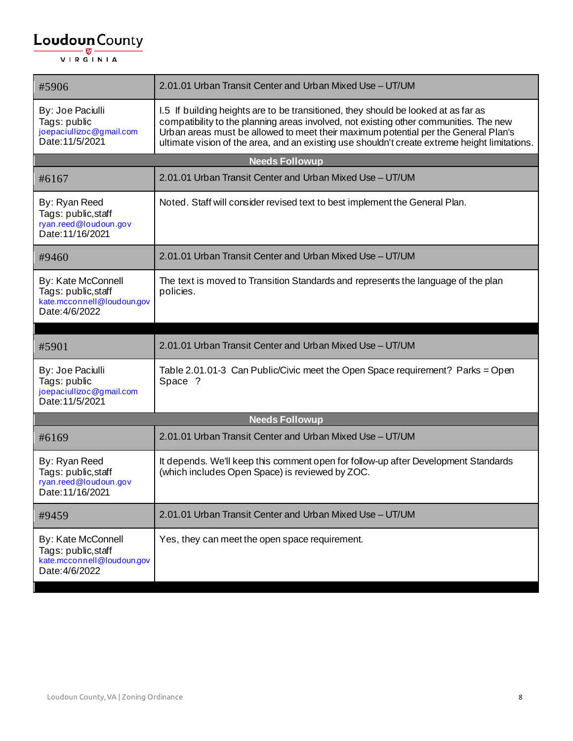| #5906 | 2.01.01 Urban Transit Center and Urban Mixed Use – UT/UM |
|---|---|
| By: Joe Paciulli<br>Tags: public<br>joepaciullizoc@gmail.com<br>Date:11/5/2021 | I.5 If building heights are to be transitioned, they should be looked at as far as compatibility to the planning areas involved, not existing other communities. The new Urban areas must be allowed to meet their maximum potential per the General Plan's ultimate vision of the area, and an existing use shouldn't create extreme height limitations. |
| **Needs Followup** | |
| #6167 | 2.01.01 Urban Transit Center and Urban Mixed Use – UT/UM |
| By: Ryan Reed<br>Tags: public,staff<br>ryan.reed@loudoun.gov<br>Date:11/16/2021 | Noted. Staff will consider revised text to best implement the General Plan. |
| #9460 | 2.01.01 Urban Transit Center and Urban Mixed Use – UT/UM |
| By: Kate McConnell<br>Tags: public,staff<br>kate.mcconnell@loudoun.gov<br>Date:4/6/2022 | The text is moved to Transition Standards and represents the language of the plan policies. |

| #5901 | 2.01.01 Urban Transit Center and Urban Mixed Use – UT/UM |
|---|---|
| By: Joe Paciulli<br>Tags: public<br>joepaciullizoc@gmail.com<br>Date:11/5/2021 | Table 2.01.01-3 Can Public/Civic meet the Open Space requirement? Parks = Open Space ? |
| **Needs Followup** | |
| #6169 | 2.01.01 Urban Transit Center and Urban Mixed Use – UT/UM |
| By: Ryan Reed<br>Tags: public,staff<br>ryan.reed@loudoun.gov<br>Date:11/16/2021 | It depends. We'll keep this comment open for follow-up after Development Standards (which includes Open Space) is reviewed by ZOC. |
| #9459 | 2.01.01 Urban Transit Center and Urban Mixed Use – UT/UM |
| By: Kate McConnell<br>Tags: public,staff<br>kate.mcconnell@loudoun.gov<br>Date:4/6/2022 | Yes, they can meet the open space requirement. |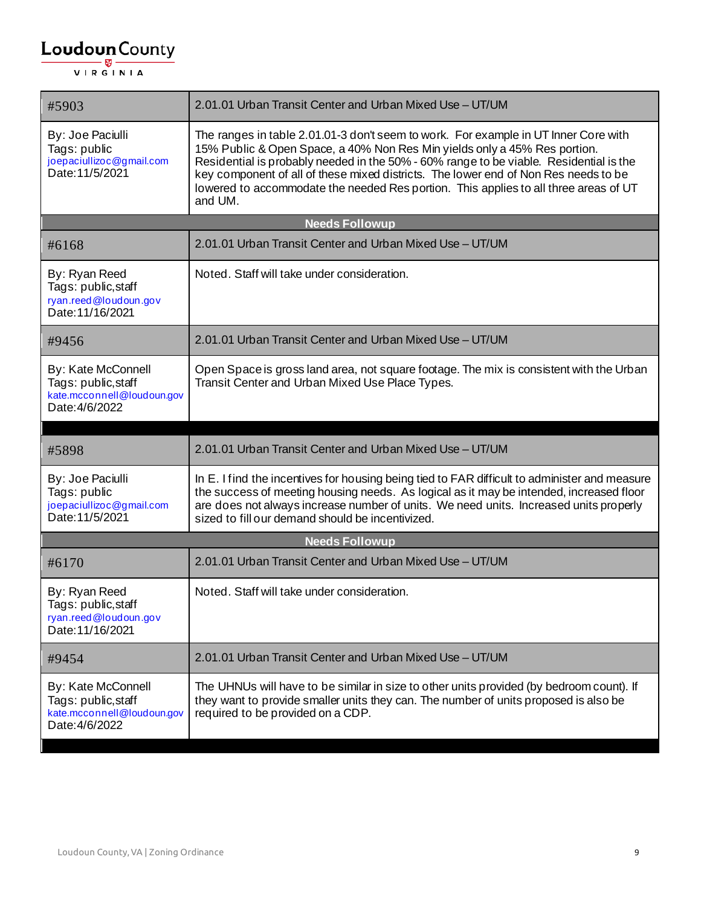| #5903 | 2.01.01 Urban Transit Center and Urban Mixed Use – UT/UM |
| --- | --- |
| By: Joe Paciulli<br>Tags: public<br>joepaciullizoc@gmail.com<br>Date:11/5/2021 | The ranges in table 2.01.01-3 don't seem to work. For example in UT Inner Core with 15% Public & Open Space, a 40% Non Res Min yields only a 45% Res portion. Residential is probably needed in the 50% - 60% range to be viable. Residential is the key component of all of these mixed districts. The lower end of Non Res needs to be lowered to accommodate the needed Res portion. This applies to all three areas of UT and UM. |
| **Needs Followup** | |
| #6168 | 2.01.01 Urban Transit Center and Urban Mixed Use – UT/UM |
| By: Ryan Reed<br>Tags: public,staff<br>ryan.reed@loudoun.gov<br>Date:11/16/2021 | Noted. Staff will take under consideration. |
| #9456 | 2.01.01 Urban Transit Center and Urban Mixed Use – UT/UM |
| By: Kate McConnell<br>Tags: public,staff<br>kate.mcconnell@loudoun.gov<br>Date:4/6/2022 | Open Space is gross land area, not square footage. The mix is consistent with the Urban Transit Center and Urban Mixed Use Place Types. |

| #5898 | 2.01.01 Urban Transit Center and Urban Mixed Use – UT/UM |
| --- | --- |
| By: Joe Paciulli<br>Tags: public<br>joepaciullizoc@gmail.com<br>Date:11/5/2021 | In E. I find the incentives for housing being tied to FAR difficult to administer and measure the success of meeting housing needs. As logical as it may be intended, increased floor are does not always increase number of units. We need units. Increased units properly sized to fill our demand should be incentivized. |
| **Needs Followup** | |
| #6170 | 2.01.01 Urban Transit Center and Urban Mixed Use – UT/UM |
| By: Ryan Reed<br>Tags: public,staff<br>ryan.reed@loudoun.gov<br>Date:11/16/2021 | Noted. Staff will take under consideration. |
| #9454 | 2.01.01 Urban Transit Center and Urban Mixed Use – UT/UM |
| By: Kate McConnell<br>Tags: public,staff<br>kate.mcconnell@loudoun.gov<br>Date:4/6/2022 | The UHNUs will have to be similar in size to other units provided (by bedroom count). If they want to provide smaller units they can. The number of units proposed is also be required to be provided on a CDP. |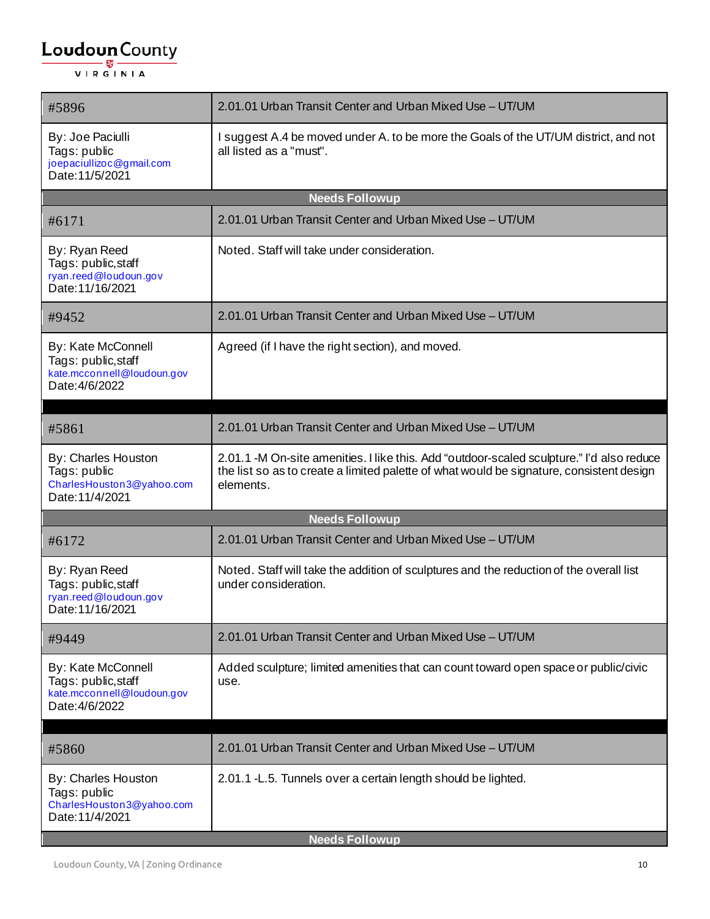| #5896 | 2.01.01 Urban Transit Center and Urban Mixed Use – UT/UM |
|---|---|
| By: Joe Paciulli<br>Tags: public<br>joepaciullizoc@gmail.com<br>Date:11/5/2021 | I suggest A.4 be moved under A. to be more the Goals of the UT/UM district, and not all listed as a "must". |
| **Needs Followup** | |
| #6171 | 2.01.01 Urban Transit Center and Urban Mixed Use – UT/UM |
| By: Ryan Reed<br>Tags: public,staff<br>ryan.reed@loudoun.gov<br>Date:11/16/2021 | Noted. Staff will take under consideration. |
| #9452 | 2.01.01 Urban Transit Center and Urban Mixed Use – UT/UM |
| By: Kate McConnell<br>Tags: public,staff<br>kate.mcconnell@loudoun.gov<br>Date:4/6/2022 | Agreed (if I have the right section), and moved. |

| #5861 | 2.01.01 Urban Transit Center and Urban Mixed Use – UT/UM |
|---|---|
| By: Charles Houston<br>Tags: public<br>CharlesHouston3@yahoo.com<br>Date:11/4/2021 | 2.01.1 -M On-site amenities. I like this. Add "outdoor-scaled sculpture." I'd also reduce the list so as to create a limited palette of what would be signature, consistent design elements. |
| **Needs Followup** | |
| #6172 | 2.01.01 Urban Transit Center and Urban Mixed Use – UT/UM |
| By: Ryan Reed<br>Tags: public,staff<br>ryan.reed@loudoun.gov<br>Date:11/16/2021 | Noted. Staff will take the addition of sculptures and the reduction of the overall list under consideration. |
| #9449 | 2.01.01 Urban Transit Center and Urban Mixed Use – UT/UM |
| By: Kate McConnell<br>Tags: public,staff<br>kate.mcconnell@loudoun.gov<br>Date:4/6/2022 | Added sculpture; limited amenities that can count toward open space or public/civic use. |

| #5860 | 2.01.01 Urban Transit Center and Urban Mixed Use – UT/UM |
|---|---|
| By: Charles Houston<br>Tags: public<br>CharlesHouston3@yahoo.com<br>Date:11/4/2021 | 2.01.1 -L.5. Tunnels over a certain length should be lighted. |
| **Needs Followup** | |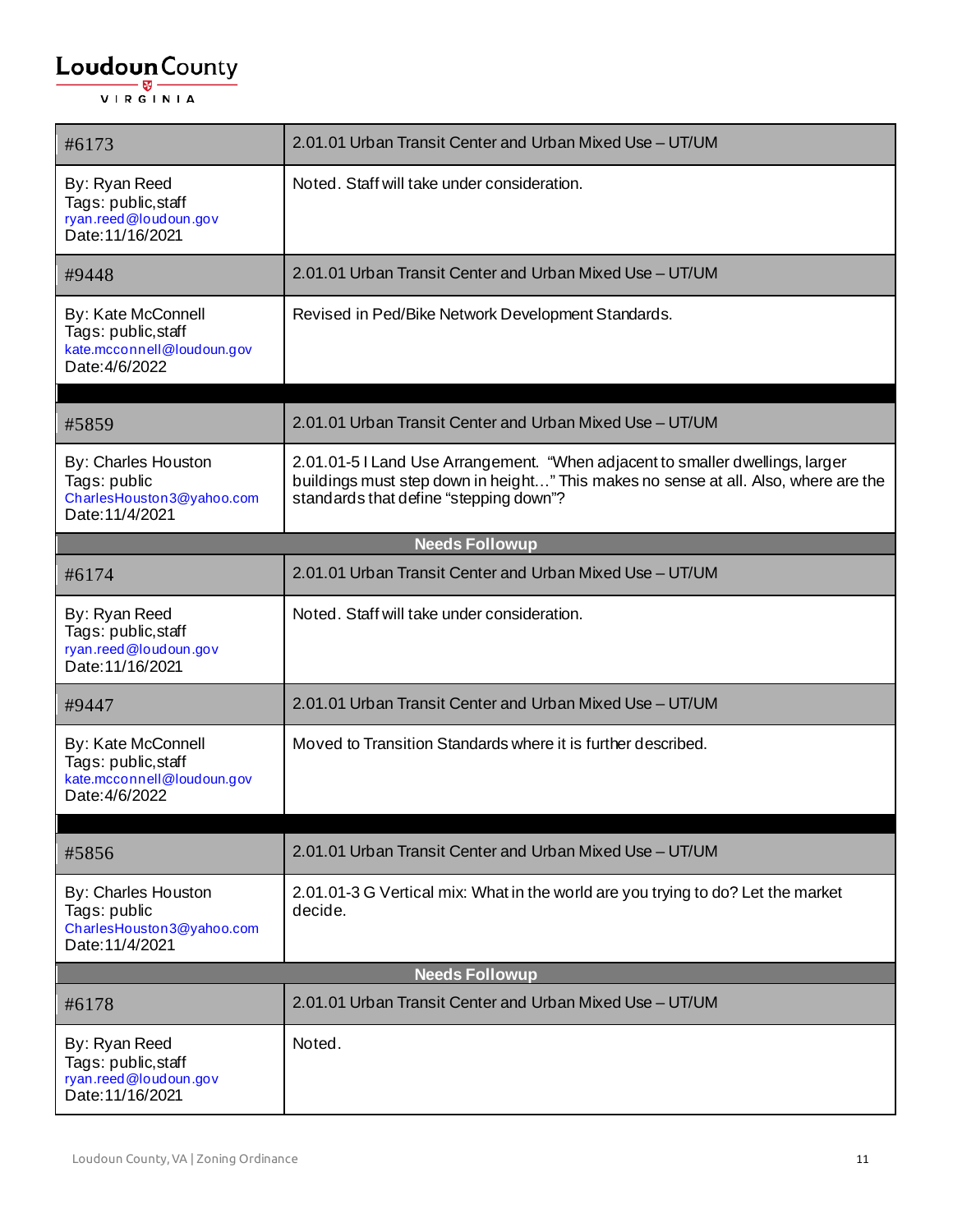| #6173 | 2.01.01 Urban Transit Center and Urban Mixed Use – UT/UM |
|---|---|
| By: Ryan Reed<br>Tags: public,staff<br>ryan.reed@loudoun.gov<br>Date:11/16/2021 | Noted. Staff will take under consideration. |
| #9448 | 2.01.01 Urban Transit Center and Urban Mixed Use – UT/UM |
| By: Kate McConnell<br>Tags: public,staff<br>kate.mcconnell@loudoun.gov<br>Date:4/6/2022 | Revised in Ped/Bike Network Development Standards. |

| #5859 | 2.01.01 Urban Transit Center and Urban Mixed Use – UT/UM |
|---|---|
| By: Charles Houston<br>Tags: public<br>CharlesHouston3@yahoo.com<br>Date:11/4/2021 | 2.01.01-5 I Land Use Arrangement. "When adjacent to smaller dwellings, larger buildings must step down in height…" This makes no sense at all. Also, where are the standards that define "stepping down"? |
| **Needs Followup** | |
| #6174 | 2.01.01 Urban Transit Center and Urban Mixed Use – UT/UM |
| By: Ryan Reed<br>Tags: public,staff<br>ryan.reed@loudoun.gov<br>Date:11/16/2021 | Noted. Staff will take under consideration. |
| #9447 | 2.01.01 Urban Transit Center and Urban Mixed Use – UT/UM |
| By: Kate McConnell<br>Tags: public,staff<br>kate.mcconnell@loudoun.gov<br>Date:4/6/2022 | Moved to Transition Standards where it is further described. |

| #5856 | 2.01.01 Urban Transit Center and Urban Mixed Use – UT/UM |
|---|---|
| By: Charles Houston<br>Tags: public<br>CharlesHouston3@yahoo.com<br>Date:11/4/2021 | 2.01.01-3 G Vertical mix: What in the world are you trying to do? Let the market decide. |
| **Needs Followup** | |
| #6178 | 2.01.01 Urban Transit Center and Urban Mixed Use – UT/UM |
| By: Ryan Reed<br>Tags: public,staff<br>ryan.reed@loudoun.gov<br>Date:11/16/2021 | Noted. |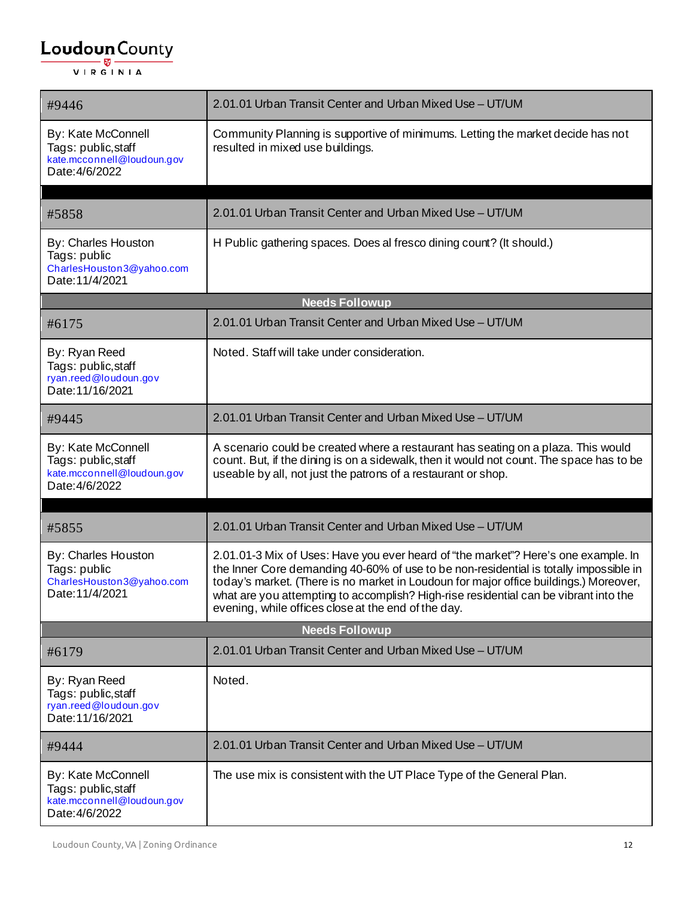| #9446 | 2.01.01 Urban Transit Center and Urban Mixed Use – UT/UM |
| --- | --- |
| By: Kate McConnell<br>Tags: public,staff<br>kate.mcconnell@loudoun.gov<br>Date:4/6/2022 | Community Planning is supportive of minimums. Letting the market decide has not resulted in mixed use buildings. |

| #5858 | 2.01.01 Urban Transit Center and Urban Mixed Use – UT/UM |
| --- | --- |
| By: Charles Houston<br>Tags: public<br>CharlesHouston3@yahoo.com<br>Date:11/4/2021 | H Public gathering spaces. Does al fresco dining count? (It should.) |

**Needs Followup**

| #6175 | 2.01.01 Urban Transit Center and Urban Mixed Use – UT/UM |
| --- | --- |
| By: Ryan Reed<br>Tags: public,staff<br>ryan.reed@loudoun.gov<br>Date:11/16/2021 | Noted. Staff will take under consideration. |

| #9445 | 2.01.01 Urban Transit Center and Urban Mixed Use – UT/UM |
| --- | --- |
| By: Kate McConnell<br>Tags: public,staff<br>kate.mcconnell@loudoun.gov<br>Date:4/6/2022 | A scenario could be created where a restaurant has seating on a plaza. This would count. But, if the dining is on a sidewalk, then it would not count. The space has to be useable by all, not just the patrons of a restaurant or shop. |

| #5855 | 2.01.01 Urban Transit Center and Urban Mixed Use – UT/UM |
| --- | --- |
| By: Charles Houston<br>Tags: public<br>CharlesHouston3@yahoo.com<br>Date:11/4/2021 | 2.01.01-3 Mix of Uses: Have you ever heard of "the market"? Here's one example. In the Inner Core demanding 40-60% of use to be non-residential is totally impossible in today's market. (There is no market in Loudoun for major office buildings.) Moreover, what are you attempting to accomplish? High-rise residential can be vibrant into the evening, while offices close at the end of the day. |

**Needs Followup**

| #6179 | 2.01.01 Urban Transit Center and Urban Mixed Use – UT/UM |
| --- | --- |
| By: Ryan Reed<br>Tags: public,staff<br>ryan.reed@loudoun.gov<br>Date:11/16/2021 | Noted. |

| #9444 | 2.01.01 Urban Transit Center and Urban Mixed Use – UT/UM |
| --- | --- |
| By: Kate McConnell<br>Tags: public,staff<br>kate.mcconnell@loudoun.gov<br>Date:4/6/2022 | The use mix is consistent with the UT Place Type of the General Plan. |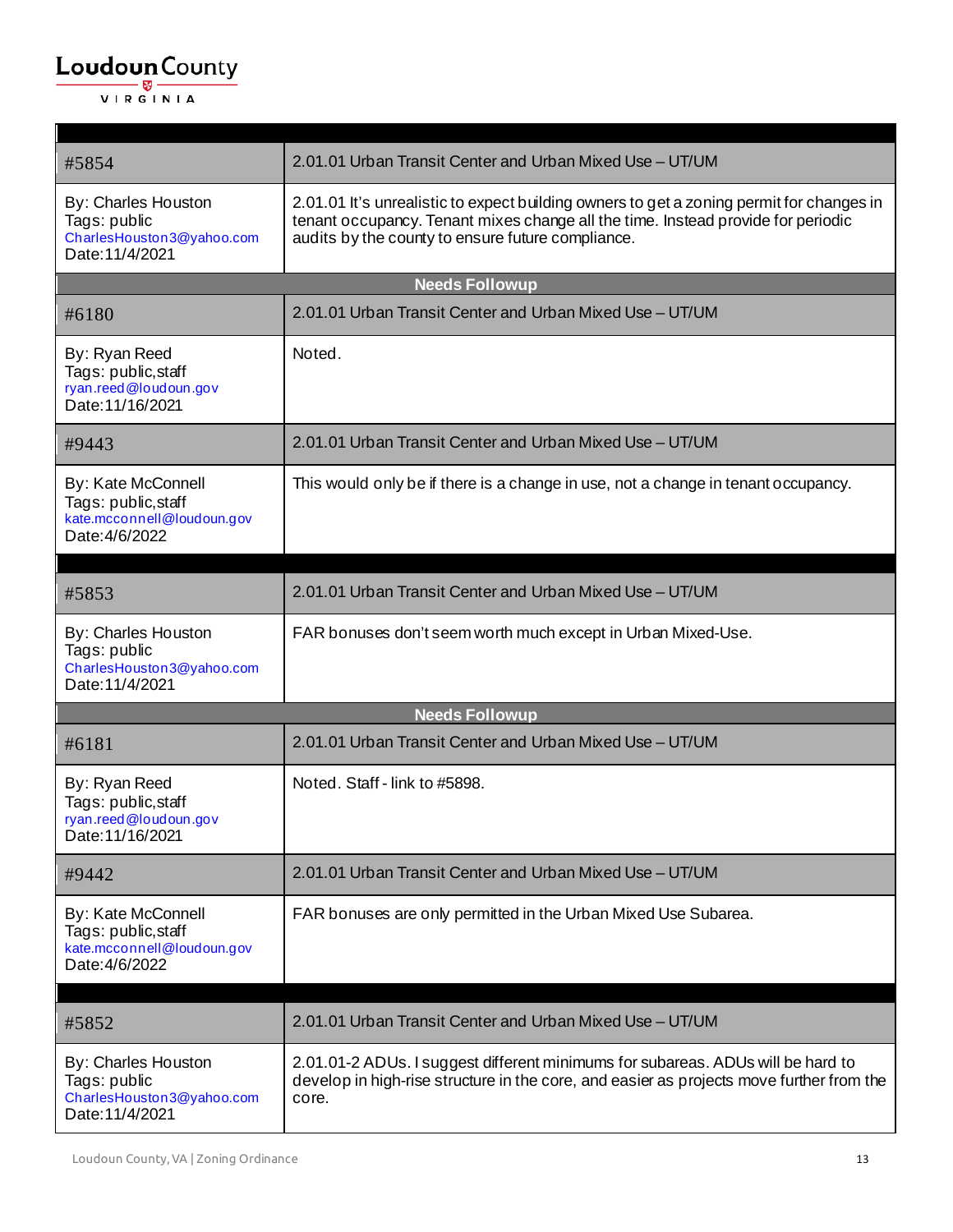| #5854 | 2.01.01 Urban Transit Center and Urban Mixed Use – UT/UM |
|---|---|
| By: Charles Houston<br>Tags: public<br>CharlesHouston3@yahoo.com<br>Date:11/4/2021 | 2.01.01 It's unrealistic to expect building owners to get a zoning permit for changes in tenant occupancy. Tenant mixes change all the time. Instead provide for periodic audits by the county to ensure future compliance. |
| **Needs Followup** | |
| #6180 | 2.01.01 Urban Transit Center and Urban Mixed Use – UT/UM |
| By: Ryan Reed<br>Tags: public,staff<br>ryan.reed@loudoun.gov<br>Date:11/16/2021 | Noted. |
| #9443 | 2.01.01 Urban Transit Center and Urban Mixed Use – UT/UM |
| By: Kate McConnell<br>Tags: public,staff<br>kate.mcconnell@loudoun.gov<br>Date:4/6/2022 | This would only be if there is a change in use, not a change in tenant occupancy. |

| #5853 | 2.01.01 Urban Transit Center and Urban Mixed Use – UT/UM |
|---|---|
| By: Charles Houston<br>Tags: public<br>CharlesHouston3@yahoo.com<br>Date:11/4/2021 | FAR bonuses don't seem worth much except in Urban Mixed-Use. |
| **Needs Followup** | |
| #6181 | 2.01.01 Urban Transit Center and Urban Mixed Use – UT/UM |
| By: Ryan Reed<br>Tags: public,staff<br>ryan.reed@loudoun.gov<br>Date:11/16/2021 | Noted. Staff - link to #5898. |
| #9442 | 2.01.01 Urban Transit Center and Urban Mixed Use – UT/UM |
| By: Kate McConnell<br>Tags: public,staff<br>kate.mcconnell@loudoun.gov<br>Date:4/6/2022 | FAR bonuses are only permitted in the Urban Mixed Use Subarea. |

| #5852 | 2.01.01 Urban Transit Center and Urban Mixed Use – UT/UM |
|---|---|
| By: Charles Houston<br>Tags: public<br>CharlesHouston3@yahoo.com<br>Date:11/4/2021 | 2.01.01-2 ADUs. I suggest different minimums for subareas. ADUs will be hard to develop in high-rise structure in the core, and easier as projects move further from the core. |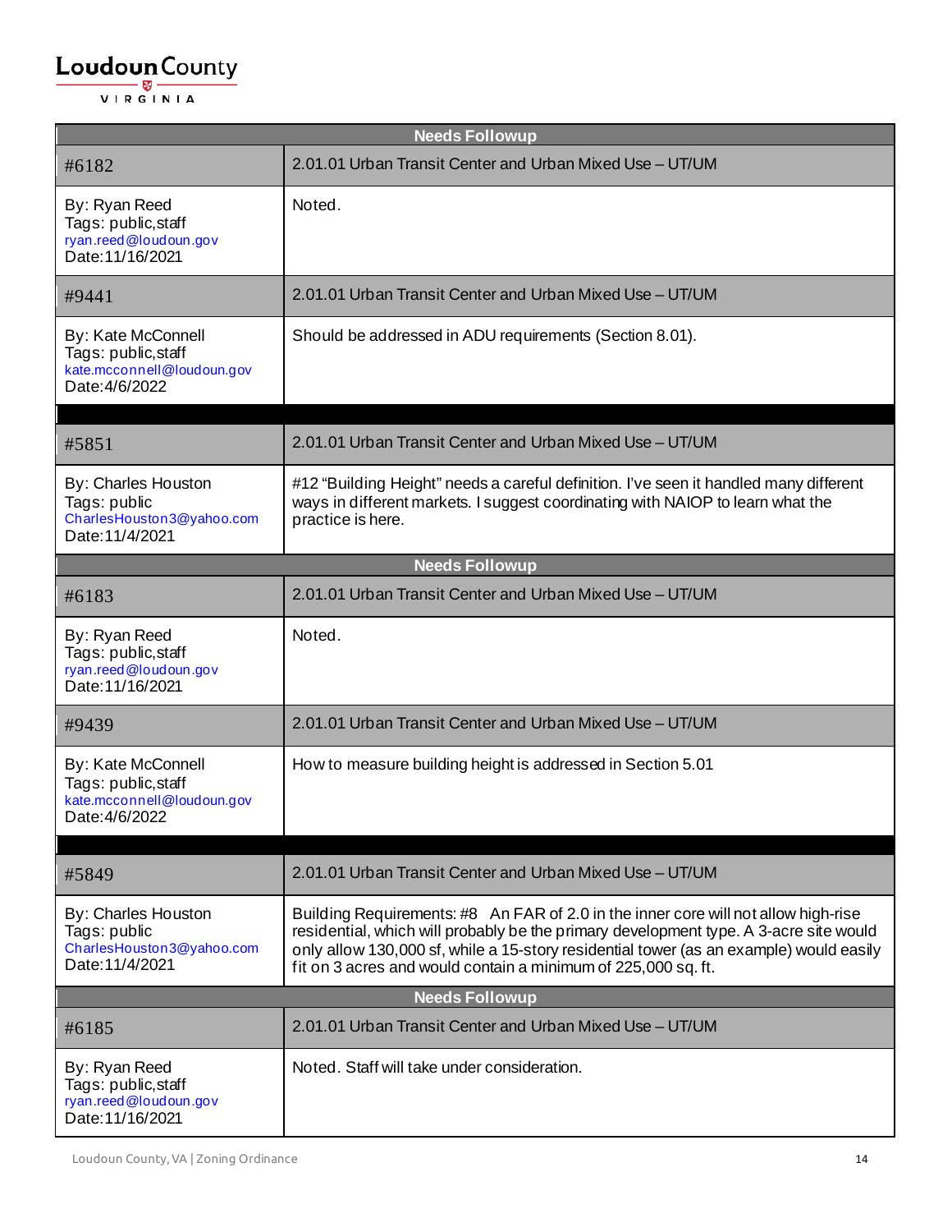| Needs Followup | |
|---|---|
| #6182 | 2.01.01 Urban Transit Center and Urban Mixed Use – UT/UM |
| By: Ryan Reed<br>Tags: public,staff<br>ryan.reed@loudoun.gov<br>Date:11/16/2021 | Noted. |
| #9441 | 2.01.01 Urban Transit Center and Urban Mixed Use – UT/UM |
| By: Kate McConnell<br>Tags: public,staff<br>kate.mcconnell@loudoun.gov<br>Date:4/6/2022 | Should be addressed in ADU requirements (Section 8.01). |

| | |
|---|---|
| #5851 | 2.01.01 Urban Transit Center and Urban Mixed Use – UT/UM |
| By: Charles Houston<br>Tags: public<br>CharlesHouston3@yahoo.com<br>Date:11/4/2021 | #12 "Building Height" needs a careful definition. I've seen it handled many different ways in different markets. I suggest coordinating with NAIOP to learn what the practice is here. |

| Needs Followup | |
|---|---|
| #6183 | 2.01.01 Urban Transit Center and Urban Mixed Use – UT/UM |
| By: Ryan Reed<br>Tags: public,staff<br>ryan.reed@loudoun.gov<br>Date:11/16/2021 | Noted. |
| #9439 | 2.01.01 Urban Transit Center and Urban Mixed Use – UT/UM |
| By: Kate McConnell<br>Tags: public,staff<br>kate.mcconnell@loudoun.gov<br>Date:4/6/2022 | How to measure building height is addressed in Section 5.01 |

| | |
|---|---|
| #5849 | 2.01.01 Urban Transit Center and Urban Mixed Use – UT/UM |
| By: Charles Houston<br>Tags: public<br>CharlesHouston3@yahoo.com<br>Date:11/4/2021 | Building Requirements: #8 An FAR of 2.0 in the inner core will not allow high-rise residential, which will probably be the primary development type. A 3-acre site would only allow 130,000 sf, while a 15-story residential tower (as an example) would easily fit on 3 acres and would contain a minimum of 225,000 sq. ft. |

| Needs Followup | |
|---|---|
| #6185 | 2.01.01 Urban Transit Center and Urban Mixed Use – UT/UM |
| By: Ryan Reed<br>Tags: public,staff<br>ryan.reed@loudoun.gov<br>Date:11/16/2021 | Noted. Staff will take under consideration. |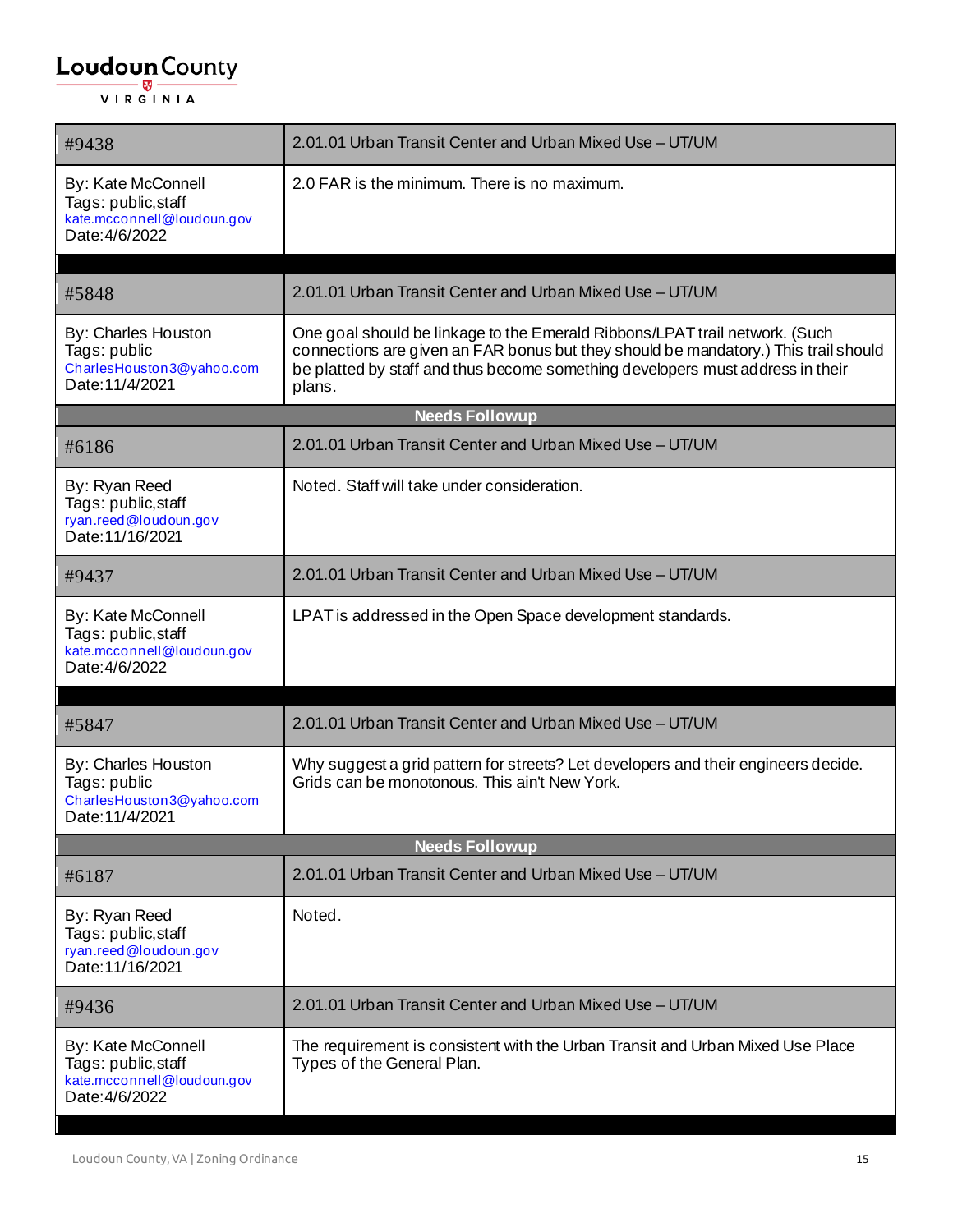| #9438 | 2.01.01 Urban Transit Center and Urban Mixed Use – UT/UM |
|---|---|
| By: Kate McConnell<br>Tags: public,staff<br>kate.mcconnell@loudoun.gov<br>Date:4/6/2022 | 2.0 FAR is the minimum. There is no maximum. |

| #5848 | 2.01.01 Urban Transit Center and Urban Mixed Use – UT/UM |
|---|---|
| By: Charles Houston<br>Tags: public<br>CharlesHouston3@yahoo.com<br>Date:11/4/2021 | One goal should be linkage to the Emerald Ribbons/LPAT trail network. (Such connections are given an FAR bonus but they should be mandatory.) This trail should be platted by staff and thus become something developers must address in their plans. |
| **Needs Followup** | |
| #6186 | 2.01.01 Urban Transit Center and Urban Mixed Use – UT/UM |
| By: Ryan Reed<br>Tags: public,staff<br>ryan.reed@loudoun.gov<br>Date:11/16/2021 | Noted. Staff will take under consideration. |
| #9437 | 2.01.01 Urban Transit Center and Urban Mixed Use – UT/UM |
| By: Kate McConnell<br>Tags: public,staff<br>kate.mcconnell@loudoun.gov<br>Date:4/6/2022 | LPAT is addressed in the Open Space development standards. |

| #5847 | 2.01.01 Urban Transit Center and Urban Mixed Use – UT/UM |
|---|---|
| By: Charles Houston<br>Tags: public<br>CharlesHouston3@yahoo.com<br>Date:11/4/2021 | Why suggest a grid pattern for streets? Let developers and their engineers decide. Grids can be monotonous. This ain't New York. |
| **Needs Followup** | |
| #6187 | 2.01.01 Urban Transit Center and Urban Mixed Use – UT/UM |
| By: Ryan Reed<br>Tags: public,staff<br>ryan.reed@loudoun.gov<br>Date:11/16/2021 | Noted. |
| #9436 | 2.01.01 Urban Transit Center and Urban Mixed Use – UT/UM |
| By: Kate McConnell<br>Tags: public,staff<br>kate.mcconnell@loudoun.gov<br>Date:4/6/2022 | The requirement is consistent with the Urban Transit and Urban Mixed Use Place Types of the General Plan. |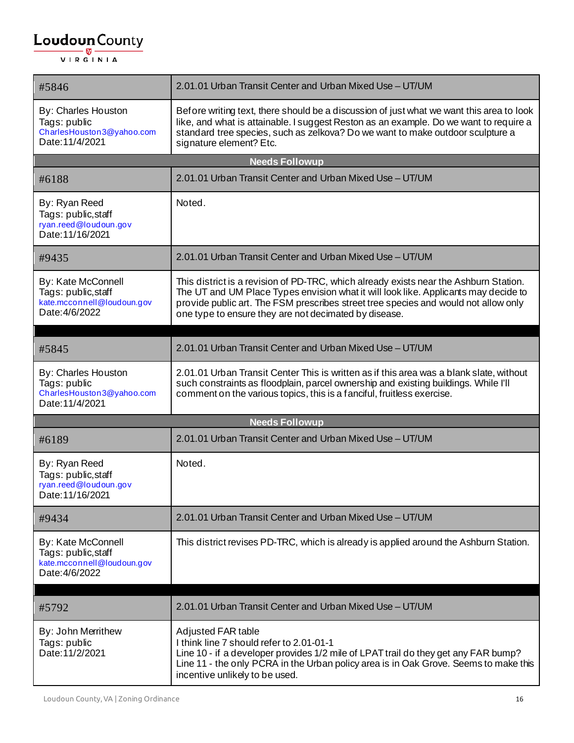| #5846 | 2.01.01 Urban Transit Center and Urban Mixed Use – UT/UM |
|---|---|
| By: Charles Houston<br>Tags: public<br>CharlesHouston3@yahoo.com<br>Date:11/4/2021 | Before writing text, there should be a discussion of just what we want this area to look like, and what is attainable. I suggest Reston as an example. Do we want to require a standard tree species, such as zelkova? Do we want to make outdoor sculpture a signature element? Etc. |
| **Needs Followup** | |
| #6188 | 2.01.01 Urban Transit Center and Urban Mixed Use – UT/UM |
| By: Ryan Reed<br>Tags: public,staff<br>ryan.reed@loudoun.gov<br>Date:11/16/2021 | Noted. |
| #9435 | 2.01.01 Urban Transit Center and Urban Mixed Use – UT/UM |
| By: Kate McConnell<br>Tags: public,staff<br>kate.mcconnell@loudoun.gov<br>Date:4/6/2022 | This district is a revision of PD-TRC, which already exists near the Ashburn Station. The UT and UM Place Types envision what it will look like. Applicants may decide to provide public art. The FSM prescribes street tree species and would not allow only one type to ensure they are not decimated by disease. |

| #5845 | 2.01.01 Urban Transit Center and Urban Mixed Use – UT/UM |
|---|---|
| By: Charles Houston<br>Tags: public<br>CharlesHouston3@yahoo.com<br>Date:11/4/2021 | 2.01.01 Urban Transit Center This is written as if this area was a blank slate, without such constraints as floodplain, parcel ownership and existing buildings. While I'll comment on the various topics, this is a fanciful, fruitless exercise. |
| **Needs Followup** | |
| #6189 | 2.01.01 Urban Transit Center and Urban Mixed Use – UT/UM |
| By: Ryan Reed<br>Tags: public,staff<br>ryan.reed@loudoun.gov<br>Date:11/16/2021 | Noted. |
| #9434 | 2.01.01 Urban Transit Center and Urban Mixed Use – UT/UM |
| By: Kate McConnell<br>Tags: public,staff<br>kate.mcconnell@loudoun.gov<br>Date:4/6/2022 | This district revises PD-TRC, which is already is applied around the Ashburn Station. |

| #5792 | 2.01.01 Urban Transit Center and Urban Mixed Use – UT/UM |
|---|---|
| By: John Merrithew<br>Tags: public<br>Date:11/2/2021 | Adjusted FAR table<br>I think line 7 should refer to 2.01-01-1<br>Line 10 - if a developer provides 1/2 mile of LPAT trail do they get any FAR bump?<br>Line 11 - the only PCRA in the Urban policy area is in Oak Grove. Seems to make this incentive unlikely to be used. |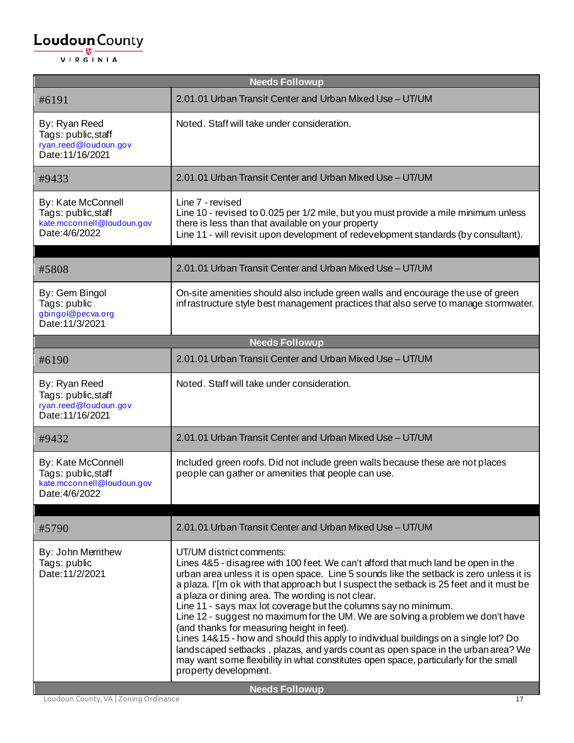| Needs Followup | |
|---|---|
| #6191 | 2.01.01 Urban Transit Center and Urban Mixed Use – UT/UM |
| By: Ryan Reed<br>Tags: public,staff<br>ryan.reed@loudoun.gov<br>Date:11/16/2021 | Noted. Staff will take under consideration. |
| #9433 | 2.01.01 Urban Transit Center and Urban Mixed Use – UT/UM |
| By: Kate McConnell<br>Tags: public,staff<br>kate.mcconnell@loudoun.gov<br>Date:4/6/2022 | Line 7 - revised<br>Line 10 - revised to 0.025 per 1/2 mile, but you must provide a mile minimum unless there is less than that available on your property<br>Line 11 - will revisit upon development of redevelopment standards (by consultant). |

| #5808 | 2.01.01 Urban Transit Center and Urban Mixed Use – UT/UM |
|---|---|
| By: Gem Bingol<br>Tags: public<br>gbingol@pecva.org<br>Date:11/3/2021 | On-site amenities should also include green walls and encourage the use of green infrastructure style best management practices that also serve to manage stormwater. |

| Needs Followup | |
|---|---|
| #6190 | 2.01.01 Urban Transit Center and Urban Mixed Use – UT/UM |
| By: Ryan Reed<br>Tags: public,staff<br>ryan.reed@loudoun.gov<br>Date:11/16/2021 | Noted. Staff will take under consideration. |
| #9432 | 2.01.01 Urban Transit Center and Urban Mixed Use – UT/UM |
| By: Kate McConnell<br>Tags: public,staff<br>kate.mcconnell@loudoun.gov<br>Date:4/6/2022 | Included green roofs. Did not include green walls because these are not places people can gather or amenities that people can use. |

| #5790 | 2.01.01 Urban Transit Center and Urban Mixed Use – UT/UM |
|---|---|
| By: John Merrithew<br>Tags: public<br>Date:11/2/2021 | UT/UM district comments:<br>Lines 4&5 - disagree with 100 feet. We can't afford that much land be open in the urban area unless it is open space. Line 5 sounds like the setback is zero unless it is a plaza. I'[m ok with that approach but I suspect the setback is 25 feet and it must be a plaza or dining area. The wording is not clear.<br>Line 11 - says max lot coverage but the columns say no minimum.<br>Line 12 - suggest no maximum for the UM. We are solving a problem we don't have (and thanks for measuring height in feet).<br>Lines 14&15 - how and should this apply to individual buildings on a single lot? Do landscaped setbacks , plazas, and yards count as open space in the urban area? We may want some flexibility in what constitutes open space, particularly for the small property development. |

**Needs Followup**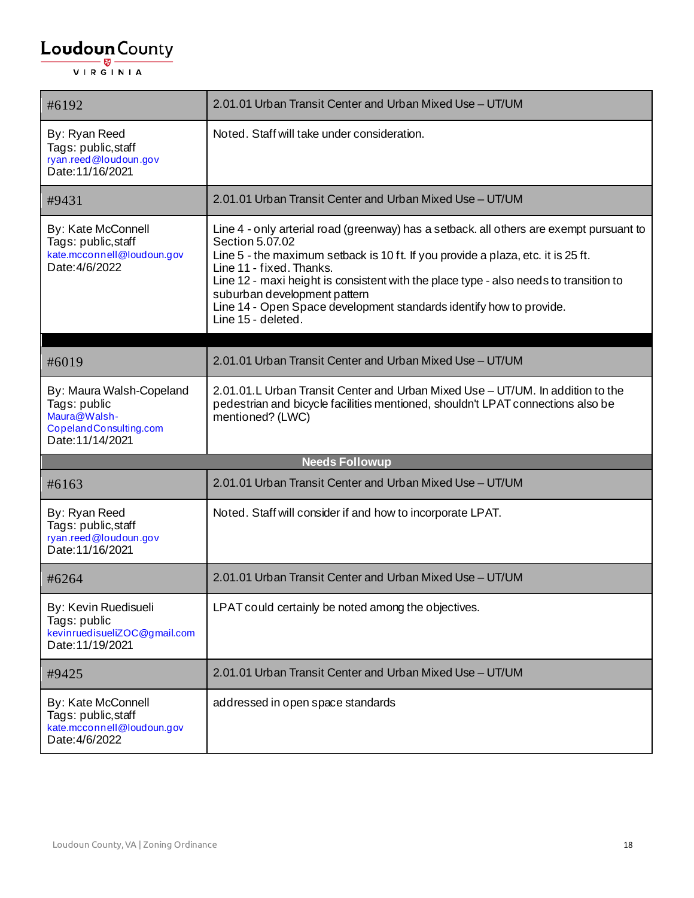| #6192 | 2.01.01 Urban Transit Center and Urban Mixed Use – UT/UM |
|---|---|
| By: Ryan Reed<br>Tags: public,staff<br>ryan.reed@loudoun.gov<br>Date:11/16/2021 | Noted. Staff will take under consideration. |
| #9431 | 2.01.01 Urban Transit Center and Urban Mixed Use – UT/UM |
| By: Kate McConnell<br>Tags: public,staff<br>kate.mcconnell@loudoun.gov<br>Date:4/6/2022 | Line 4 - only arterial road (greenway) has a setback. all others are exempt pursuant to Section 5.07.02<br>Line 5 - the maximum setback is 10 ft. If you provide a plaza, etc. it is 25 ft.<br>Line 11 - fixed. Thanks.<br>Line 12 - maxi height is consistent with the place type - also needs to transition to suburban development pattern<br>Line 14 - Open Space development standards identify how to provide.<br>Line 15 - deleted. |

| #6019 | 2.01.01 Urban Transit Center and Urban Mixed Use – UT/UM |
|---|---|
| By: Maura Walsh-Copeland<br>Tags: public<br>Maura@Walsh-CopelandConsulting.com<br>Date:11/14/2021 | 2.01.01.L Urban Transit Center and Urban Mixed Use – UT/UM. In addition to the pedestrian and bicycle facilities mentioned, shouldn't LPAT connections also be mentioned? (LWC) |
| **Needs Followup** | |
| #6163 | 2.01.01 Urban Transit Center and Urban Mixed Use – UT/UM |
| By: Ryan Reed<br>Tags: public,staff<br>ryan.reed@loudoun.gov<br>Date:11/16/2021 | Noted. Staff will consider if and how to incorporate LPAT. |
| #6264 | 2.01.01 Urban Transit Center and Urban Mixed Use – UT/UM |
| By: Kevin Ruedisueli<br>Tags: public<br>kevinruedisueliZOC@gmail.com<br>Date:11/19/2021 | LPAT could certainly be noted among the objectives. |
| #9425 | 2.01.01 Urban Transit Center and Urban Mixed Use – UT/UM |
| By: Kate McConnell<br>Tags: public,staff<br>kate.mcconnell@loudoun.gov<br>Date:4/6/2022 | addressed in open space standards |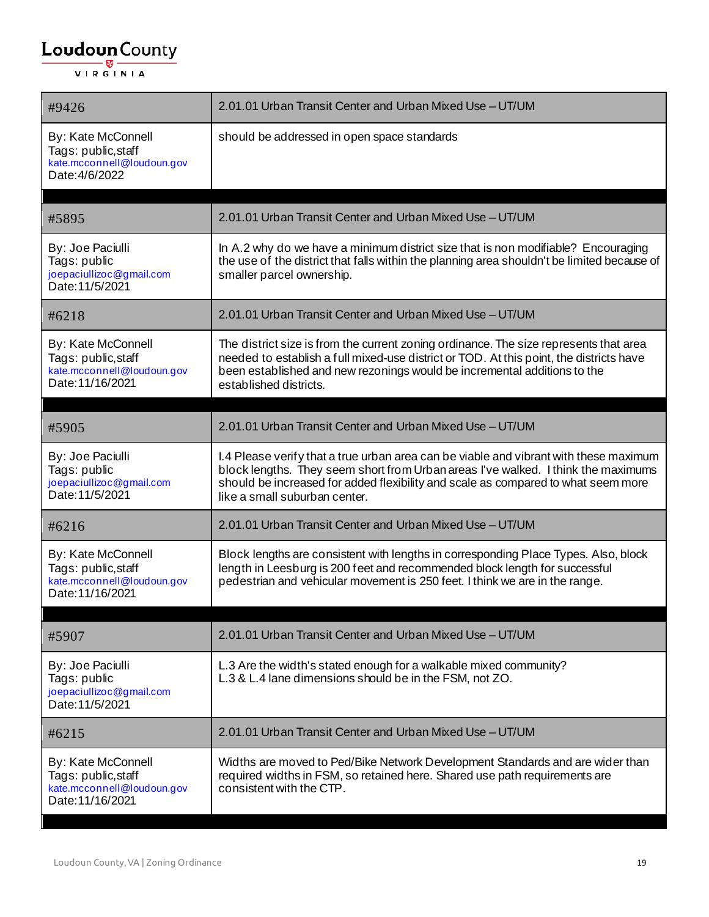| #9426 | 2.01.01 Urban Transit Center and Urban Mixed Use – UT/UM |
|---|---|
| By: Kate McConnell<br>Tags: public,staff<br>kate.mcconnell@loudoun.gov<br>Date:4/6/2022 | should be addressed in open space standards |

| #5895 | 2.01.01 Urban Transit Center and Urban Mixed Use – UT/UM |
|---|---|
| By: Joe Paciulli<br>Tags: public<br>joepaciullizoc@gmail.com<br>Date:11/5/2021 | In A.2 why do we have a minimum district size that is non modifiable? Encouraging the use of the district that falls within the planning area shouldn't be limited because of smaller parcel ownership. |
| #6218 | 2.01.01 Urban Transit Center and Urban Mixed Use – UT/UM |
| By: Kate McConnell<br>Tags: public,staff<br>kate.mcconnell@loudoun.gov<br>Date:11/16/2021 | The district size is from the current zoning ordinance. The size represents that area needed to establish a full mixed-use district or TOD. At this point, the districts have been established and new rezonings would be incremental additions to the established districts. |

| #5905 | 2.01.01 Urban Transit Center and Urban Mixed Use – UT/UM |
|---|---|
| By: Joe Paciulli<br>Tags: public<br>joepaciullizoc@gmail.com<br>Date:11/5/2021 | I.4 Please verify that a true urban area can be viable and vibrant with these maximum block lengths. They seem short from Urban areas I've walked. I think the maximums should be increased for added flexibility and scale as compared to what seem more like a small suburban center. |
| #6216 | 2.01.01 Urban Transit Center and Urban Mixed Use – UT/UM |
| By: Kate McConnell<br>Tags: public,staff<br>kate.mcconnell@loudoun.gov<br>Date:11/16/2021 | Block lengths are consistent with lengths in corresponding Place Types. Also, block length in Leesburg is 200 feet and recommended block length for successful pedestrian and vehicular movement is 250 feet. I think we are in the range. |

| #5907 | 2.01.01 Urban Transit Center and Urban Mixed Use – UT/UM |
|---|---|
| By: Joe Paciulli<br>Tags: public<br>joepaciullizoc@gmail.com<br>Date:11/5/2021 | L.3 Are the width's stated enough for a walkable mixed community?<br>L.3 & L.4 lane dimensions should be in the FSM, not ZO. |
| #6215 | 2.01.01 Urban Transit Center and Urban Mixed Use – UT/UM |
| By: Kate McConnell<br>Tags: public,staff<br>kate.mcconnell@loudoun.gov<br>Date:11/16/2021 | Widths are moved to Ped/Bike Network Development Standards and are wider than required widths in FSM, so retained here. Shared use path requirements are consistent with the CTP. |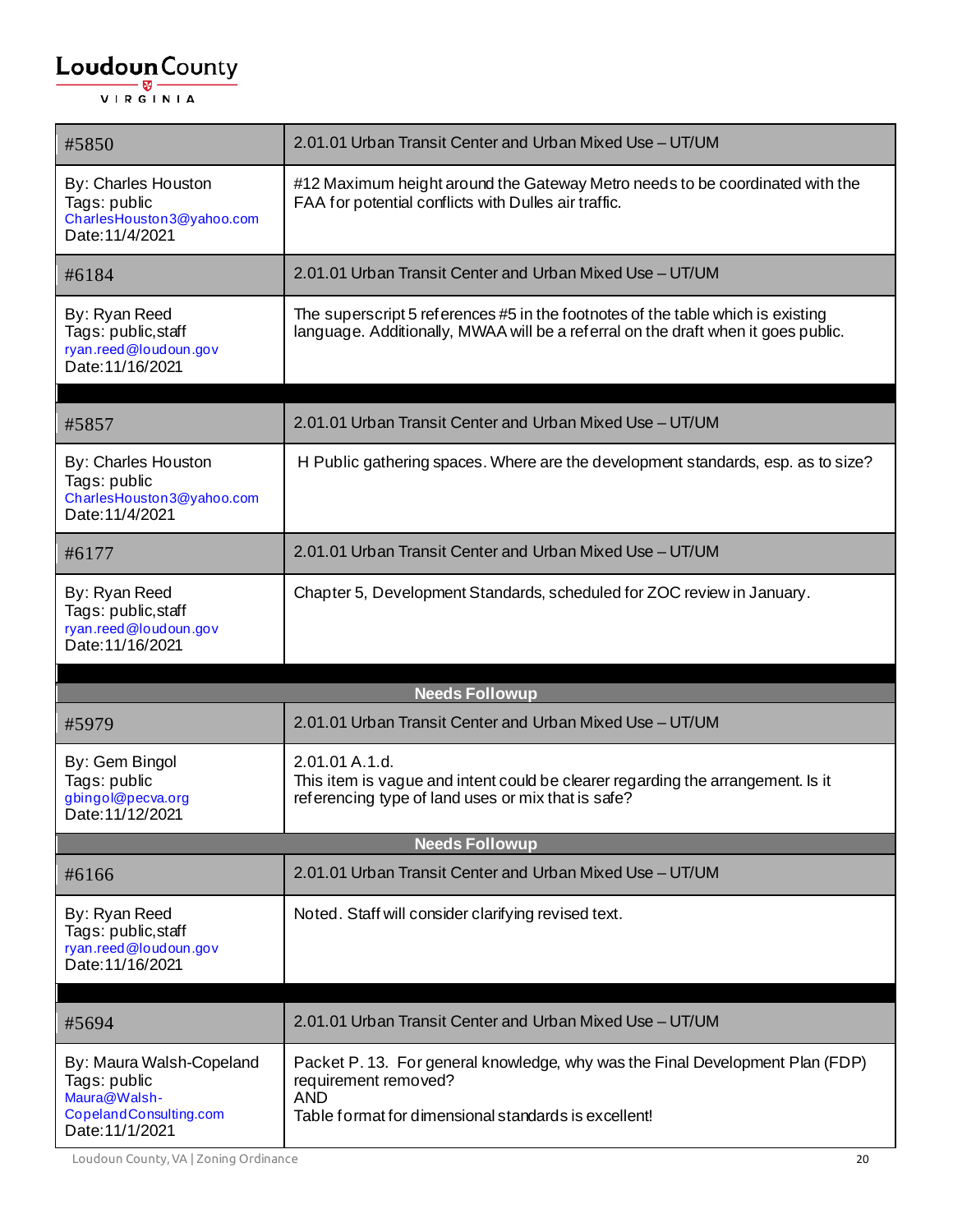| #5850 | 2.01.01 Urban Transit Center and Urban Mixed Use – UT/UM |
|---|---|
| By: Charles Houston<br>Tags: public<br>CharlesHouston3@yahoo.com<br>Date:11/4/2021 | #12 Maximum height around the Gateway Metro needs to be coordinated with the FAA for potential conflicts with Dulles air traffic. |
| #6184 | 2.01.01 Urban Transit Center and Urban Mixed Use – UT/UM |
| By: Ryan Reed<br>Tags: public,staff<br>ryan.reed@loudoun.gov<br>Date:11/16/2021 | The superscript 5 references #5 in the footnotes of the table which is existing language. Additionally, MWAA will be a referral on the draft when it goes public. |

| #5857 | 2.01.01 Urban Transit Center and Urban Mixed Use – UT/UM |
|---|---|
| By: Charles Houston<br>Tags: public<br>CharlesHouston3@yahoo.com<br>Date:11/4/2021 | H Public gathering spaces. Where are the development standards, esp. as to size? |
| #6177 | 2.01.01 Urban Transit Center and Urban Mixed Use – UT/UM |
| By: Ryan Reed<br>Tags: public,staff<br>ryan.reed@loudoun.gov<br>Date:11/16/2021 | Chapter 5, Development Standards, scheduled for ZOC review in January. |

**Needs Followup**

| #5979 | 2.01.01 Urban Transit Center and Urban Mixed Use – UT/UM |
|---|---|
| By: Gem Bingol<br>Tags: public<br>gbingol@pecva.org<br>Date:11/12/2021 | 2.01.01 A.1.d.<br>This item is vague and intent could be clearer regarding the arrangement. Is it referencing type of land uses or mix that is safe? |

**Needs Followup**

| #6166 | 2.01.01 Urban Transit Center and Urban Mixed Use – UT/UM |
|---|---|
| By: Ryan Reed<br>Tags: public,staff<br>ryan.reed@loudoun.gov<br>Date:11/16/2021 | Noted. Staff will consider clarifying revised text. |

| #5694 | 2.01.01 Urban Transit Center and Urban Mixed Use – UT/UM |
|---|---|
| By: Maura Walsh-Copeland<br>Tags: public<br>Maura@Walsh-CopelandConsulting.com<br>Date:11/1/2021 | Packet P. 13. For general knowledge, why was the Final Development Plan (FDP) requirement removed?<br>AND<br>Table format for dimensional standards is excellent! |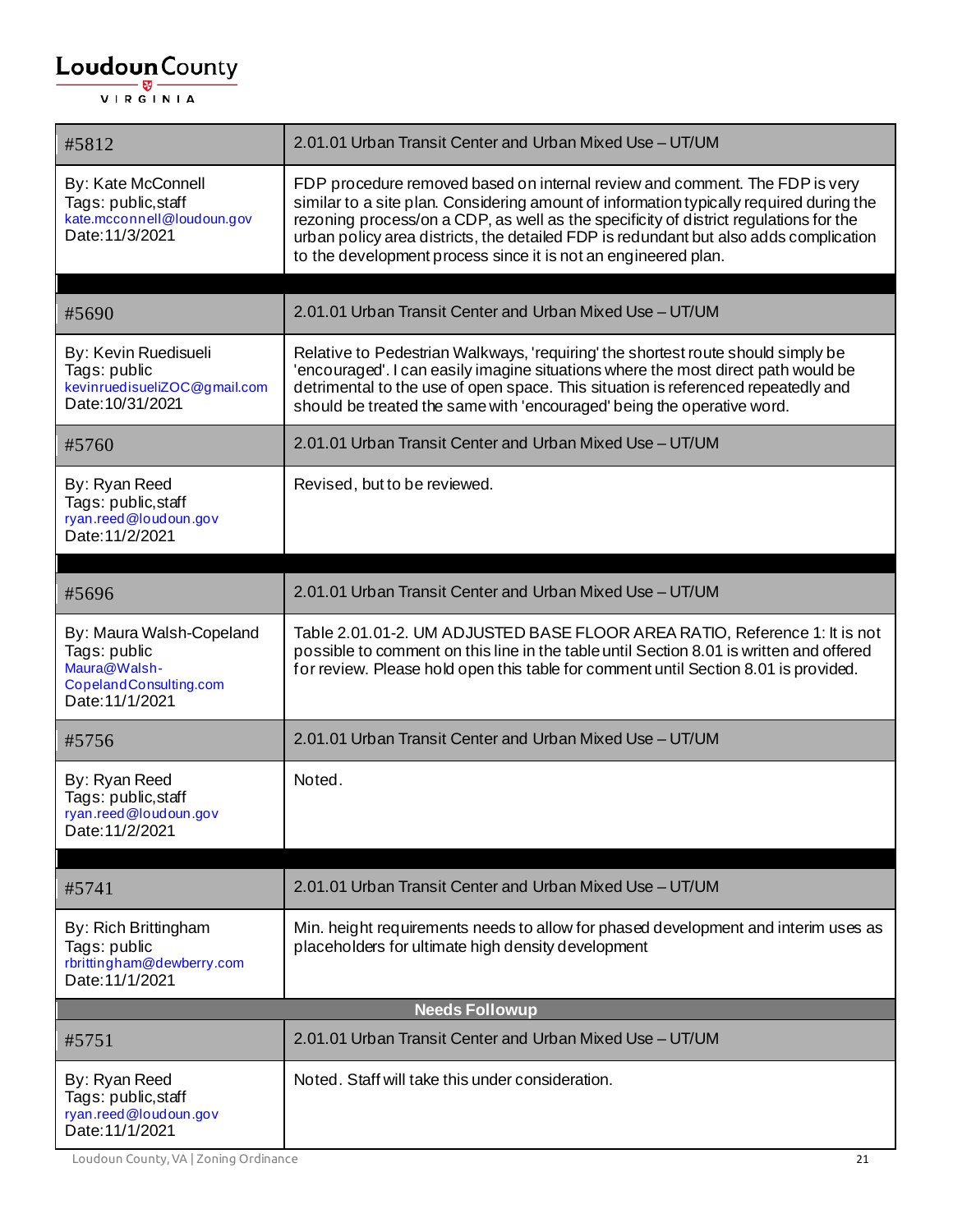| #5812 | 2.01.01 Urban Transit Center and Urban Mixed Use – UT/UM |
|---|---|
| By: Kate McConnell<br>Tags: public,staff<br>kate.mcconnell@loudoun.gov<br>Date:11/3/2021 | FDP procedure removed based on internal review and comment. The FDP is very similar to a site plan. Considering amount of information typically required during the rezoning process/on a CDP, as well as the specificity of district regulations for the urban policy area districts, the detailed FDP is redundant but also adds complication to the development process since it is not an engineered plan. |

| #5690 | 2.01.01 Urban Transit Center and Urban Mixed Use – UT/UM |
|---|---|
| By: Kevin Ruedisueli<br>Tags: public<br>kevinruedisueliZOC@gmail.com<br>Date:10/31/2021 | Relative to Pedestrian Walkways, 'requiring' the shortest route should simply be 'encouraged'. I can easily imagine situations where the most direct path would be detrimental to the use of open space. This situation is referenced repeatedly and should be treated the same with 'encouraged' being the operative word. |
| #5760 | 2.01.01 Urban Transit Center and Urban Mixed Use – UT/UM |
| By: Ryan Reed<br>Tags: public,staff<br>ryan.reed@loudoun.gov<br>Date:11/2/2021 | Revised, but to be reviewed. |

| #5696 | 2.01.01 Urban Transit Center and Urban Mixed Use – UT/UM |
|---|---|
| By: Maura Walsh-Copeland<br>Tags: public<br>Maura@Walsh-CopelandConsulting.com<br>Date:11/1/2021 | Table 2.01.01-2. UM ADJUSTED BASE FLOOR AREA RATIO, Reference 1: It is not possible to comment on this line in the table until Section 8.01 is written and offered for review. Please hold open this table for comment until Section 8.01 is provided. |
| #5756 | 2.01.01 Urban Transit Center and Urban Mixed Use – UT/UM |
| By: Ryan Reed<br>Tags: public,staff<br>ryan.reed@loudoun.gov<br>Date:11/2/2021 | Noted. |

| #5741 | 2.01.01 Urban Transit Center and Urban Mixed Use – UT/UM |
|---|---|
| By: Rich Brittingham<br>Tags: public<br>rbrittingham@dewberry.com<br>Date:11/1/2021 | Min. height requirements needs to allow for phased development and interim uses as placeholders for ultimate high density development |
| **Needs Followup** | |
| #5751 | 2.01.01 Urban Transit Center and Urban Mixed Use – UT/UM |
| By: Ryan Reed<br>Tags: public,staff<br>ryan.reed@loudoun.gov<br>Date:11/1/2021 | Noted. Staff will take this under consideration. |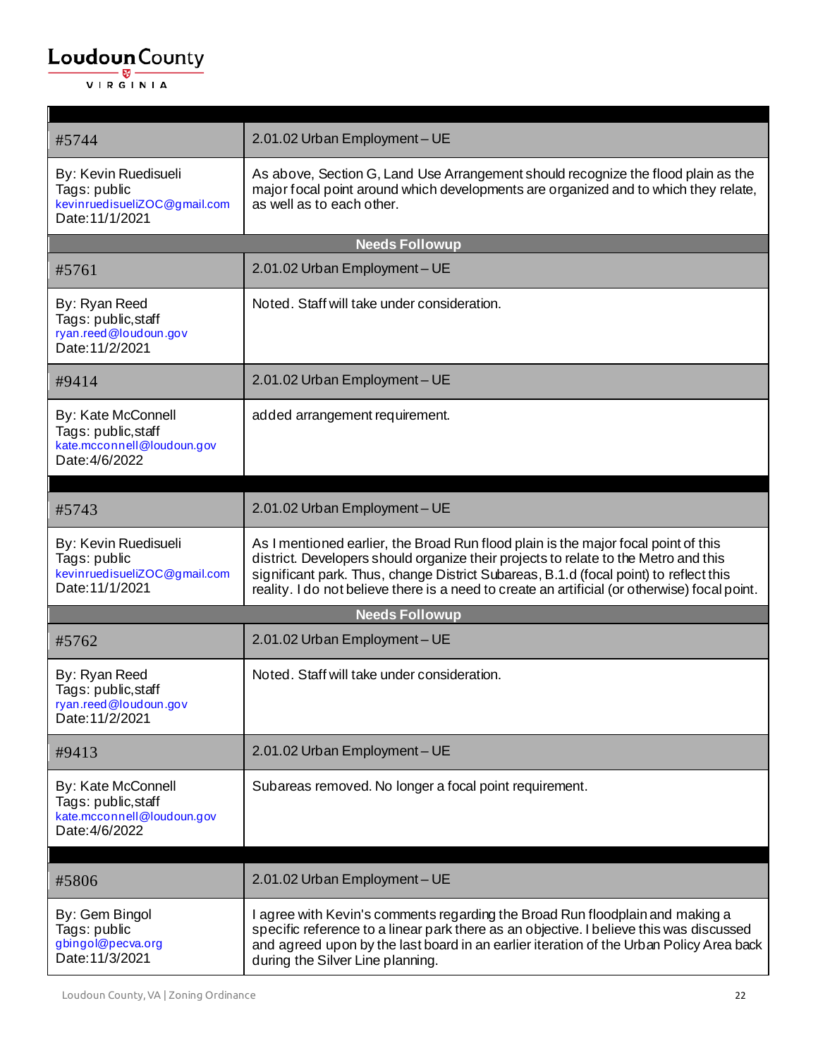| | |
|---|---|
| #5744 | 2.01.02 Urban Employment – UE |
| By: Kevin Ruedisueli<br>Tags: public<br>kevinruedisueliZOC@gmail.com<br>Date:11/1/2021 | As above, Section G, Land Use Arrangement should recognize the flood plain as the major focal point around which developments are organized and to which they relate, as well as to each other. |
| **Needs Followup** | |
| #5761 | 2.01.02 Urban Employment – UE |
| By: Ryan Reed<br>Tags: public,staff<br>ryan.reed@loudoun.gov<br>Date:11/2/2021 | Noted. Staff will take under consideration. |
| #9414 | 2.01.02 Urban Employment – UE |
| By: Kate McConnell<br>Tags: public,staff<br>kate.mcconnell@loudoun.gov<br>Date:4/6/2022 | added arrangement requirement. |

| | |
|---|---|
| #5743 | 2.01.02 Urban Employment – UE |
| By: Kevin Ruedisueli<br>Tags: public<br>kevinruedisueliZOC@gmail.com<br>Date:11/1/2021 | As I mentioned earlier, the Broad Run flood plain is the major focal point of this district. Developers should organize their projects to relate to the Metro and this significant park. Thus, change District Subareas, B.1.d (focal point) to reflect this reality. I do not believe there is a need to create an artificial (or otherwise) focal point. |
| **Needs Followup** | |
| #5762 | 2.01.02 Urban Employment – UE |
| By: Ryan Reed<br>Tags: public,staff<br>ryan.reed@loudoun.gov<br>Date:11/2/2021 | Noted. Staff will take under consideration. |
| #9413 | 2.01.02 Urban Employment – UE |
| By: Kate McConnell<br>Tags: public,staff<br>kate.mcconnell@loudoun.gov<br>Date:4/6/2022 | Subareas removed. No longer a focal point requirement. |

| | |
|---|---|
| #5806 | 2.01.02 Urban Employment – UE |
| By: Gem Bingol<br>Tags: public<br>gbingol@pecva.org<br>Date:11/3/2021 | I agree with Kevin's comments regarding the Broad Run floodplain and making a specific reference to a linear park there as an objective. I believe this was discussed and agreed upon by the last board in an earlier iteration of the Urban Policy Area back during the Silver Line planning. |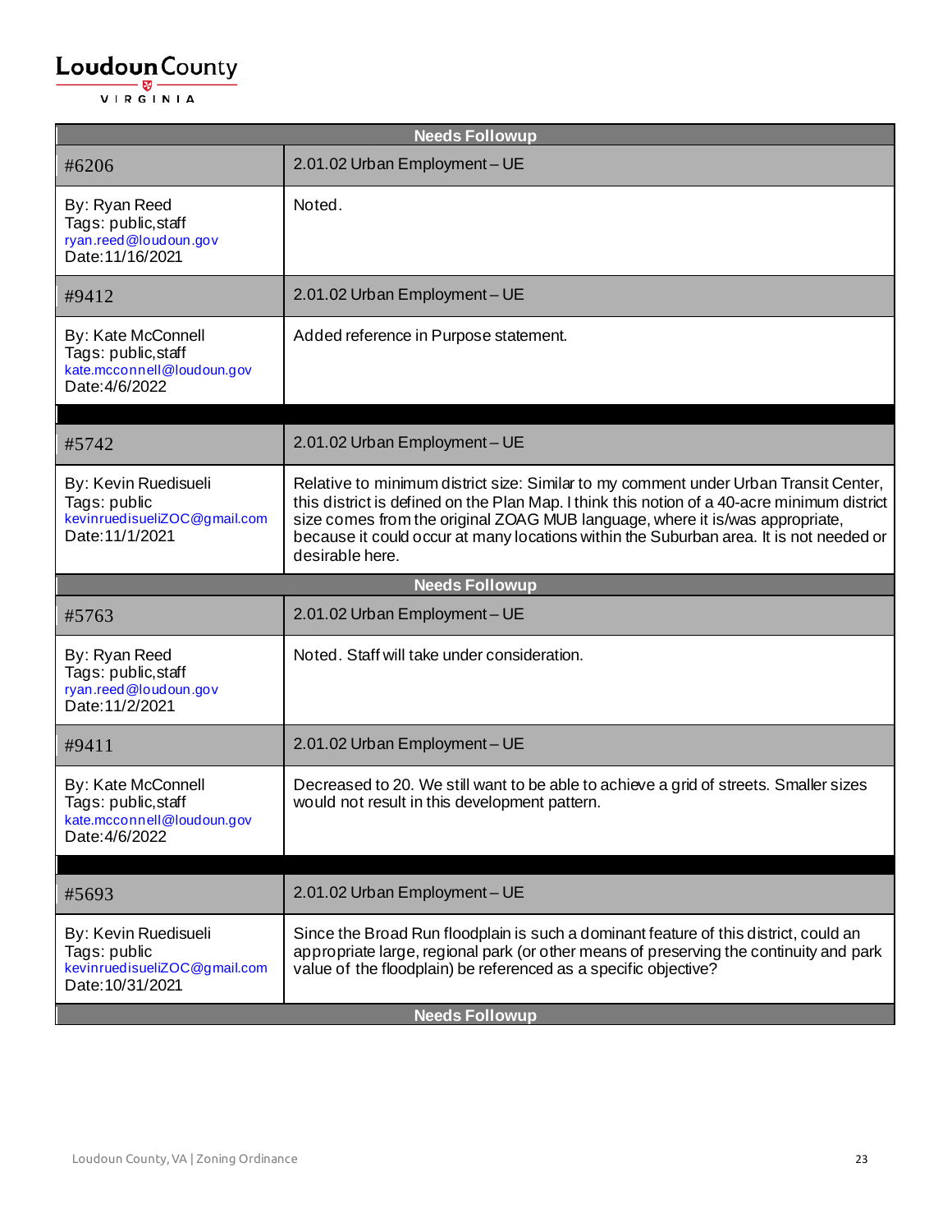| Needs Followup | |
|---|---|
| #6206 | 2.01.02 Urban Employment – UE |
| By: Ryan Reed<br>Tags: public,staff<br>ryan.reed@loudoun.gov<br>Date:11/16/2021 | Noted. |
| #9412 | 2.01.02 Urban Employment – UE |
| By: Kate McConnell<br>Tags: public,staff<br>kate.mcconnell@loudoun.gov<br>Date:4/6/2022 | Added reference in Purpose statement. |

| #5742 | 2.01.02 Urban Employment – UE |
|---|---|
| By: Kevin Ruedisueli<br>Tags: public<br>kevinruedisueliZOC@gmail.com<br>Date:11/1/2021 | Relative to minimum district size: Similar to my comment under Urban Transit Center, this district is defined on the Plan Map. I think this notion of a 40-acre minimum district size comes from the original ZOAG MUB language, where it is/was appropriate, because it could occur at many locations within the Suburban area. It is not needed or desirable here. |
| **Needs Followup** | |
| #5763 | 2.01.02 Urban Employment – UE |
| By: Ryan Reed<br>Tags: public,staff<br>ryan.reed@loudoun.gov<br>Date:11/2/2021 | Noted. Staff will take under consideration. |
| #9411 | 2.01.02 Urban Employment – UE |
| By: Kate McConnell<br>Tags: public,staff<br>kate.mcconnell@loudoun.gov<br>Date:4/6/2022 | Decreased to 20. We still want to be able to achieve a grid of streets. Smaller sizes would not result in this development pattern. |

| #5693 | 2.01.02 Urban Employment – UE |
|---|---|
| By: Kevin Ruedisueli<br>Tags: public<br>kevinruedisueliZOC@gmail.com<br>Date:10/31/2021 | Since the Broad Run floodplain is such a dominant feature of this district, could an appropriate large, regional park (or other means of preserving the continuity and park value of the floodplain) be referenced as a specific objective? |
| **Needs Followup** | |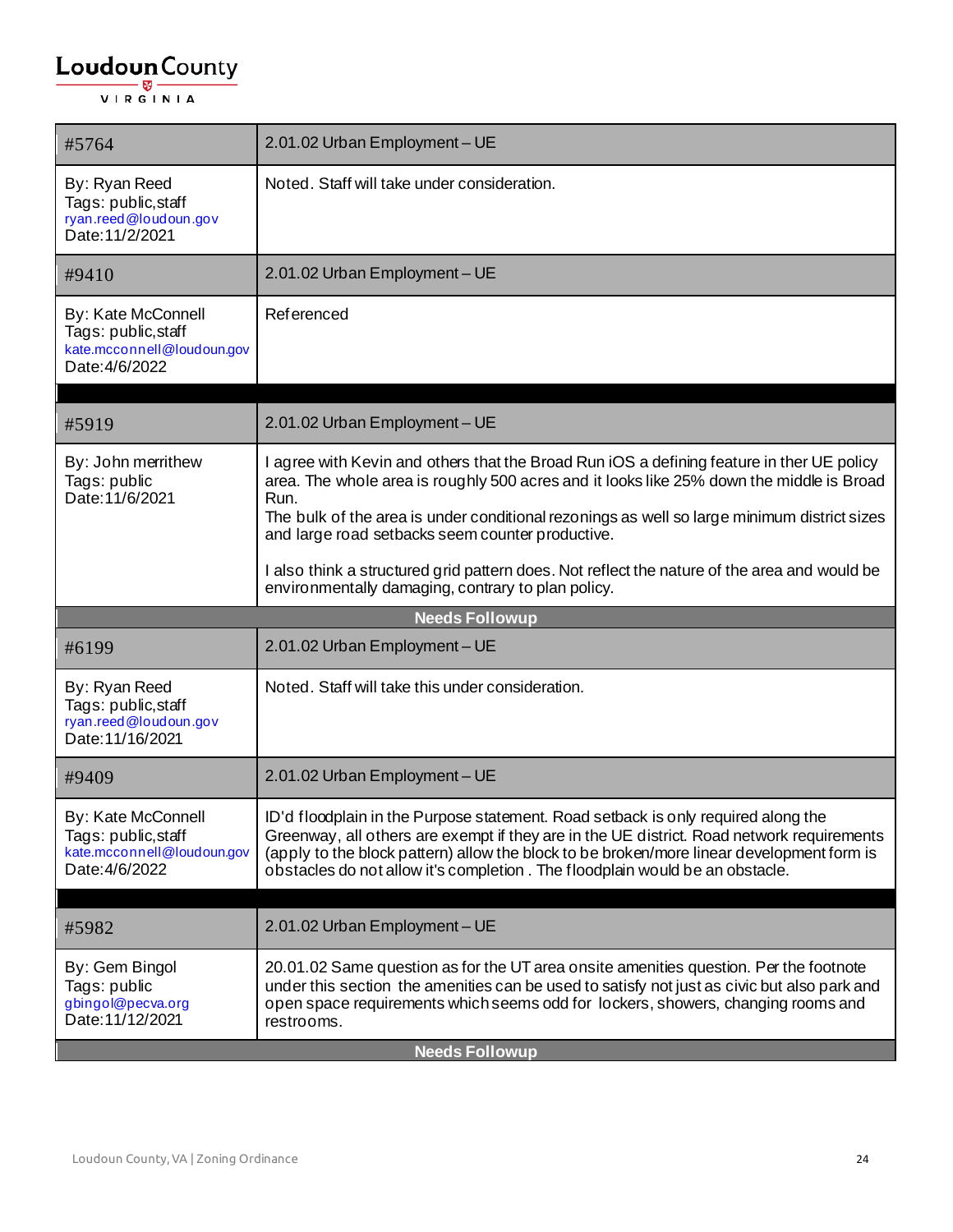| #5764 | 2.01.02 Urban Employment – UE |
|---|---|
| By: Ryan Reed<br>Tags: public,staff<br>ryan.reed@loudoun.gov<br>Date:11/2/2021 | Noted. Staff will take under consideration. |
| #9410 | 2.01.02 Urban Employment – UE |
| By: Kate McConnell<br>Tags: public,staff<br>kate.mcconnell@loudoun.gov<br>Date:4/6/2022 | Referenced |

| #5919 | 2.01.02 Urban Employment – UE |
|---|---|
| By: John merrithew<br>Tags: public<br>Date:11/6/2021 | I agree with Kevin and others that the Broad Run iOS a defining feature in ther UE policy area. The whole area is roughly 500 acres and it looks like 25% down the middle is Broad Run.<br>The bulk of the area is under conditional rezonings as well so large minimum district sizes and large road setbacks seem counter productive.<br><br>I also think a structured grid pattern does. Not reflect the nature of the area and would be environmentally damaging, contrary to plan policy. |
| **Needs Followup** | |
| #6199 | 2.01.02 Urban Employment – UE |
| By: Ryan Reed<br>Tags: public,staff<br>ryan.reed@loudoun.gov<br>Date:11/16/2021 | Noted. Staff will take this under consideration. |
| #9409 | 2.01.02 Urban Employment – UE |
| By: Kate McConnell<br>Tags: public,staff<br>kate.mcconnell@loudoun.gov<br>Date:4/6/2022 | ID'd floodplain in the Purpose statement. Road setback is only required along the Greenway, all others are exempt if they are in the UE district. Road network requirements (apply to the block pattern) allow the block to be broken/more linear development form is obstacles do not allow it's completion . The floodplain would be an obstacle. |

| #5982 | 2.01.02 Urban Employment – UE |
|---|---|
| By: Gem Bingol<br>Tags: public<br>gbingol@pecva.org<br>Date:11/12/2021 | 20.01.02 Same question as for the UT area onsite amenities question. Per the footnote under this section the amenities can be used to satisfy not just as civic but also park and open space requirements which seems odd for lockers, showers, changing rooms and restrooms. |
| **Needs Followup** | |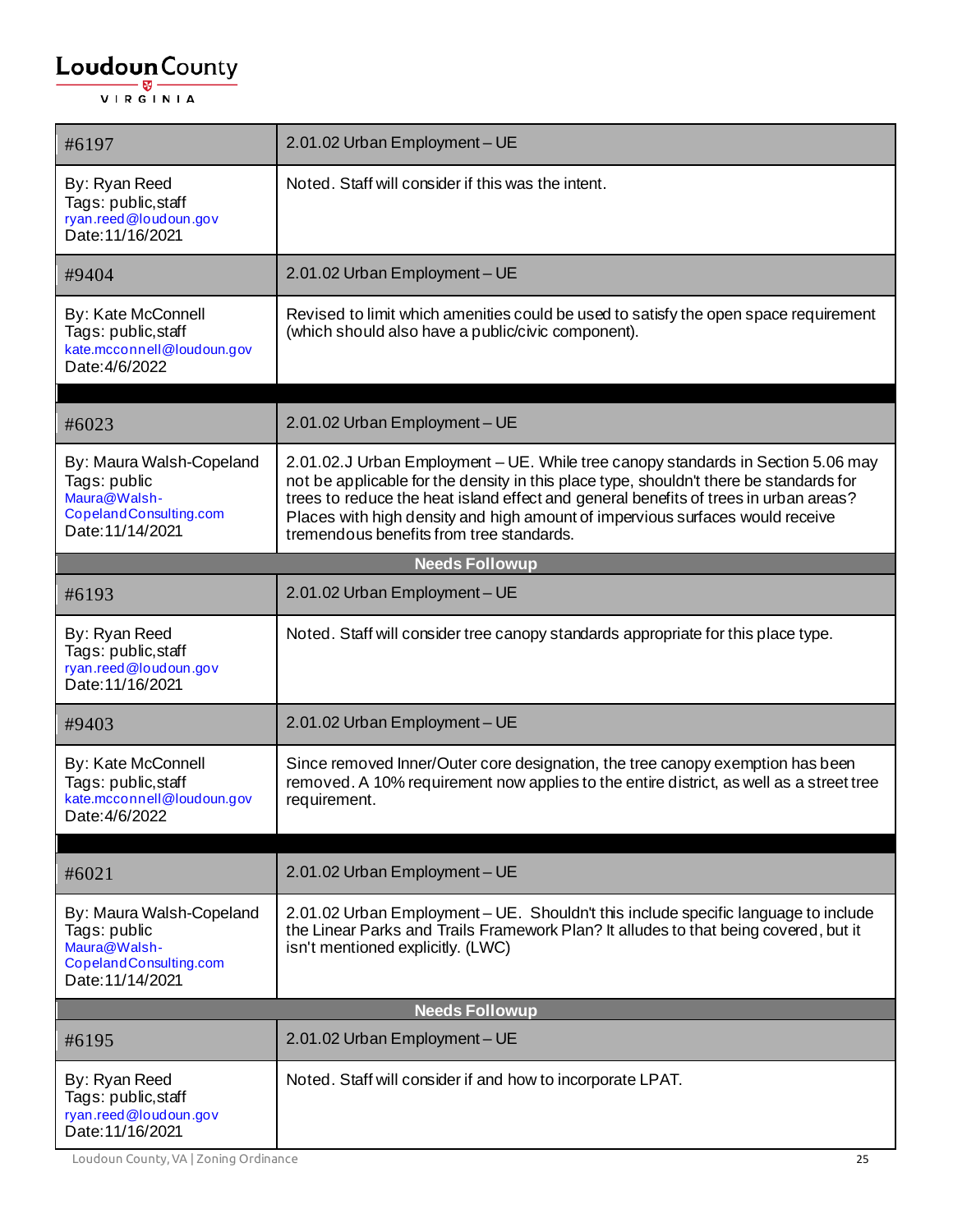| #6197 | 2.01.02 Urban Employment – UE |
|---|---|
| By: Ryan Reed<br>Tags: public,staff<br>ryan.reed@loudoun.gov<br>Date:11/16/2021 | Noted. Staff will consider if this was the intent. |
| #9404 | 2.01.02 Urban Employment – UE |
| By: Kate McConnell<br>Tags: public,staff<br>kate.mcconnell@loudoun.gov<br>Date:4/6/2022 | Revised to limit which amenities could be used to satisfy the open space requirement (which should also have a public/civic component). |

| #6023 | 2.01.02 Urban Employment – UE |
|---|---|
| By: Maura Walsh-Copeland<br>Tags: public<br>Maura@Walsh-CopelandConsulting.com<br>Date:11/14/2021 | 2.01.02.J Urban Employment – UE. While tree canopy standards in Section 5.06 may not be applicable for the density in this place type, shouldn't there be standards for trees to reduce the heat island effect and general benefits of trees in urban areas? Places with high density and high amount of impervious surfaces would receive tremendous benefits from tree standards. |
| **Needs Followup** | |
| #6193 | 2.01.02 Urban Employment – UE |
| By: Ryan Reed<br>Tags: public,staff<br>ryan.reed@loudoun.gov<br>Date:11/16/2021 | Noted. Staff will consider tree canopy standards appropriate for this place type. |
| #9403 | 2.01.02 Urban Employment – UE |
| By: Kate McConnell<br>Tags: public,staff<br>kate.mcconnell@loudoun.gov<br>Date:4/6/2022 | Since removed Inner/Outer core designation, the tree canopy exemption has been removed. A 10% requirement now applies to the entire district, as well as a street tree requirement. |

| #6021 | 2.01.02 Urban Employment – UE |
|---|---|
| By: Maura Walsh-Copeland<br>Tags: public<br>Maura@Walsh-CopelandConsulting.com<br>Date:11/14/2021 | 2.01.02 Urban Employment – UE. Shouldn't this include specific language to include the Linear Parks and Trails Framework Plan? It alludes to that being covered, but it isn't mentioned explicitly. (LWC) |
| **Needs Followup** | |
| #6195 | 2.01.02 Urban Employment – UE |
| By: Ryan Reed<br>Tags: public,staff<br>ryan.reed@loudoun.gov<br>Date:11/16/2021 | Noted. Staff will consider if and how to incorporate LPAT. |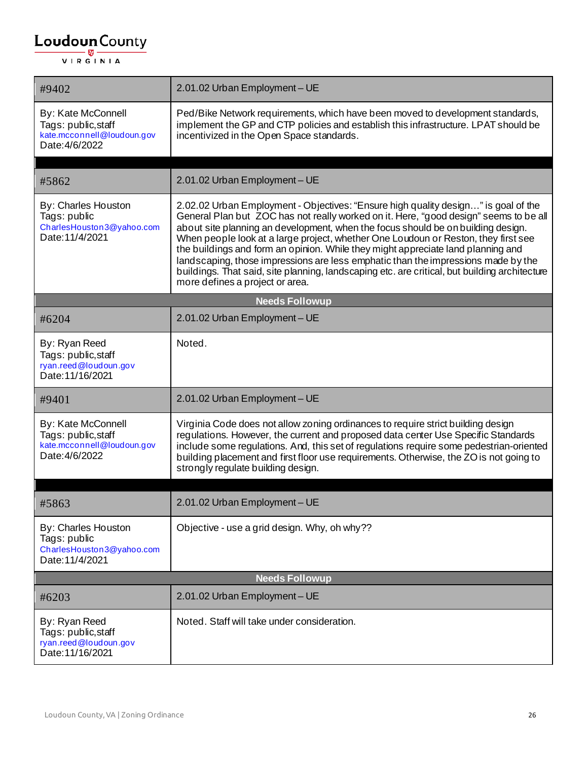| #9402 | 2.01.02 Urban Employment – UE |
|---|---|
| By: Kate McConnell<br>Tags: public,staff<br>kate.mcconnell@loudoun.gov<br>Date:4/6/2022 | Ped/Bike Network requirements, which have been moved to development standards, implement the GP and CTP policies and establish this infrastructure. LPAT should be incentivized in the Open Space standards. |
| | |
| #5862 | 2.01.02 Urban Employment – UE |
| By: Charles Houston<br>Tags: public<br>CharlesHouston3@yahoo.com<br>Date:11/4/2021 | 2.02.02 Urban Employment - Objectives: "Ensure high quality design…" is goal of the General Plan but ZOC has not really worked on it. Here, "good design" seems to be all about site planning an development, when the focus should be on building design. When people look at a large project, whether One Loudoun or Reston, they first see the buildings and form an opinion. While they might appreciate land planning and landscaping, those impressions are less emphatic than the impressions made by the buildings. That said, site planning, landscaping etc. are critical, but building architecture more defines a project or area. |
| **Needs Followup** | |
| #6204 | 2.01.02 Urban Employment – UE |
| By: Ryan Reed<br>Tags: public,staff<br>ryan.reed@loudoun.gov<br>Date:11/16/2021 | Noted. |
| #9401 | 2.01.02 Urban Employment – UE |
| By: Kate McConnell<br>Tags: public,staff<br>kate.mcconnell@loudoun.gov<br>Date:4/6/2022 | Virginia Code does not allow zoning ordinances to require strict building design regulations. However, the current and proposed data center Use Specific Standards include some regulations. And, this set of regulations require some pedestrian-oriented building placement and first floor use requirements. Otherwise, the ZO is not going to strongly regulate building design. |
| | |
| #5863 | 2.01.02 Urban Employment – UE |
| By: Charles Houston<br>Tags: public<br>CharlesHouston3@yahoo.com<br>Date:11/4/2021 | Objective - use a grid design. Why, oh why?? |
| **Needs Followup** | |
| #6203 | 2.01.02 Urban Employment – UE |
| By: Ryan Reed<br>Tags: public,staff<br>ryan.reed@loudoun.gov<br>Date:11/16/2021 | Noted. Staff will take under consideration. |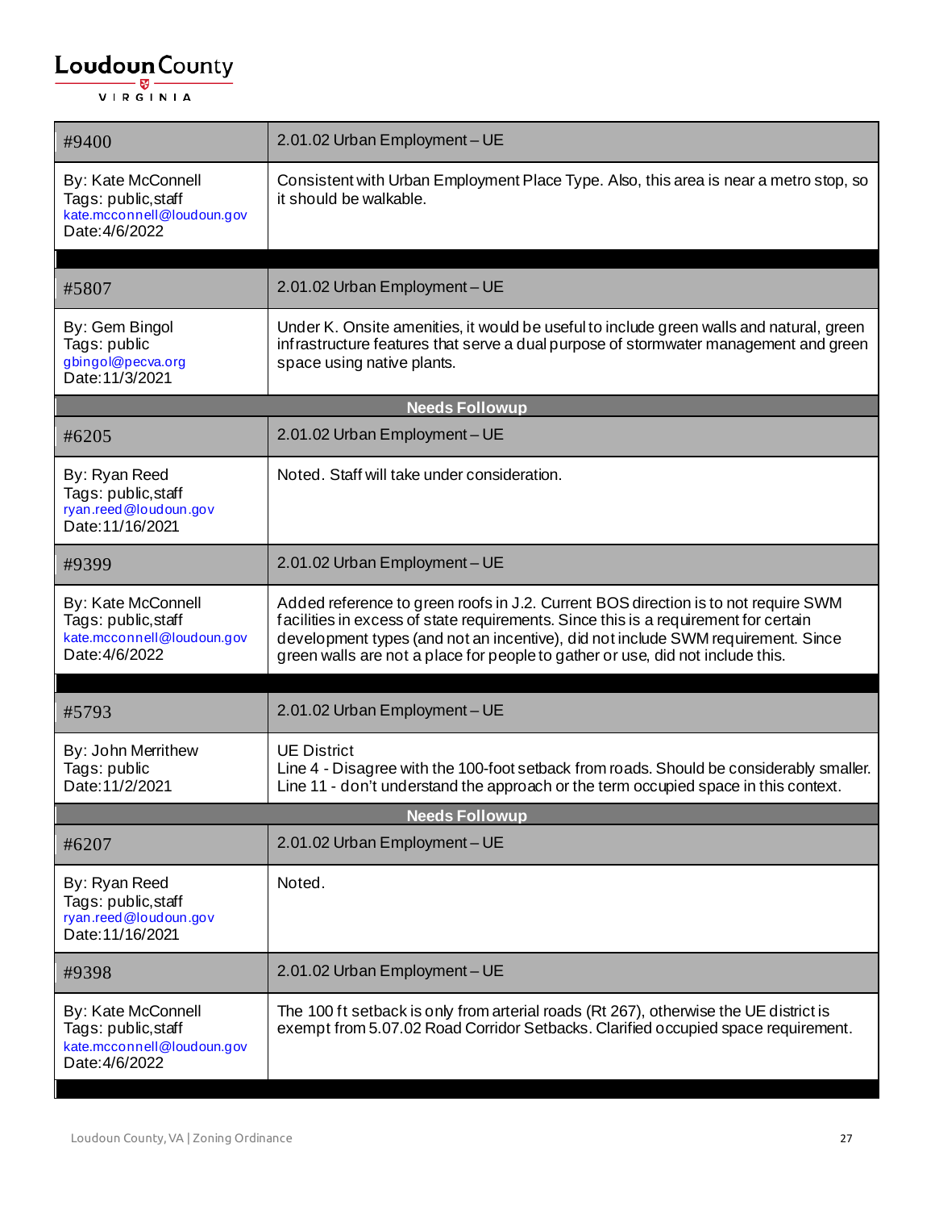| #9400 | 2.01.02 Urban Employment – UE |
|---|---|
| By: Kate McConnell<br>Tags: public,staff<br>kate.mcconnell@loudoun.gov<br>Date:4/6/2022 | Consistent with Urban Employment Place Type. Also, this area is near a metro stop, so it should be walkable. |

| #5807 | 2.01.02 Urban Employment – UE |
|---|---|
| By: Gem Bingol<br>Tags: public<br>gbingol@pecva.org<br>Date:11/3/2021 | Under K. Onsite amenities, it would be useful to include green walls and natural, green infrastructure features that serve a dual purpose of stormwater management and green space using native plants. |
| **Needs Followup** | |
| #6205 | 2.01.02 Urban Employment – UE |
| By: Ryan Reed<br>Tags: public,staff<br>ryan.reed@loudoun.gov<br>Date:11/16/2021 | Noted. Staff will take under consideration. |
| #9399 | 2.01.02 Urban Employment – UE |
| By: Kate McConnell<br>Tags: public,staff<br>kate.mcconnell@loudoun.gov<br>Date:4/6/2022 | Added reference to green roofs in J.2. Current BOS direction is to not require SWM facilities in excess of state requirements. Since this is a requirement for certain development types (and not an incentive), did not include SWM requirement. Since green walls are not a place for people to gather or use, did not include this. |

| #5793 | 2.01.02 Urban Employment – UE |
|---|---|
| By: John Merrithew<br>Tags: public<br>Date:11/2/2021 | UE District<br>Line 4 - Disagree with the 100-foot setback from roads. Should be considerably smaller.<br>Line 11 - don't understand the approach or the term occupied space in this context. |
| **Needs Followup** | |
| #6207 | 2.01.02 Urban Employment – UE |
| By: Ryan Reed<br>Tags: public,staff<br>ryan.reed@loudoun.gov<br>Date:11/16/2021 | Noted. |
| #9398 | 2.01.02 Urban Employment – UE |
| By: Kate McConnell<br>Tags: public,staff<br>kate.mcconnell@loudoun.gov<br>Date:4/6/2022 | The 100 ft setback is only from arterial roads (Rt 267), otherwise the UE district is exempt from 5.07.02 Road Corridor Setbacks. Clarified occupied space requirement. |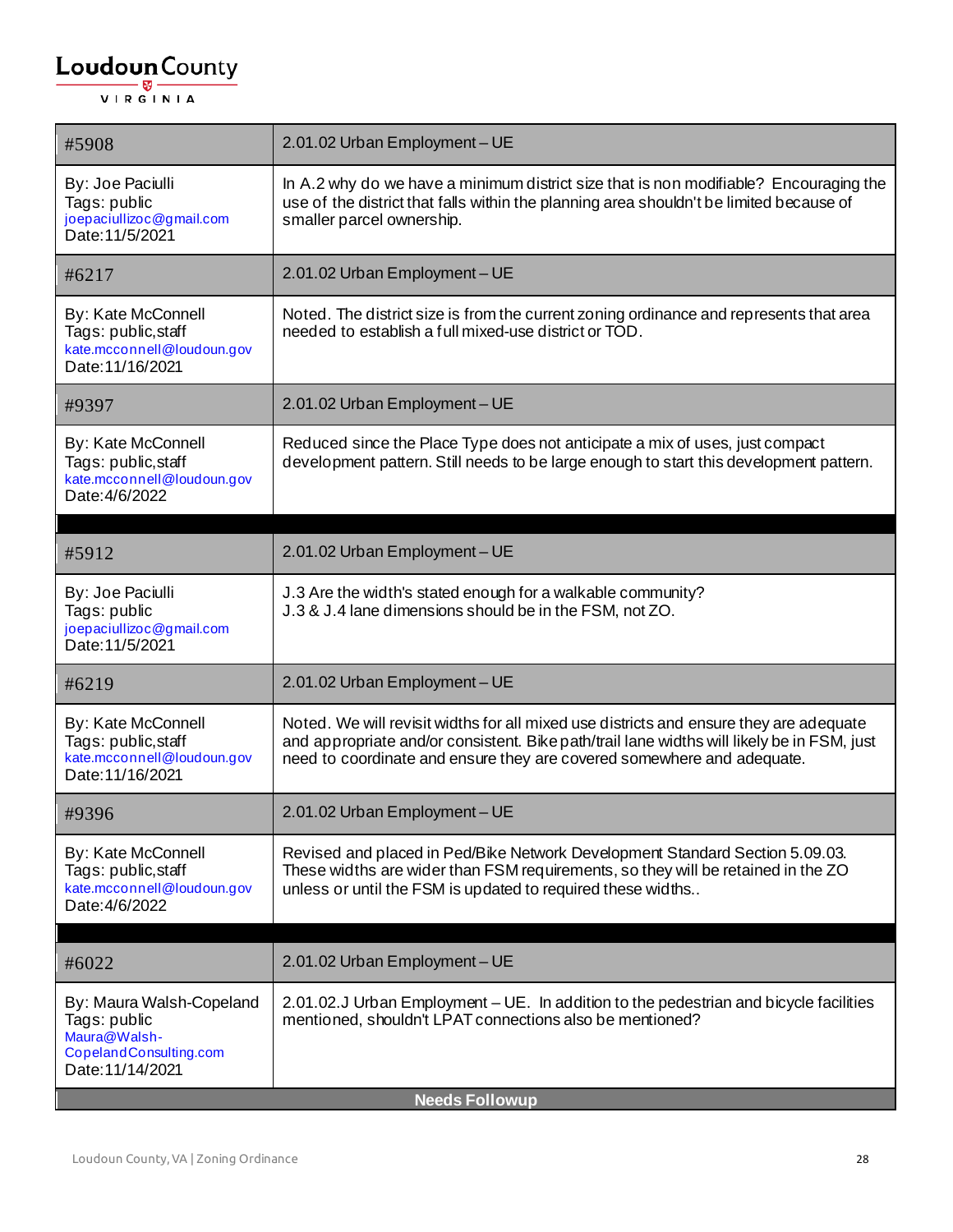| #5908 | 2.01.02 Urban Employment – UE |
|---|---|
| By: Joe Paciulli<br>Tags: public<br>joepaciullizoc@gmail.com<br>Date:11/5/2021 | In A.2 why do we have a minimum district size that is non modifiable? Encouraging the use of the district that falls within the planning area shouldn't be limited because of smaller parcel ownership. |
| #6217 | 2.01.02 Urban Employment – UE |
| By: Kate McConnell<br>Tags: public,staff<br>kate.mcconnell@loudoun.gov<br>Date:11/16/2021 | Noted. The district size is from the current zoning ordinance and represents that area needed to establish a full mixed-use district or TOD. |
| #9397 | 2.01.02 Urban Employment – UE |
| By: Kate McConnell<br>Tags: public,staff<br>kate.mcconnell@loudoun.gov<br>Date:4/6/2022 | Reduced since the Place Type does not anticipate a mix of uses, just compact development pattern. Still needs to be large enough to start this development pattern. |

| #5912 | 2.01.02 Urban Employment – UE |
|---|---|
| By: Joe Paciulli<br>Tags: public<br>joepaciullizoc@gmail.com<br>Date:11/5/2021 | J.3 Are the width's stated enough for a walkable community?<br>J.3 & J.4 lane dimensions should be in the FSM, not ZO. |
| #6219 | 2.01.02 Urban Employment – UE |
| By: Kate McConnell<br>Tags: public,staff<br>kate.mcconnell@loudoun.gov<br>Date:11/16/2021 | Noted. We will revisit widths for all mixed use districts and ensure they are adequate and appropriate and/or consistent. Bike path/trail lane widths will likely be in FSM, just need to coordinate and ensure they are covered somewhere and adequate. |
| #9396 | 2.01.02 Urban Employment – UE |
| By: Kate McConnell<br>Tags: public,staff<br>kate.mcconnell@loudoun.gov<br>Date:4/6/2022 | Revised and placed in Ped/Bike Network Development Standard Section 5.09.03. These widths are wider than FSM requirements, so they will be retained in the ZO unless or until the FSM is updated to required these widths.. |

| #6022 | 2.01.02 Urban Employment – UE |
|---|---|
| By: Maura Walsh-Copeland<br>Tags: public<br>Maura@Walsh-CopelandConsulting.com<br>Date:11/14/2021 | 2.01.02.J Urban Employment – UE. In addition to the pedestrian and bicycle facilities mentioned, shouldn't LPAT connections also be mentioned? |
| **Needs Followup** | |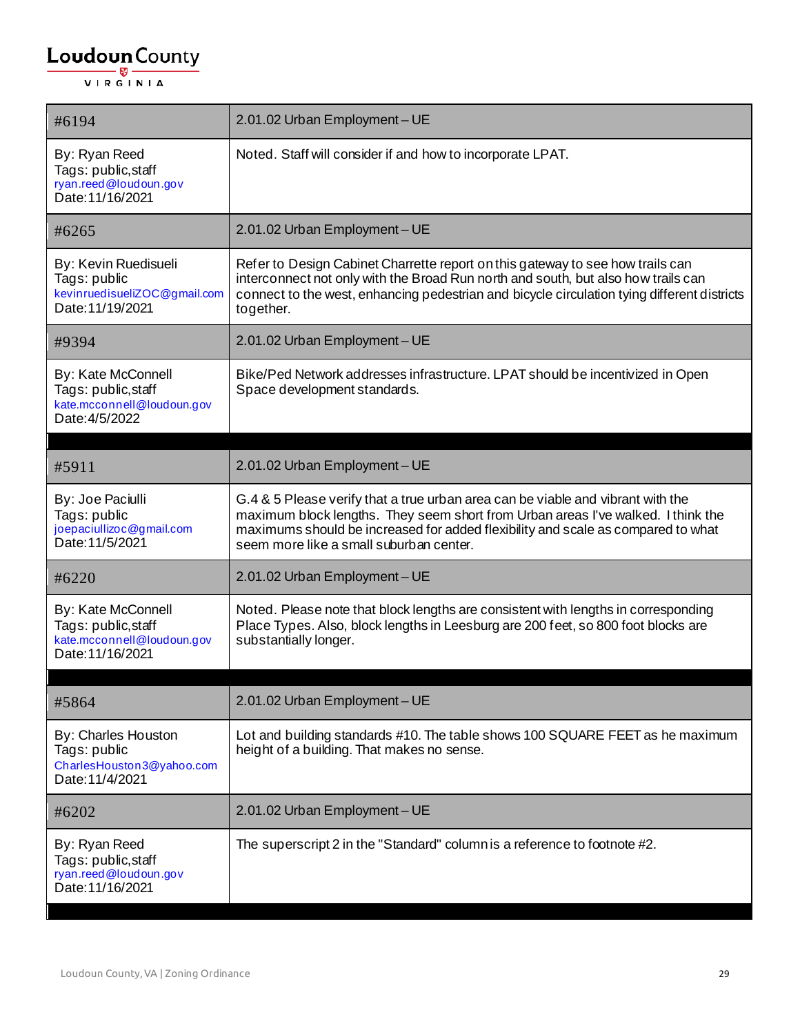| #6194 | 2.01.02 Urban Employment – UE |
|---|---|
| By: Ryan Reed<br>Tags: public,staff<br>ryan.reed@loudoun.gov<br>Date:11/16/2021 | Noted. Staff will consider if and how to incorporate LPAT. |
| #6265 | 2.01.02 Urban Employment – UE |
| By: Kevin Ruedisueli<br>Tags: public<br>kevinruedisueliZOC@gmail.com<br>Date:11/19/2021 | Refer to Design Cabinet Charrette report on this gateway to see how trails can interconnect not only with the Broad Run north and south, but also how trails can connect to the west, enhancing pedestrian and bicycle circulation tying different districts together. |
| #9394 | 2.01.02 Urban Employment – UE |
| By: Kate McConnell<br>Tags: public,staff<br>kate.mcconnell@loudoun.gov<br>Date:4/5/2022 | Bike/Ped Network addresses infrastructure. LPAT should be incentivized in Open Space development standards. |

| #5911 | 2.01.02 Urban Employment – UE |
|---|---|
| By: Joe Paciulli<br>Tags: public<br>joepaciullizoc@gmail.com<br>Date:11/5/2021 | G.4 & 5 Please verify that a true urban area can be viable and vibrant with the maximum block lengths. They seem short from Urban areas I've walked. I think the maximums should be increased for added flexibility and scale as compared to what seem more like a small suburban center. |
| #6220 | 2.01.02 Urban Employment – UE |
| By: Kate McConnell<br>Tags: public,staff<br>kate.mcconnell@loudoun.gov<br>Date:11/16/2021 | Noted. Please note that block lengths are consistent with lengths in corresponding Place Types. Also, block lengths in Leesburg are 200 feet, so 800 foot blocks are substantially longer. |

| #5864 | 2.01.02 Urban Employment – UE |
|---|---|
| By: Charles Houston<br>Tags: public<br>CharlesHouston3@yahoo.com<br>Date:11/4/2021 | Lot and building standards #10. The table shows 100 SQUARE FEET as he maximum height of a building. That makes no sense. |
| #6202 | 2.01.02 Urban Employment – UE |
| By: Ryan Reed<br>Tags: public,staff<br>ryan.reed@loudoun.gov<br>Date:11/16/2021 | The superscript 2 in the "Standard" column is a reference to footnote #2. |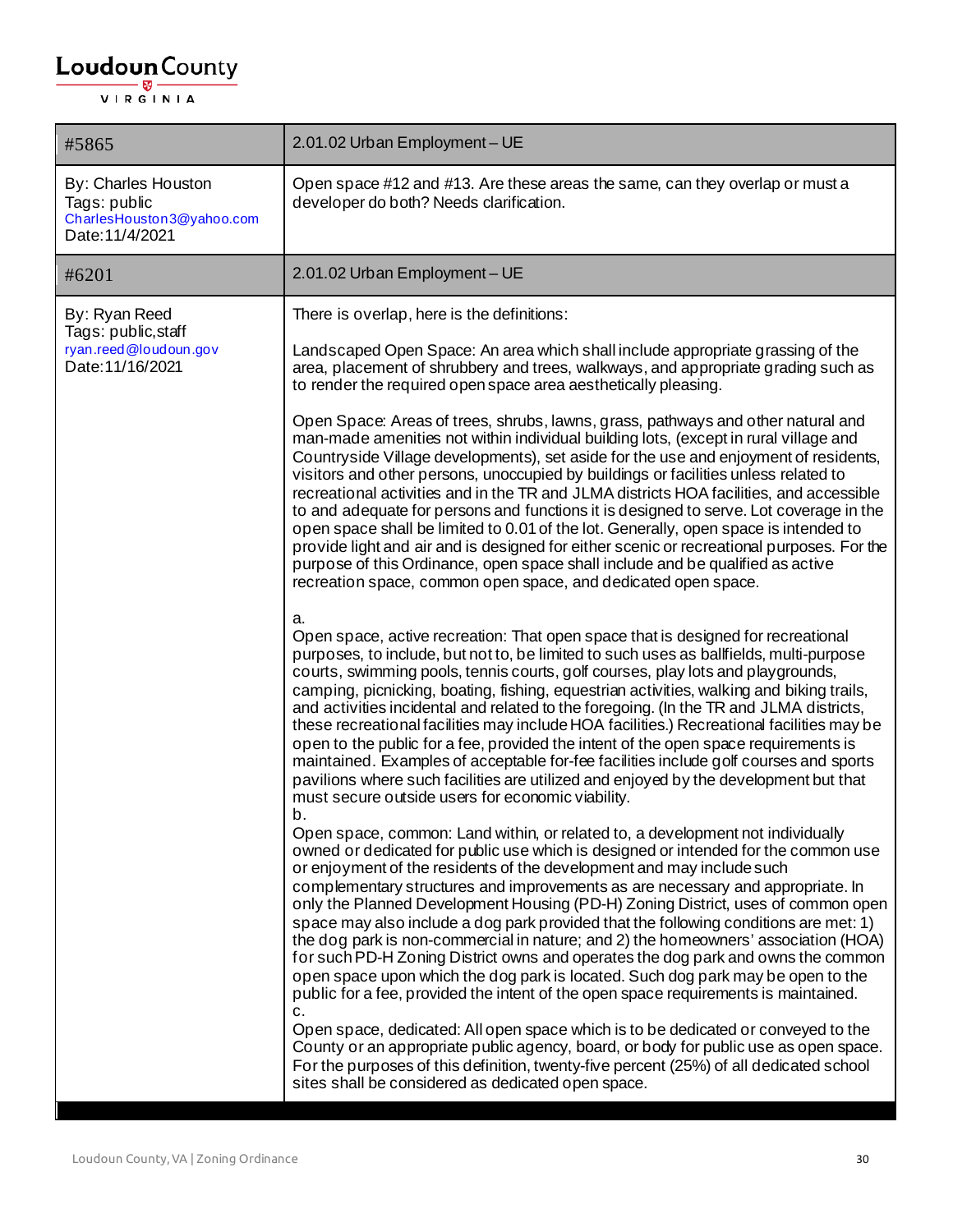| #5865 | 2.01.02 Urban Employment – UE |
|---|---|
| By: Charles Houston<br>Tags: public<br>CharlesHouston3@yahoo.com<br>Date:11/4/2021 | Open space #12 and #13. Are these areas the same, can they overlap or must a developer do both? Needs clarification. |

| #6201 | 2.01.02 Urban Employment – UE |
|---|---|
| By: Ryan Reed<br>Tags: public,staff<br>ryan.reed@loudoun.gov<br>Date:11/16/2021 | There is overlap, here is the definitions:<br><br>Landscaped Open Space: An area which shall include appropriate grassing of the area, placement of shrubbery and trees, walkways, and appropriate grading such as to render the required open space area aesthetically pleasing.<br><br>Open Space: Areas of trees, shrubs, lawns, grass, pathways and other natural and man-made amenities not within individual building lots, (except in rural village and Countryside Village developments), set aside for the use and enjoyment of residents, visitors and other persons, unoccupied by buildings or facilities unless related to recreational activities and in the TR and JLMA districts HOA facilities, and accessible to and adequate for persons and functions it is designed to serve. Lot coverage in the open space shall be limited to 0.01 of the lot. Generally, open space is intended to provide light and air and is designed for either scenic or recreational purposes. For the purpose of this Ordinance, open space shall include and be qualified as active recreation space, common open space, and dedicated open space.<br><br>a.<br>Open space, active recreation: That open space that is designed for recreational purposes, to include, but not to, be limited to such uses as ballfields, multi-purpose courts, swimming pools, tennis courts, golf courses, play lots and playgrounds, camping, picnicking, boating, fishing, equestrian activities, walking and biking trails, and activities incidental and related to the foregoing. (In the TR and JLMA districts, these recreational facilities may include HOA facilities.) Recreational facilities may be open to the public for a fee, provided the intent of the open space requirements is maintained. Examples of acceptable for-fee facilities include golf courses and sports pavilions where such facilities are utilized and enjoyed by the development but that must secure outside users for economic viability.<br>b.<br>Open space, common: Land within, or related to, a development not individually owned or dedicated for public use which is designed or intended for the common use or enjoyment of the residents of the development and may include such complementary structures and improvements as are necessary and appropriate. In only the Planned Development Housing (PD-H) Zoning District, uses of common open space may also include a dog park provided that the following conditions are met: 1) the dog park is non-commercial in nature; and 2) the homeowners' association (HOA) for such PD-H Zoning District owns and operates the dog park and owns the common open space upon which the dog park is located. Such dog park may be open to the public for a fee, provided the intent of the open space requirements is maintained.<br>c.<br>Open space, dedicated: All open space which is to be dedicated or conveyed to the County or an appropriate public agency, board, or body for public use as open space. For the purposes of this definition, twenty-five percent (25%) of all dedicated school sites shall be considered as dedicated open space. |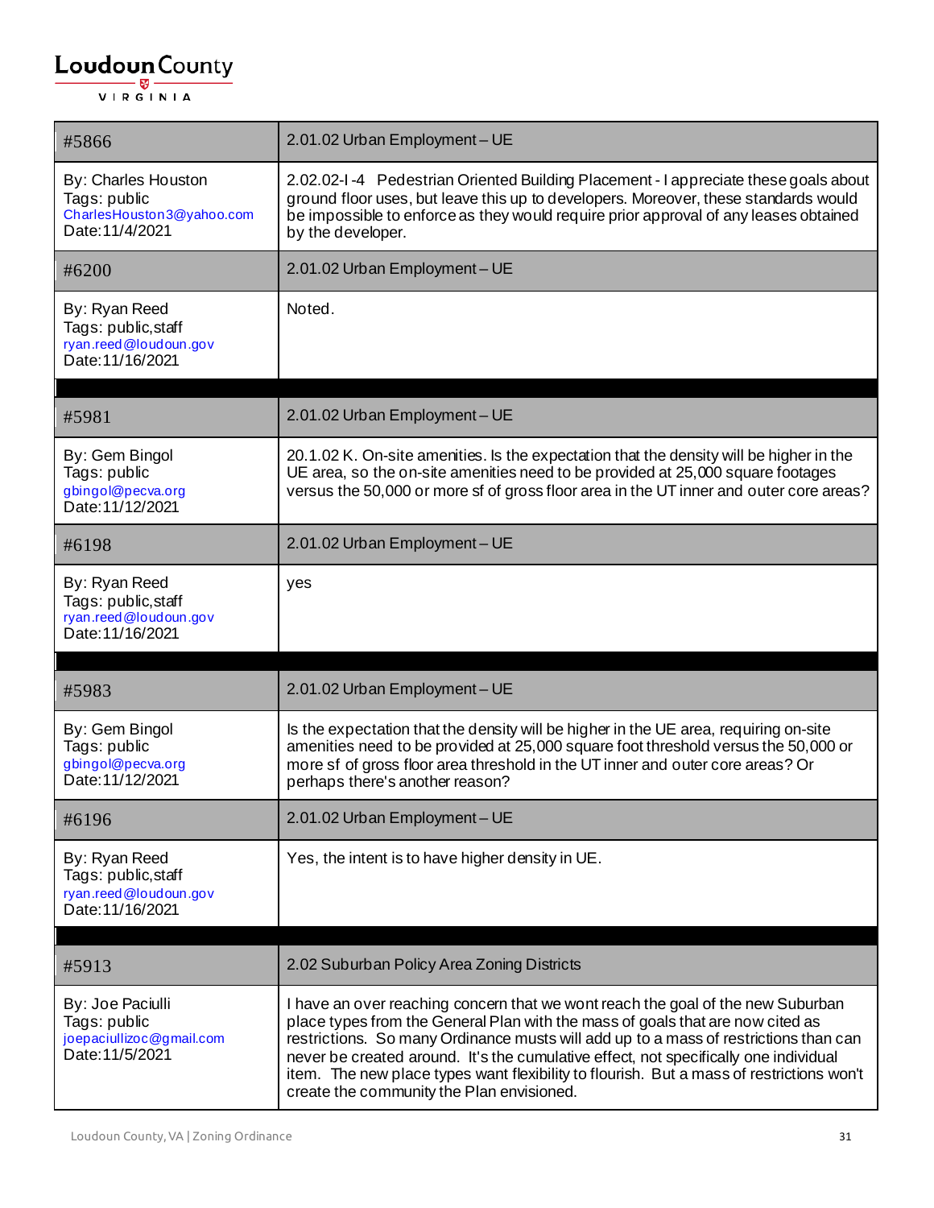| #5866 | 2.01.02 Urban Employment – UE |
|---|---|
| By: Charles Houston<br>Tags: public<br>CharlesHouston3@yahoo.com<br>Date:11/4/2021 | 2.02.02-I-4 Pedestrian Oriented Building Placement - I appreciate these goals about ground floor uses, but leave this up to developers. Moreover, these standards would be impossible to enforce as they would require prior approval of any leases obtained by the developer. |
| #6200 | 2.01.02 Urban Employment – UE |
| By: Ryan Reed<br>Tags: public,staff<br>ryan.reed@loudoun.gov<br>Date:11/16/2021 | Noted. |

| #5981 | 2.01.02 Urban Employment – UE |
|---|---|
| By: Gem Bingol<br>Tags: public<br>gbingol@pecva.org<br>Date:11/12/2021 | 20.1.02 K. On-site amenities. Is the expectation that the density will be higher in the UE area, so the on-site amenities need to be provided at 25,000 square footages versus the 50,000 or more sf of gross floor area in the UT inner and outer core areas? |
| #6198 | 2.01.02 Urban Employment – UE |
| By: Ryan Reed<br>Tags: public,staff<br>ryan.reed@loudoun.gov<br>Date:11/16/2021 | yes |

| #5983 | 2.01.02 Urban Employment – UE |
|---|---|
| By: Gem Bingol<br>Tags: public<br>gbingol@pecva.org<br>Date:11/12/2021 | Is the expectation that the density will be higher in the UE area, requiring on-site amenities need to be provided at 25,000 square foot threshold versus the 50,000 or more sf of gross floor area threshold in the UT inner and outer core areas? Or perhaps there's another reason? |
| #6196 | 2.01.02 Urban Employment – UE |
| By: Ryan Reed<br>Tags: public,staff<br>ryan.reed@loudoun.gov<br>Date:11/16/2021 | Yes, the intent is to have higher density in UE. |

| #5913 | 2.02 Suburban Policy Area Zoning Districts |
|---|---|
| By: Joe Paciulli<br>Tags: public<br>joepaciullizoc@gmail.com<br>Date:11/5/2021 | I have an over reaching concern that we wont reach the goal of the new Suburban place types from the General Plan with the mass of goals that are now cited as restrictions. So many Ordinance musts will add up to a mass of restrictions than can never be created around. It's the cumulative effect, not specifically one individual item. The new place types want flexibility to flourish. But a mass of restrictions won't create the community the Plan envisioned. |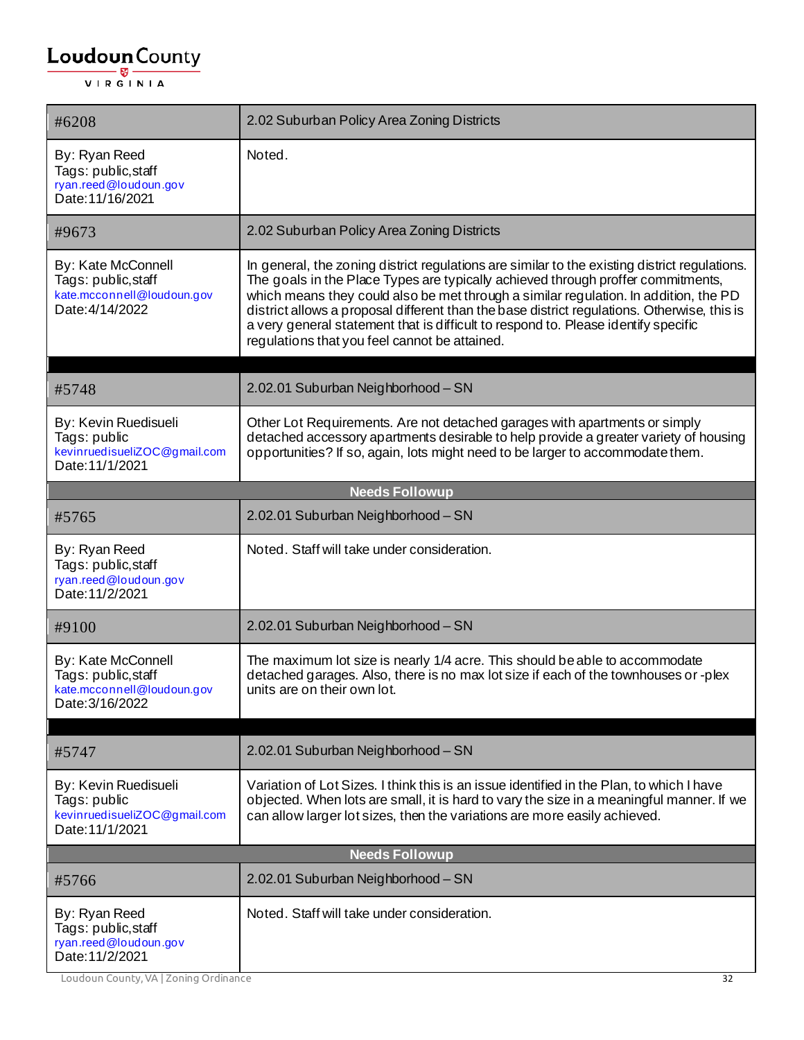| #6208 | 2.02 Suburban Policy Area Zoning Districts |
|---|---|
| By: Ryan Reed<br>Tags: public,staff<br>ryan.reed@loudoun.gov<br>Date:11/16/2021 | Noted. |
| #9673 | 2.02 Suburban Policy Area Zoning Districts |
| By: Kate McConnell<br>Tags: public,staff<br>kate.mcconnell@loudoun.gov<br>Date:4/14/2022 | In general, the zoning district regulations are similar to the existing district regulations. The goals in the Place Types are typically achieved through proffer commitments, which means they could also be met through a similar regulation. In addition, the PD district allows a proposal different than the base district regulations. Otherwise, this is a very general statement that is difficult to respond to. Please identify specific regulations that you feel cannot be attained. |

| #5748 | 2.02.01 Suburban Neighborhood – SN |
|---|---|
| By: Kevin Ruedisueli<br>Tags: public<br>kevinruedisueliZOC@gmail.com<br>Date:11/1/2021 | Other Lot Requirements. Are not detached garages with apartments or simply detached accessory apartments desirable to help provide a greater variety of housing opportunities? If so, again, lots might need to be larger to accommodate them. |
| **Needs Followup** | |
| #5765 | 2.02.01 Suburban Neighborhood – SN |
| By: Ryan Reed<br>Tags: public,staff<br>ryan.reed@loudoun.gov<br>Date:11/2/2021 | Noted. Staff will take under consideration. |
| #9100 | 2.02.01 Suburban Neighborhood – SN |
| By: Kate McConnell<br>Tags: public,staff<br>kate.mcconnell@loudoun.gov<br>Date:3/16/2022 | The maximum lot size is nearly 1/4 acre. This should be able to accommodate detached garages. Also, there is no max lot size if each of the townhouses or -plex units are on their own lot. |

| #5747 | 2.02.01 Suburban Neighborhood – SN |
|---|---|
| By: Kevin Ruedisueli<br>Tags: public<br>kevinruedisueliZOC@gmail.com<br>Date:11/1/2021 | Variation of Lot Sizes. I think this is an issue identified in the Plan, to which I have objected. When lots are small, it is hard to vary the size in a meaningful manner. If we can allow larger lot sizes, then the variations are more easily achieved. |
| **Needs Followup** | |
| #5766 | 2.02.01 Suburban Neighborhood – SN |
| By: Ryan Reed<br>Tags: public,staff<br>ryan.reed@loudoun.gov<br>Date:11/2/2021 | Noted. Staff will take under consideration. |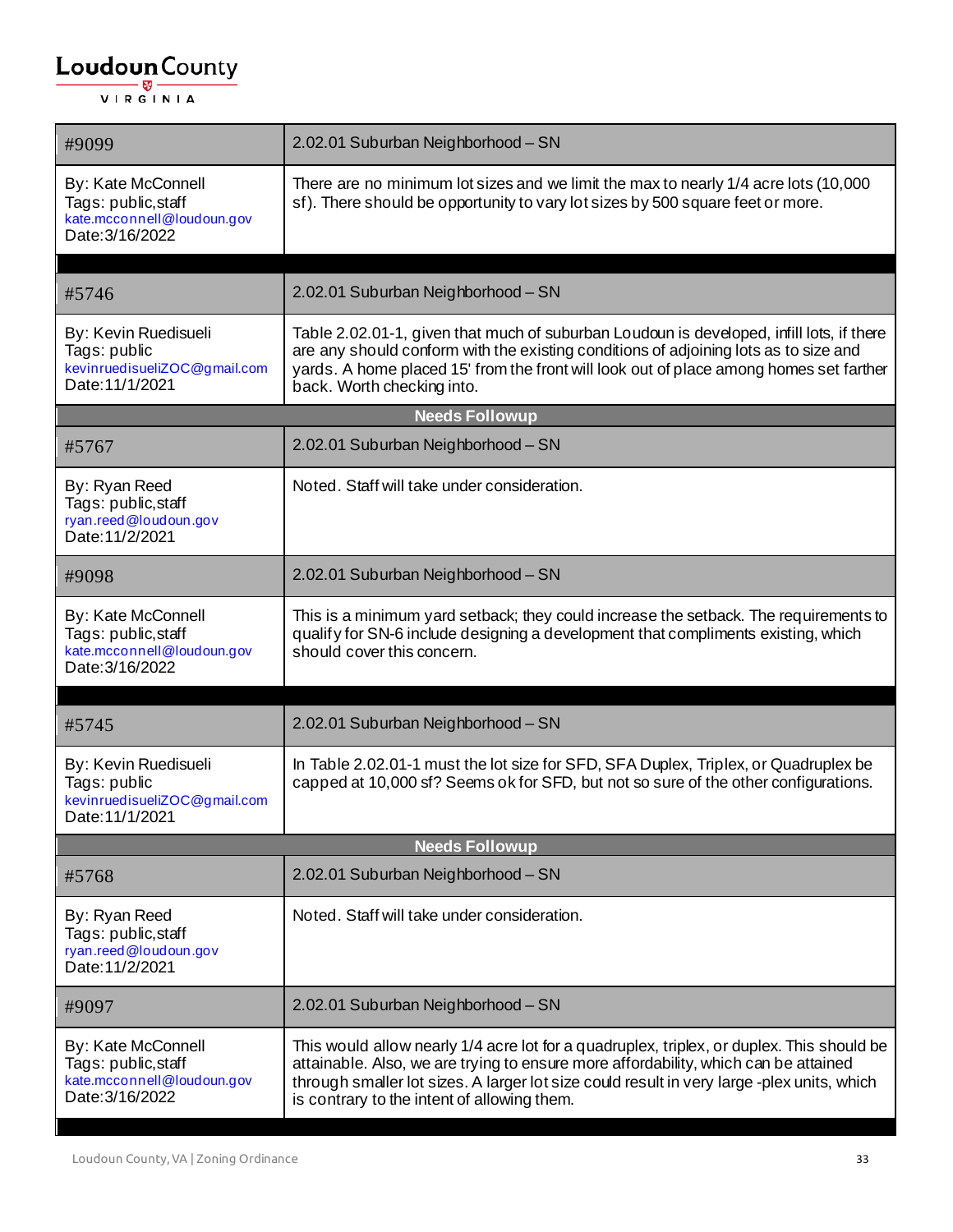| #9099 | 2.02.01 Suburban Neighborhood – SN |
| --- | --- |
| By: Kate McConnell<br>Tags: public,staff<br>kate.mcconnell@loudoun.gov<br>Date:3/16/2022 | There are no minimum lot sizes and we limit the max to nearly 1/4 acre lots (10,000 sf). There should be opportunity to vary lot sizes by 500 square feet or more. |

| #5746 | 2.02.01 Suburban Neighborhood – SN |
| --- | --- |
| By: Kevin Ruedisueli<br>Tags: public<br>kevinruedisueliZOC@gmail.com<br>Date:11/1/2021 | Table 2.02.01-1, given that much of suburban Loudoun is developed, infill lots, if there are any should conform with the existing conditions of adjoining lots as to size and yards. A home placed 15' from the front will look out of place among homes set farther back. Worth checking into. |
| **Needs Followup** | |
| #5767 | 2.02.01 Suburban Neighborhood – SN |
| By: Ryan Reed<br>Tags: public,staff<br>ryan.reed@loudoun.gov<br>Date:11/2/2021 | Noted. Staff will take under consideration. |
| #9098 | 2.02.01 Suburban Neighborhood – SN |
| By: Kate McConnell<br>Tags: public,staff<br>kate.mcconnell@loudoun.gov<br>Date:3/16/2022 | This is a minimum yard setback; they could increase the setback. The requirements to qualify for SN-6 include designing a development that compliments existing, which should cover this concern. |

| #5745 | 2.02.01 Suburban Neighborhood – SN |
| --- | --- |
| By: Kevin Ruedisueli<br>Tags: public<br>kevinruedisueliZOC@gmail.com<br>Date:11/1/2021 | In Table 2.02.01-1 must the lot size for SFD, SFA Duplex, Triplex, or Quadruplex be capped at 10,000 sf? Seems ok for SFD, but not so sure of the other configurations. |
| **Needs Followup** | |
| #5768 | 2.02.01 Suburban Neighborhood – SN |
| By: Ryan Reed<br>Tags: public,staff<br>ryan.reed@loudoun.gov<br>Date:11/2/2021 | Noted. Staff will take under consideration. |
| #9097 | 2.02.01 Suburban Neighborhood – SN |
| By: Kate McConnell<br>Tags: public,staff<br>kate.mcconnell@loudoun.gov<br>Date:3/16/2022 | This would allow nearly 1/4 acre lot for a quadruplex, triplex, or duplex. This should be attainable. Also, we are trying to ensure more affordability, which can be attained through smaller lot sizes. A larger lot size could result in very large -plex units, which is contrary to the intent of allowing them. |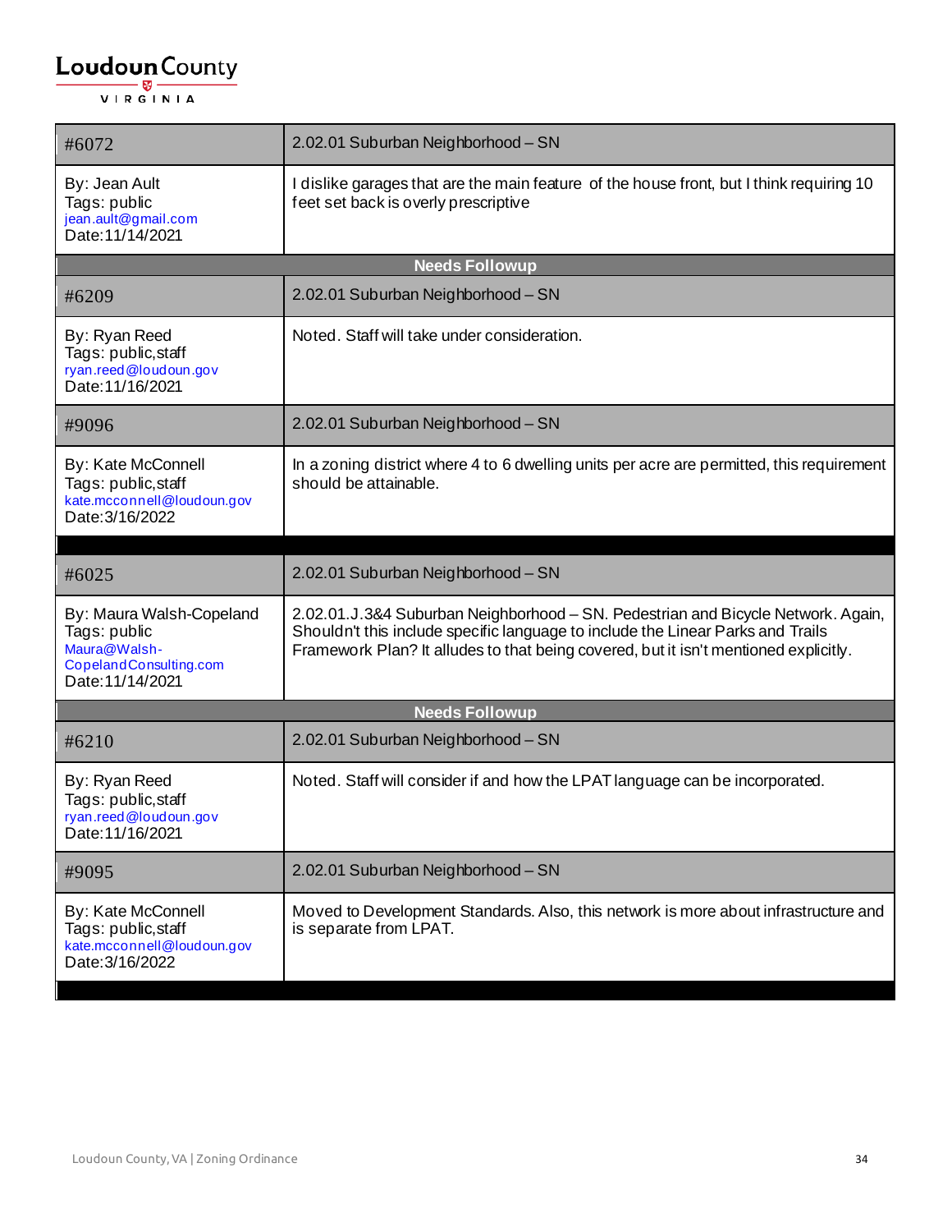| #6072 | 2.02.01 Suburban Neighborhood – SN |
|---|---|
| By: Jean Ault<br>Tags: public<br>jean.ault@gmail.com<br>Date:11/14/2021 | I dislike garages that are the main feature of the house front, but I think requiring 10 feet set back is overly prescriptive |
| **Needs Followup** | |
| #6209 | 2.02.01 Suburban Neighborhood – SN |
| By: Ryan Reed<br>Tags: public,staff<br>ryan.reed@loudoun.gov<br>Date:11/16/2021 | Noted. Staff will take under consideration. |
| #9096 | 2.02.01 Suburban Neighborhood – SN |
| By: Kate McConnell<br>Tags: public,staff<br>kate.mcconnell@loudoun.gov<br>Date:3/16/2022 | In a zoning district where 4 to 6 dwelling units per acre are permitted, this requirement should be attainable. |

| #6025 | 2.02.01 Suburban Neighborhood – SN |
|---|---|
| By: Maura Walsh-Copeland<br>Tags: public<br>Maura@Walsh-CopelandConsulting.com<br>Date:11/14/2021 | 2.02.01.J.3&4 Suburban Neighborhood – SN. Pedestrian and Bicycle Network. Again, Shouldn't this include specific language to include the Linear Parks and Trails Framework Plan? It alludes to that being covered, but it isn't mentioned explicitly. |
| **Needs Followup** | |
| #6210 | 2.02.01 Suburban Neighborhood – SN |
| By: Ryan Reed<br>Tags: public,staff<br>ryan.reed@loudoun.gov<br>Date:11/16/2021 | Noted. Staff will consider if and how the LPAT language can be incorporated. |
| #9095 | 2.02.01 Suburban Neighborhood – SN |
| By: Kate McConnell<br>Tags: public,staff<br>kate.mcconnell@loudoun.gov<br>Date:3/16/2022 | Moved to Development Standards. Also, this network is more about infrastructure and is separate from LPAT. |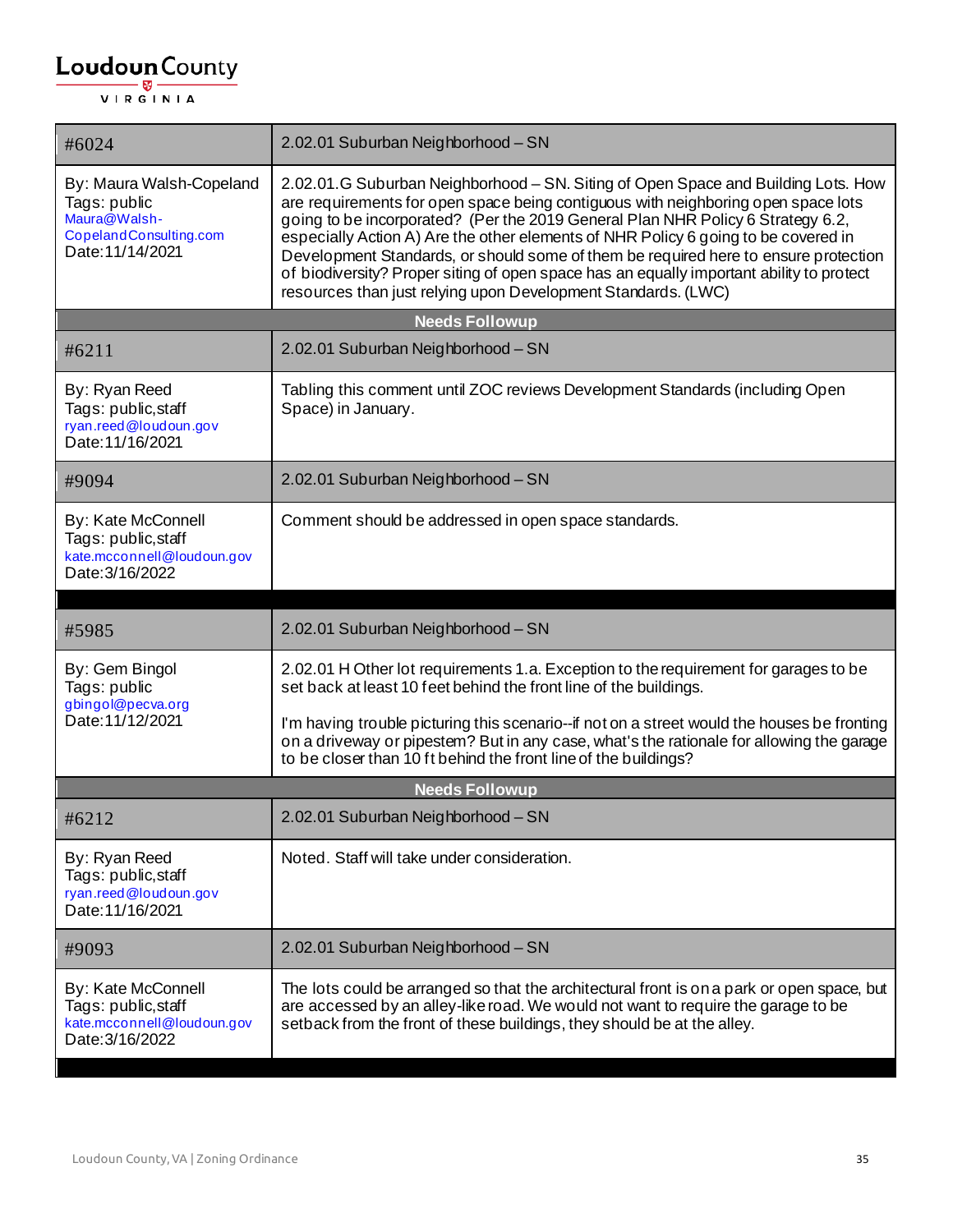| #6024 | 2.02.01 Suburban Neighborhood – SN |
|---|---|
| By: Maura Walsh-Copeland<br>Tags: public<br>Maura@Walsh-CopelandConsulting.com<br>Date:11/14/2021 | 2.02.01.G Suburban Neighborhood – SN. Siting of Open Space and Building Lots. How are requirements for open space being contiguous with neighboring open space lots going to be incorporated? (Per the 2019 General Plan NHR Policy 6 Strategy 6.2, especially Action A) Are the other elements of NHR Policy 6 going to be covered in Development Standards, or should some of them be required here to ensure protection of biodiversity? Proper siting of open space has an equally important ability to protect resources than just relying upon Development Standards. (LWC) |
| **Needs Followup** | |
| #6211 | 2.02.01 Suburban Neighborhood – SN |
| By: Ryan Reed<br>Tags: public,staff<br>ryan.reed@loudoun.gov<br>Date:11/16/2021 | Tabling this comment until ZOC reviews Development Standards (including Open Space) in January. |
| #9094 | 2.02.01 Suburban Neighborhood – SN |
| By: Kate McConnell<br>Tags: public,staff<br>kate.mcconnell@loudoun.gov<br>Date:3/16/2022 | Comment should be addressed in open space standards. |

| #5985 | 2.02.01 Suburban Neighborhood – SN |
|---|---|
| By: Gem Bingol<br>Tags: public<br>gbingol@pecva.org<br>Date:11/12/2021 | 2.02.01 H Other lot requirements 1.a. Exception to the requirement for garages to be set back at least 10 feet behind the front line of the buildings.<br><br>I'm having trouble picturing this scenario--if not on a street would the houses be fronting on a driveway or pipestem? But in any case, what's the rationale for allowing the garage to be closer than 10 ft behind the front line of the buildings? |
| **Needs Followup** | |
| #6212 | 2.02.01 Suburban Neighborhood – SN |
| By: Ryan Reed<br>Tags: public,staff<br>ryan.reed@loudoun.gov<br>Date:11/16/2021 | Noted. Staff will take under consideration. |
| #9093 | 2.02.01 Suburban Neighborhood – SN |
| By: Kate McConnell<br>Tags: public,staff<br>kate.mcconnell@loudoun.gov<br>Date:3/16/2022 | The lots could be arranged so that the architectural front is on a park or open space, but are accessed by an alley-like road. We would not want to require the garage to be setback from the front of these buildings, they should be at the alley. |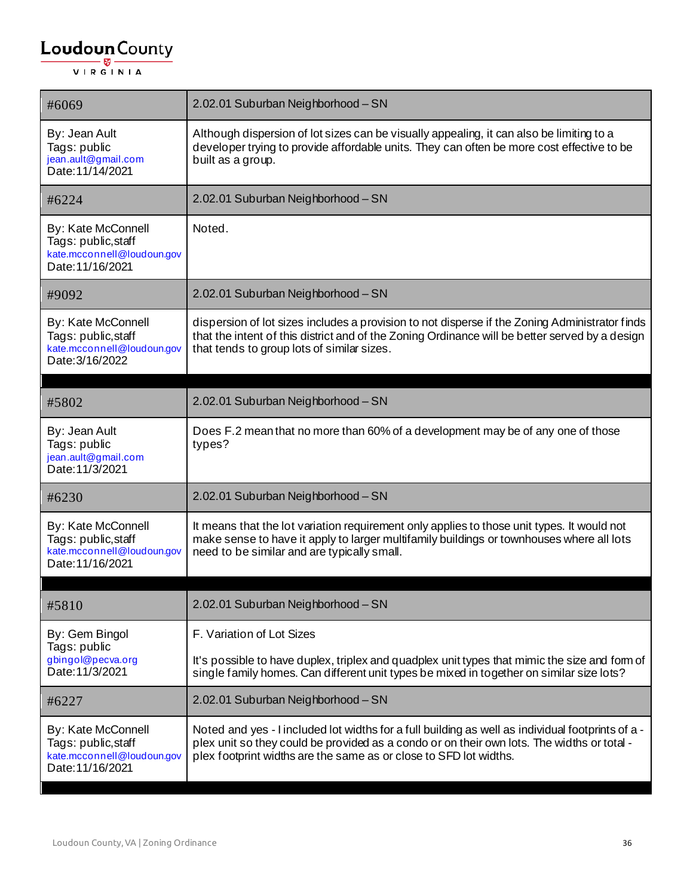| #6069 | 2.02.01 Suburban Neighborhood – SN |
|---|---|
| By: Jean Ault<br>Tags: public<br>jean.ault@gmail.com<br>Date:11/14/2021 | Although dispersion of lot sizes can be visually appealing, it can also be limiting to a developer trying to provide affordable units. They can often be more cost effective to be built as a group. |
| #6224 | 2.02.01 Suburban Neighborhood – SN |
| By: Kate McConnell<br>Tags: public,staff<br>kate.mcconnell@loudoun.gov<br>Date:11/16/2021 | Noted. |
| #9092 | 2.02.01 Suburban Neighborhood – SN |
| By: Kate McConnell<br>Tags: public,staff<br>kate.mcconnell@loudoun.gov<br>Date:3/16/2022 | dispersion of lot sizes includes a provision to not disperse if the Zoning Administrator finds that the intent of this district and of the Zoning Ordinance will be better served by a design that tends to group lots of similar sizes. |

| #5802 | 2.02.01 Suburban Neighborhood – SN |
|---|---|
| By: Jean Ault<br>Tags: public<br>jean.ault@gmail.com<br>Date:11/3/2021 | Does F.2 mean that no more than 60% of a development may be of any one of those types? |
| #6230 | 2.02.01 Suburban Neighborhood – SN |
| By: Kate McConnell<br>Tags: public,staff<br>kate.mcconnell@loudoun.gov<br>Date:11/16/2021 | It means that the lot variation requirement only applies to those unit types. It would not make sense to have it apply to larger multifamily buildings or townhouses where all lots need to be similar and are typically small. |

| #5810 | 2.02.01 Suburban Neighborhood – SN |
|---|---|
| By: Gem Bingol<br>Tags: public<br>gbingol@pecva.org<br>Date:11/3/2021 | F. Variation of Lot Sizes<br><br>It's possible to have duplex, triplex and quadplex unit types that mimic the size and form of single family homes. Can different unit types be mixed in together on similar size lots? |
| #6227 | 2.02.01 Suburban Neighborhood – SN |
| By: Kate McConnell<br>Tags: public,staff<br>kate.mcconnell@loudoun.gov<br>Date:11/16/2021 | Noted and yes - I included lot widths for a full building as well as individual footprints of a -plex unit so they could be provided as a condo or on their own lots. The widths or total -plex footprint widths are the same as or close to SFD lot widths. |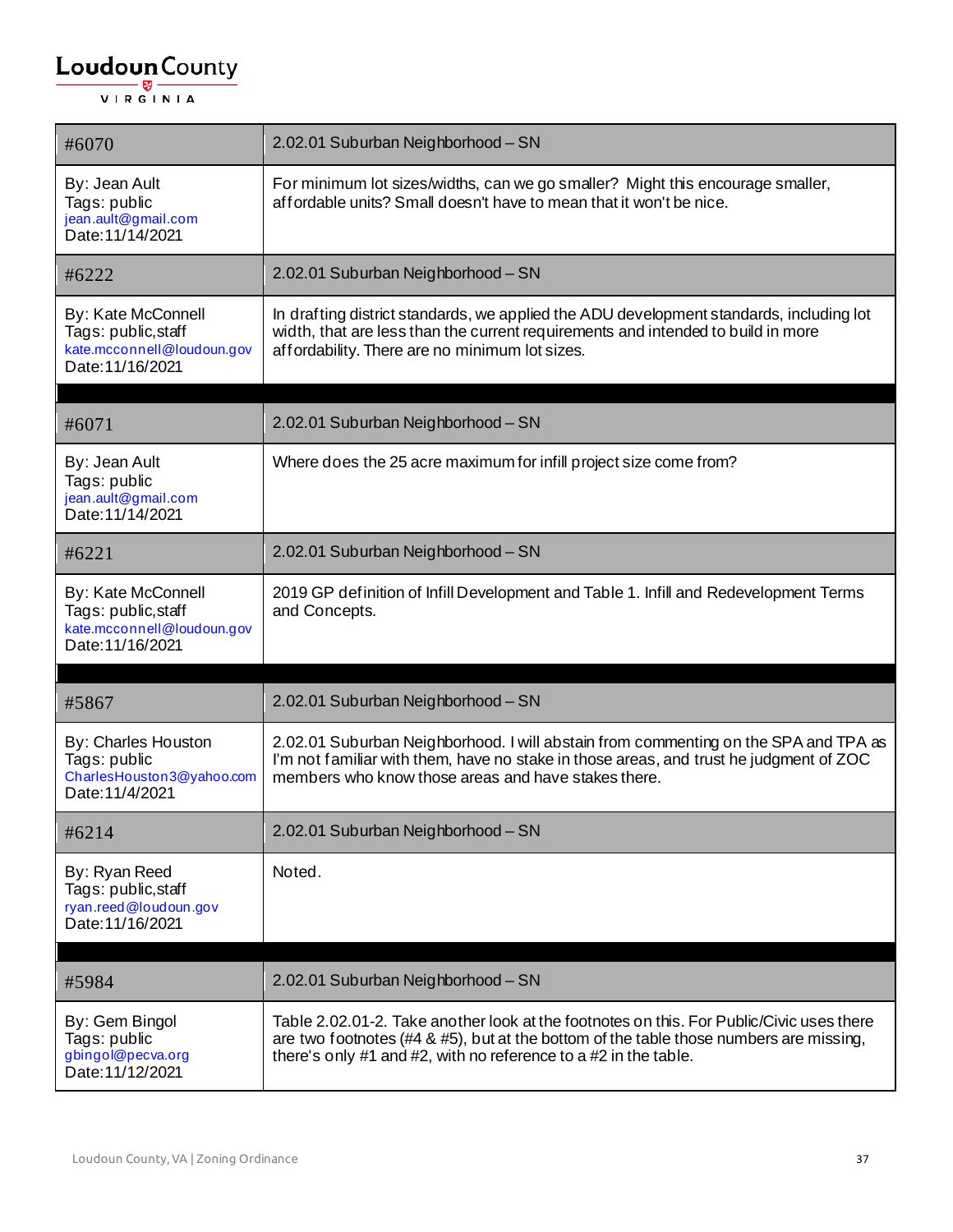| #6070 | 2.02.01 Suburban Neighborhood – SN |
|---|---|
| By: Jean Ault<br>Tags: public<br>jean.ault@gmail.com<br>Date:11/14/2021 | For minimum lot sizes/widths, can we go smaller? Might this encourage smaller, affordable units? Small doesn't have to mean that it won't be nice. |
| #6222 | 2.02.01 Suburban Neighborhood – SN |
| By: Kate McConnell<br>Tags: public,staff<br>kate.mcconnell@loudoun.gov<br>Date:11/16/2021 | In drafting district standards, we applied the ADU development standards, including lot width, that are less than the current requirements and intended to build in more affordability. There are no minimum lot sizes. |

| #6071 | 2.02.01 Suburban Neighborhood – SN |
|---|---|
| By: Jean Ault<br>Tags: public<br>jean.ault@gmail.com<br>Date:11/14/2021 | Where does the 25 acre maximum for infill project size come from? |
| #6221 | 2.02.01 Suburban Neighborhood – SN |
| By: Kate McConnell<br>Tags: public,staff<br>kate.mcconnell@loudoun.gov<br>Date:11/16/2021 | 2019 GP definition of Infill Development and Table 1. Infill and Redevelopment Terms and Concepts. |

| #5867 | 2.02.01 Suburban Neighborhood – SN |
|---|---|
| By: Charles Houston<br>Tags: public<br>CharlesHouston3@yahoo.com<br>Date:11/4/2021 | 2.02.01 Suburban Neighborhood. I will abstain from commenting on the SPA and TPA as I'm not familiar with them, have no stake in those areas, and trust he judgment of ZOC members who know those areas and have stakes there. |
| #6214 | 2.02.01 Suburban Neighborhood – SN |
| By: Ryan Reed<br>Tags: public,staff<br>ryan.reed@loudoun.gov<br>Date:11/16/2021 | Noted. |

| #5984 | 2.02.01 Suburban Neighborhood – SN |
|---|---|
| By: Gem Bingol<br>Tags: public<br>gbingol@pecva.org<br>Date:11/12/2021 | Table 2.02.01-2. Take another look at the footnotes on this. For Public/Civic uses there are two footnotes (#4 & #5), but at the bottom of the table those numbers are missing, there's only #1 and #2, with no reference to a #2 in the table. |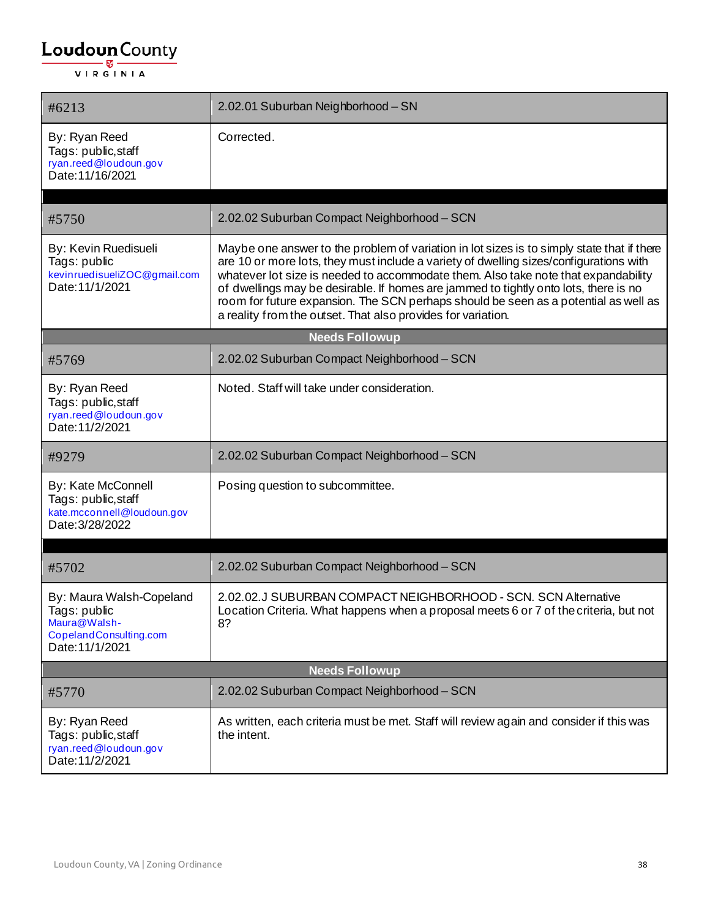| #6213 | 2.02.01 Suburban Neighborhood – SN |
|---|---|
| By: Ryan Reed<br>Tags: public,staff<br>ryan.reed@loudoun.gov<br>Date:11/16/2021 | Corrected. |
| | |
| #5750 | 2.02.02 Suburban Compact Neighborhood – SCN |
| By: Kevin Ruedisueli<br>Tags: public<br>kevinruedisueliZOC@gmail.com<br>Date:11/1/2021 | Maybe one answer to the problem of variation in lot sizes is to simply state that if there are 10 or more lots, they must include a variety of dwelling sizes/configurations with whatever lot size is needed to accommodate them. Also take note that expandability of dwellings may be desirable. If homes are jammed to tightly onto lots, there is no room for future expansion. The SCN perhaps should be seen as a potential as well as a reality from the outset. That also provides for variation. |
| **Needs Followup** | |
| #5769 | 2.02.02 Suburban Compact Neighborhood – SCN |
| By: Ryan Reed<br>Tags: public,staff<br>ryan.reed@loudoun.gov<br>Date:11/2/2021 | Noted. Staff will take under consideration. |
| #9279 | 2.02.02 Suburban Compact Neighborhood – SCN |
| By: Kate McConnell<br>Tags: public,staff<br>kate.mcconnell@loudoun.gov<br>Date:3/28/2022 | Posing question to subcommittee. |
| | |
| #5702 | 2.02.02 Suburban Compact Neighborhood – SCN |
| By: Maura Walsh-Copeland<br>Tags: public<br>Maura@Walsh-CopelandConsulting.com<br>Date:11/1/2021 | 2.02.02.J SUBURBAN COMPACT NEIGHBORHOOD - SCN. SCN Alternative Location Criteria. What happens when a proposal meets 6 or 7 of the criteria, but not 8? |
| **Needs Followup** | |
| #5770 | 2.02.02 Suburban Compact Neighborhood – SCN |
| By: Ryan Reed<br>Tags: public,staff<br>ryan.reed@loudoun.gov<br>Date:11/2/2021 | As written, each criteria must be met. Staff will review again and consider if this was the intent. |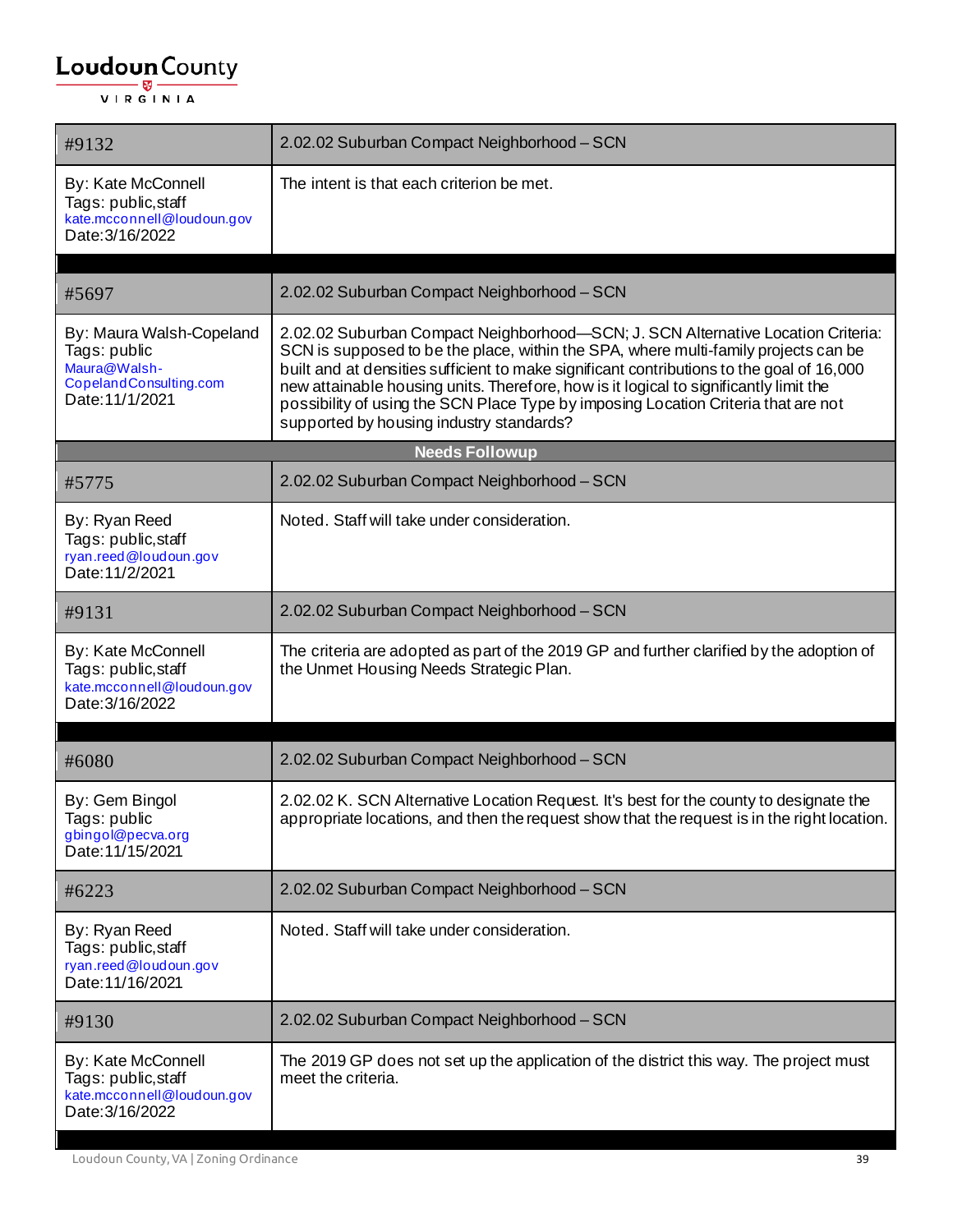| #9132 | 2.02.02 Suburban Compact Neighborhood – SCN |
|---|---|
| By: Kate McConnell<br>Tags: public,staff<br>kate.mcconnell@loudoun.gov<br>Date:3/16/2022 | The intent is that each criterion be met. |

| #5697 | 2.02.02 Suburban Compact Neighborhood – SCN |
|---|---|
| By: Maura Walsh-Copeland<br>Tags: public<br>Maura@Walsh-CopelandConsulting.com<br>Date:11/1/2021 | 2.02.02 Suburban Compact Neighborhood—SCN; J. SCN Alternative Location Criteria: SCN is supposed to be the place, within the SPA, where multi-family projects can be built and at densities sufficient to make significant contributions to the goal of 16,000 new attainable housing units. Therefore, how is it logical to significantly limit the possibility of using the SCN Place Type by imposing Location Criteria that are not supported by housing industry standards? |
| **Needs Followup** | |
| #5775 | 2.02.02 Suburban Compact Neighborhood – SCN |
| By: Ryan Reed<br>Tags: public,staff<br>ryan.reed@loudoun.gov<br>Date:11/2/2021 | Noted. Staff will take under consideration. |
| #9131 | 2.02.02 Suburban Compact Neighborhood – SCN |
| By: Kate McConnell<br>Tags: public,staff<br>kate.mcconnell@loudoun.gov<br>Date:3/16/2022 | The criteria are adopted as part of the 2019 GP and further clarified by the adoption of the Unmet Housing Needs Strategic Plan. |

| #6080 | 2.02.02 Suburban Compact Neighborhood – SCN |
|---|---|
| By: Gem Bingol<br>Tags: public<br>gbingol@pecva.org<br>Date:11/15/2021 | 2.02.02 K. SCN Alternative Location Request. It's best for the county to designate the appropriate locations, and then the request show that the request is in the right location. |
| #6223 | 2.02.02 Suburban Compact Neighborhood – SCN |
| By: Ryan Reed<br>Tags: public,staff<br>ryan.reed@loudoun.gov<br>Date:11/16/2021 | Noted. Staff will take under consideration. |
| #9130 | 2.02.02 Suburban Compact Neighborhood – SCN |
| By: Kate McConnell<br>Tags: public,staff<br>kate.mcconnell@loudoun.gov<br>Date:3/16/2022 | The 2019 GP does not set up the application of the district this way. The project must meet the criteria. |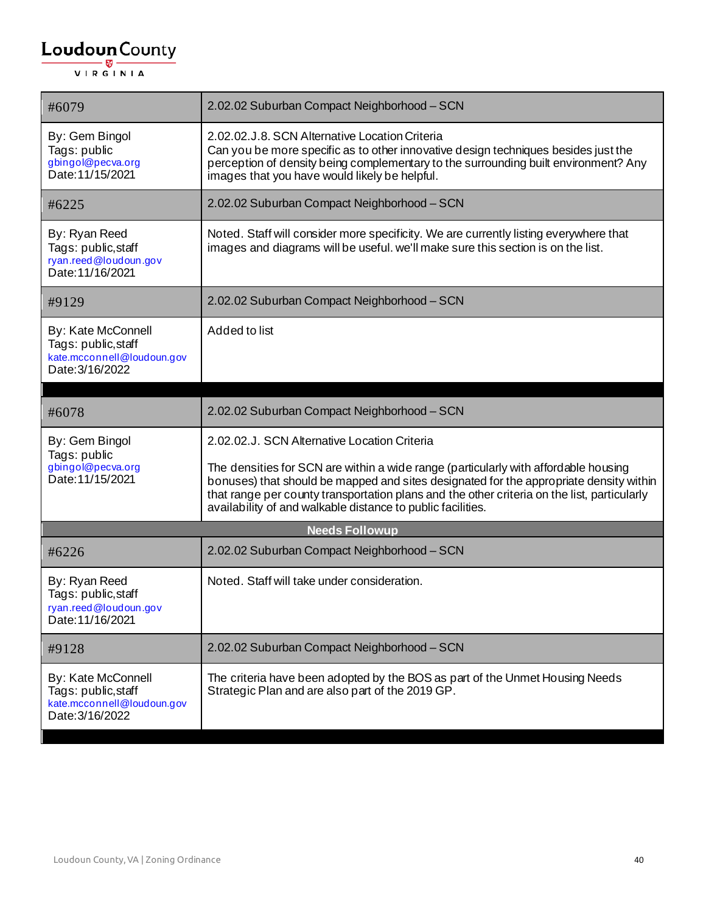| #6079 | 2.02.02 Suburban Compact Neighborhood – SCN |
| --- | --- |
| By: Gem Bingol<br>Tags: public<br>gbingol@pecva.org<br>Date:11/15/2021 | 2.02.02.J.8. SCN Alternative Location Criteria<br>Can you be more specific as to other innovative design techniques besides just the perception of density being complementary to the surrounding built environment? Any images that you have would likely be helpful. |
| #6225 | 2.02.02 Suburban Compact Neighborhood – SCN |
| By: Ryan Reed<br>Tags: public,staff<br>ryan.reed@loudoun.gov<br>Date:11/16/2021 | Noted. Staff will consider more specificity. We are currently listing everywhere that images and diagrams will be useful. we'll make sure this section is on the list. |
| #9129 | 2.02.02 Suburban Compact Neighborhood – SCN |
| By: Kate McConnell<br>Tags: public,staff<br>kate.mcconnell@loudoun.gov<br>Date:3/16/2022 | Added to list |

| #6078 | 2.02.02 Suburban Compact Neighborhood – SCN |
| --- | --- |
| By: Gem Bingol<br>Tags: public<br>gbingol@pecva.org<br>Date:11/15/2021 | 2.02.02.J. SCN Alternative Location Criteria<br><br>The densities for SCN are within a wide range (particularly with affordable housing bonuses) that should be mapped and sites designated for the appropriate density within that range per county transportation plans and the other criteria on the list, particularly availability of and walkable distance to public facilities. |
| **Needs Followup** | |
| #6226 | 2.02.02 Suburban Compact Neighborhood – SCN |
| By: Ryan Reed<br>Tags: public,staff<br>ryan.reed@loudoun.gov<br>Date:11/16/2021 | Noted. Staff will take under consideration. |
| #9128 | 2.02.02 Suburban Compact Neighborhood – SCN |
| By: Kate McConnell<br>Tags: public,staff<br>kate.mcconnell@loudoun.gov<br>Date:3/16/2022 | The criteria have been adopted by the BOS as part of the Unmet Housing Needs Strategic Plan and are also part of the 2019 GP. |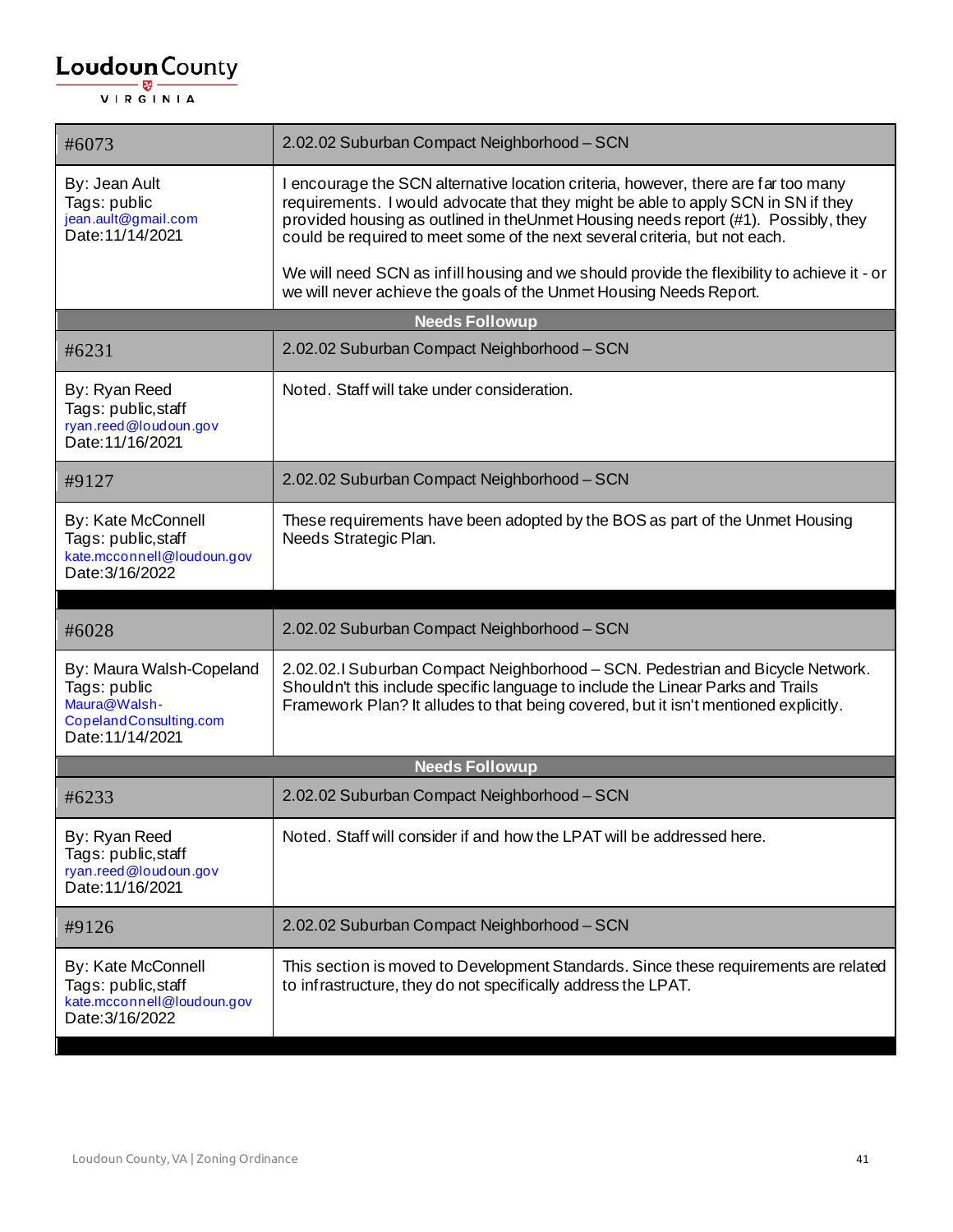| #6073 | 2.02.02 Suburban Compact Neighborhood – SCN |
|---|---|
| By: Jean Ault<br>Tags: public<br>jean.ault@gmail.com<br>Date:11/14/2021 | I encourage the SCN alternative location criteria, however, there are far too many requirements. I would advocate that they might be able to apply SCN in SN if they provided housing as outlined in theUnmet Housing needs report (#1). Possibly, they could be required to meet some of the next several criteria, but not each.<br><br>We will need SCN as infill housing and we should provide the flexibility to achieve it - or we will never achieve the goals of the Unmet Housing Needs Report. |
| **Needs Followup** | |
| #6231 | 2.02.02 Suburban Compact Neighborhood – SCN |
| By: Ryan Reed<br>Tags: public,staff<br>ryan.reed@loudoun.gov<br>Date:11/16/2021 | Noted. Staff will take under consideration. |
| #9127 | 2.02.02 Suburban Compact Neighborhood – SCN |
| By: Kate McConnell<br>Tags: public,staff<br>kate.mcconnell@loudoun.gov<br>Date:3/16/2022 | These requirements have been adopted by the BOS as part of the Unmet Housing Needs Strategic Plan. |

| #6028 | 2.02.02 Suburban Compact Neighborhood – SCN |
|---|---|
| By: Maura Walsh-Copeland<br>Tags: public<br>Maura@Walsh-CopelandConsulting.com<br>Date:11/14/2021 | 2.02.02.I Suburban Compact Neighborhood – SCN. Pedestrian and Bicycle Network. Shouldn't this include specific language to include the Linear Parks and Trails Framework Plan? It alludes to that being covered, but it isn't mentioned explicitly. |
| **Needs Followup** | |
| #6233 | 2.02.02 Suburban Compact Neighborhood – SCN |
| By: Ryan Reed<br>Tags: public,staff<br>ryan.reed@loudoun.gov<br>Date:11/16/2021 | Noted. Staff will consider if and how the LPAT will be addressed here. |
| #9126 | 2.02.02 Suburban Compact Neighborhood – SCN |
| By: Kate McConnell<br>Tags: public,staff<br>kate.mcconnell@loudoun.gov<br>Date:3/16/2022 | This section is moved to Development Standards. Since these requirements are related to infrastructure, they do not specifically address the LPAT. |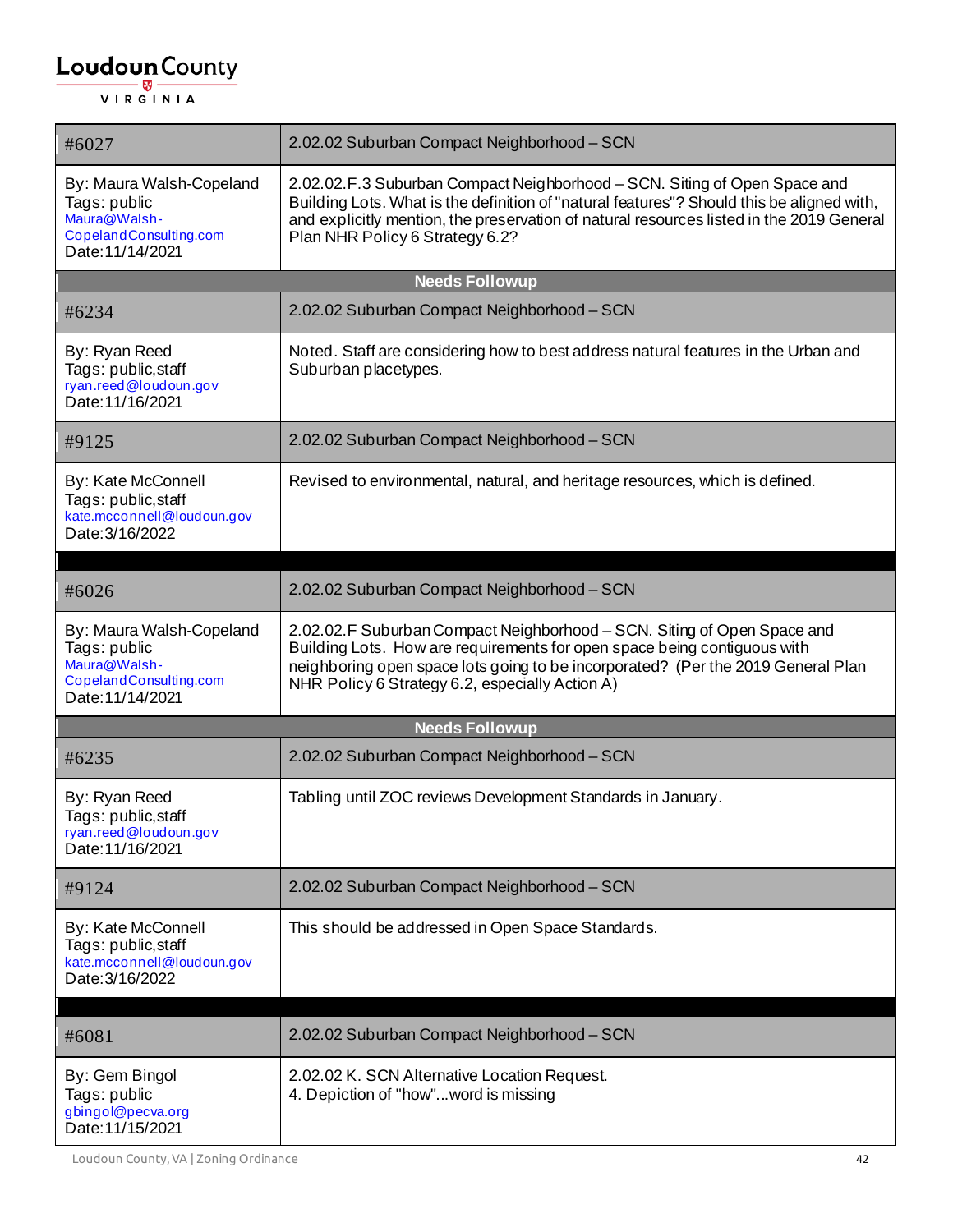| #6027 | 2.02.02 Suburban Compact Neighborhood – SCN |
|---|---|
| By: Maura Walsh-Copeland<br>Tags: public<br>Maura@Walsh-CopelandConsulting.com<br>Date:11/14/2021 | 2.02.02.F.3 Suburban Compact Neighborhood – SCN. Siting of Open Space and Building Lots. What is the definition of "natural features"? Should this be aligned with, and explicitly mention, the preservation of natural resources listed in the 2019 General Plan NHR Policy 6 Strategy 6.2? |
| **Needs Followup** | |
| #6234 | 2.02.02 Suburban Compact Neighborhood – SCN |
| By: Ryan Reed<br>Tags: public,staff<br>ryan.reed@loudoun.gov<br>Date:11/16/2021 | Noted. Staff are considering how to best address natural features in the Urban and Suburban placetypes. |
| #9125 | 2.02.02 Suburban Compact Neighborhood – SCN |
| By: Kate McConnell<br>Tags: public,staff<br>kate.mcconnell@loudoun.gov<br>Date:3/16/2022 | Revised to environmental, natural, and heritage resources, which is defined. |

| #6026 | 2.02.02 Suburban Compact Neighborhood – SCN |
|---|---|
| By: Maura Walsh-Copeland<br>Tags: public<br>Maura@Walsh-CopelandConsulting.com<br>Date:11/14/2021 | 2.02.02.F Suburban Compact Neighborhood – SCN. Siting of Open Space and Building Lots. How are requirements for open space being contiguous with neighboring open space lots going to be incorporated? (Per the 2019 General Plan NHR Policy 6 Strategy 6.2, especially Action A) |
| **Needs Followup** | |
| #6235 | 2.02.02 Suburban Compact Neighborhood – SCN |
| By: Ryan Reed<br>Tags: public,staff<br>ryan.reed@loudoun.gov<br>Date:11/16/2021 | Tabling until ZOC reviews Development Standards in January. |
| #9124 | 2.02.02 Suburban Compact Neighborhood – SCN |
| By: Kate McConnell<br>Tags: public,staff<br>kate.mcconnell@loudoun.gov<br>Date:3/16/2022 | This should be addressed in Open Space Standards. |

| #6081 | 2.02.02 Suburban Compact Neighborhood – SCN |
|---|---|
| By: Gem Bingol<br>Tags: public<br>gbingol@pecva.org<br>Date:11/15/2021 | 2.02.02 K. SCN Alternative Location Request.<br>4. Depiction of "how"...word is missing |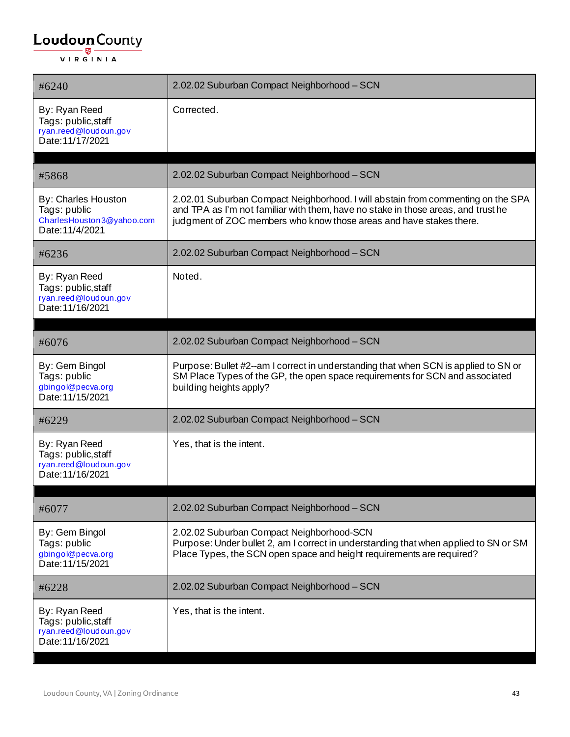| #6240 | 2.02.02 Suburban Compact Neighborhood – SCN |
|---|---|
| By: Ryan Reed<br>Tags: public,staff<br>ryan.reed@loudoun.gov<br>Date:11/17/2021 | Corrected. |

| #5868 | 2.02.02 Suburban Compact Neighborhood – SCN |
|---|---|
| By: Charles Houston<br>Tags: public<br>CharlesHouston3@yahoo.com<br>Date:11/4/2021 | 2.02.01 Suburban Compact Neighborhood. I will abstain from commenting on the SPA and TPA as I'm not familiar with them, have no stake in those areas, and trust he judgment of ZOC members who know those areas and have stakes there. |
| #6236 | 2.02.02 Suburban Compact Neighborhood – SCN |
| By: Ryan Reed<br>Tags: public,staff<br>ryan.reed@loudoun.gov<br>Date:11/16/2021 | Noted. |

| #6076 | 2.02.02 Suburban Compact Neighborhood – SCN |
|---|---|
| By: Gem Bingol<br>Tags: public<br>gbingol@pecva.org<br>Date:11/15/2021 | Purpose: Bullet #2--am I correct in understanding that when SCN is applied to SN or SM Place Types of the GP, the open space requirements for SCN and associated building heights apply? |
| #6229 | 2.02.02 Suburban Compact Neighborhood – SCN |
| By: Ryan Reed<br>Tags: public,staff<br>ryan.reed@loudoun.gov<br>Date:11/16/2021 | Yes, that is the intent. |

| #6077 | 2.02.02 Suburban Compact Neighborhood – SCN |
|---|---|
| By: Gem Bingol<br>Tags: public<br>gbingol@pecva.org<br>Date:11/15/2021 | 2.02.02 Suburban Compact Neighborhood-SCN<br>Purpose: Under bullet 2, am I correct in understanding that when applied to SN or SM Place Types, the SCN open space and height requirements are required? |
| #6228 | 2.02.02 Suburban Compact Neighborhood – SCN |
| By: Ryan Reed<br>Tags: public,staff<br>ryan.reed@loudoun.gov<br>Date:11/16/2021 | Yes, that is the intent. |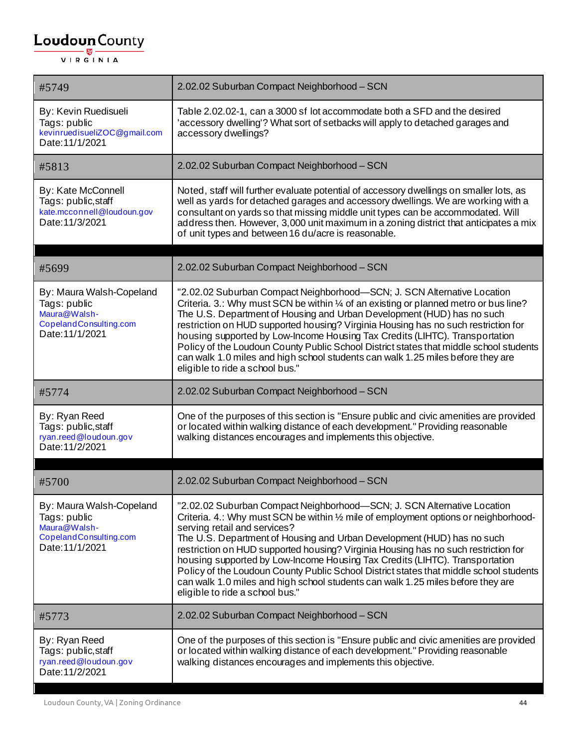| #5749 | 2.02.02 Suburban Compact Neighborhood – SCN |
| --- | --- |
| By: Kevin Ruedisueli<br>Tags: public<br>kevinruedisueliZOC@gmail.com<br>Date:11/1/2021 | Table 2.02.02-1, can a 3000 sf lot accommodate both a SFD and the desired 'accessory dwelling'? What sort of setbacks will apply to detached garages and accessory dwellings? |
| #5813 | 2.02.02 Suburban Compact Neighborhood – SCN |
| By: Kate McConnell<br>Tags: public,staff<br>kate.mcconnell@loudoun.gov<br>Date:11/3/2021 | Noted, staff will further evaluate potential of accessory dwellings on smaller lots, as well as yards for detached garages and accessory dwellings. We are working with a consultant on yards so that missing middle unit types can be accommodated. Will address then. However, 3,000 unit maximum in a zoning district that anticipates a mix of unit types and between 16 du/acre is reasonable. |

| #5699 | 2.02.02 Suburban Compact Neighborhood – SCN |
| --- | --- |
| By: Maura Walsh-Copeland<br>Tags: public<br>Maura@Walsh-CopelandConsulting.com<br>Date:11/1/2021 | "2.02.02 Suburban Compact Neighborhood—SCN; J. SCN Alternative Location Criteria. 3.: Why must SCN be within ¼ of an existing or planned metro or bus line? The U.S. Department of Housing and Urban Development (HUD) has no such restriction on HUD supported housing? Virginia Housing has no such restriction for housing supported by Low-Income Housing Tax Credits (LIHTC). Transportation Policy of the Loudoun County Public School District states that middle school students can walk 1.0 miles and high school students can walk 1.25 miles before they are eligible to ride a school bus." |
| #5774 | 2.02.02 Suburban Compact Neighborhood – SCN |
| By: Ryan Reed<br>Tags: public,staff<br>ryan.reed@loudoun.gov<br>Date:11/2/2021 | One of the purposes of this section is "Ensure public and civic amenities are provided or located within walking distance of each development." Providing reasonable walking distances encourages and implements this objective. |

| #5700 | 2.02.02 Suburban Compact Neighborhood – SCN |
| --- | --- |
| By: Maura Walsh-Copeland<br>Tags: public<br>Maura@Walsh-CopelandConsulting.com<br>Date:11/1/2021 | "2.02.02 Suburban Compact Neighborhood—SCN; J. SCN Alternative Location Criteria. 4.: Why must SCN be within ½ mile of employment options or neighborhood-serving retail and services?<br>The U.S. Department of Housing and Urban Development (HUD) has no such restriction on HUD supported housing? Virginia Housing has no such restriction for housing supported by Low-Income Housing Tax Credits (LIHTC). Transportation Policy of the Loudoun County Public School District states that middle school students can walk 1.0 miles and high school students can walk 1.25 miles before they are eligible to ride a school bus." |
| #5773 | 2.02.02 Suburban Compact Neighborhood – SCN |
| By: Ryan Reed<br>Tags: public,staff<br>ryan.reed@loudoun.gov<br>Date:11/2/2021 | One of the purposes of this section is "Ensure public and civic amenities are provided or located within walking distance of each development." Providing reasonable walking distances encourages and implements this objective. |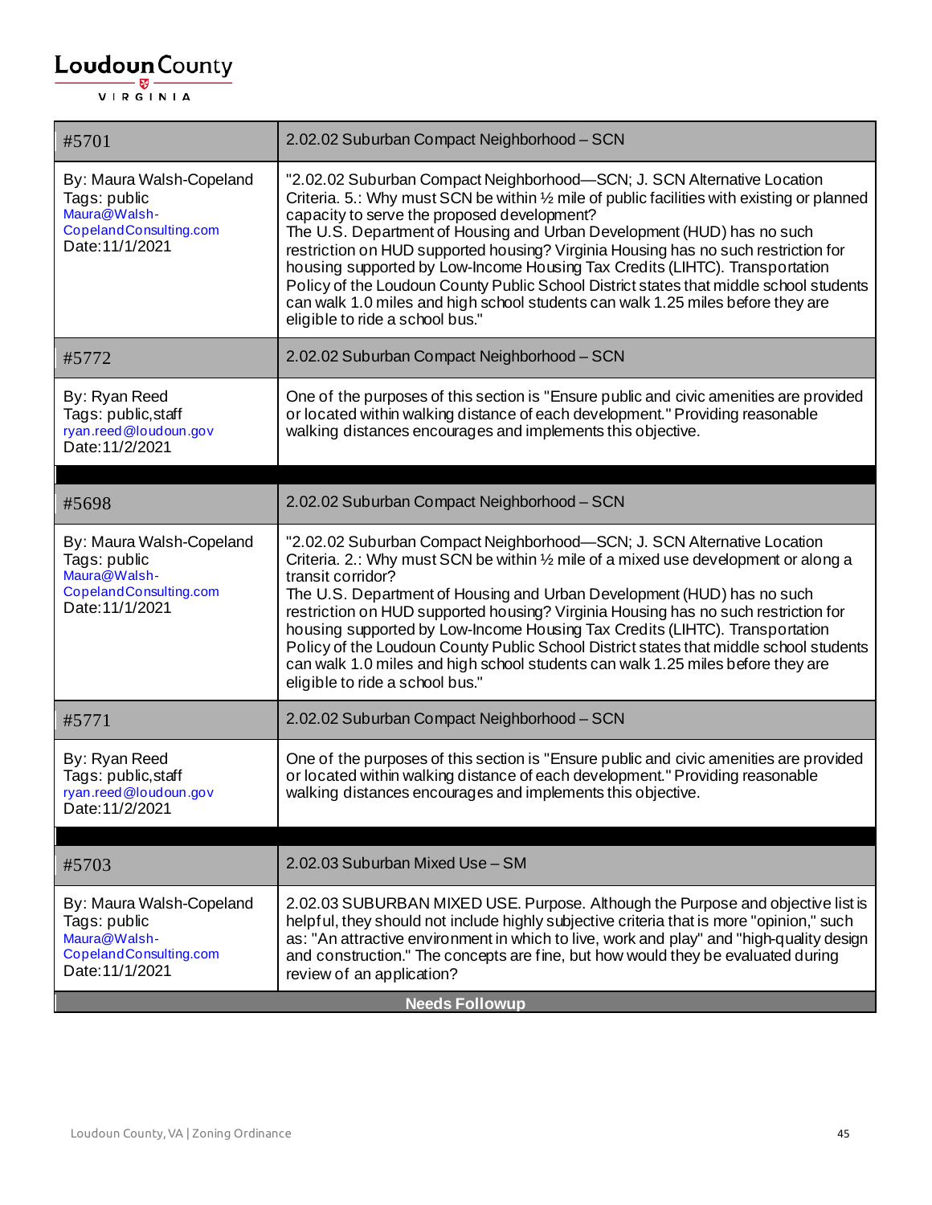| #5701 | 2.02.02 Suburban Compact Neighborhood – SCN |
|---|---|
| By: Maura Walsh-Copeland<br>Tags: public<br>Maura@Walsh-CopelandConsulting.com<br>Date:11/1/2021 | "2.02.02 Suburban Compact Neighborhood—SCN; J. SCN Alternative Location Criteria. 5.: Why must SCN be within ½ mile of public facilities with existing or planned capacity to serve the proposed development?<br>The U.S. Department of Housing and Urban Development (HUD) has no such restriction on HUD supported housing? Virginia Housing has no such restriction for housing supported by Low-Income Housing Tax Credits (LIHTC). Transportation Policy of the Loudoun County Public School District states that middle school students can walk 1.0 miles and high school students can walk 1.25 miles before they are eligible to ride a school bus." |
| #5772 | 2.02.02 Suburban Compact Neighborhood – SCN |
| By: Ryan Reed<br>Tags: public,staff<br>ryan.reed@loudoun.gov<br>Date:11/2/2021 | One of the purposes of this section is "Ensure public and civic amenities are provided or located within walking distance of each development." Providing reasonable walking distances encourages and implements this objective. |

| #5698 | 2.02.02 Suburban Compact Neighborhood – SCN |
|---|---|
| By: Maura Walsh-Copeland<br>Tags: public<br>Maura@Walsh-CopelandConsulting.com<br>Date:11/1/2021 | "2.02.02 Suburban Compact Neighborhood—SCN; J. SCN Alternative Location Criteria. 2.: Why must SCN be within ½ mile of a mixed use development or along a transit corridor?<br>The U.S. Department of Housing and Urban Development (HUD) has no such restriction on HUD supported housing? Virginia Housing has no such restriction for housing supported by Low-Income Housing Tax Credits (LIHTC). Transportation Policy of the Loudoun County Public School District states that middle school students can walk 1.0 miles and high school students can walk 1.25 miles before they are eligible to ride a school bus." |
| #5771 | 2.02.02 Suburban Compact Neighborhood – SCN |
| By: Ryan Reed<br>Tags: public,staff<br>ryan.reed@loudoun.gov<br>Date:11/2/2021 | One of the purposes of this section is "Ensure public and civic amenities are provided or located within walking distance of each development." Providing reasonable walking distances encourages and implements this objective. |

| #5703 | 2.02.03 Suburban Mixed Use – SM |
|---|---|
| By: Maura Walsh-Copeland<br>Tags: public<br>Maura@Walsh-CopelandConsulting.com<br>Date:11/1/2021 | 2.02.03 SUBURBAN MIXED USE. Purpose. Although the Purpose and objective list is helpful, they should not include highly subjective criteria that is more "opinion," such as: "An attractive environment in which to live, work and play" and "high-quality design and construction." The concepts are fine, but how would they be evaluated during review of an application? |
| **Needs Followup** | |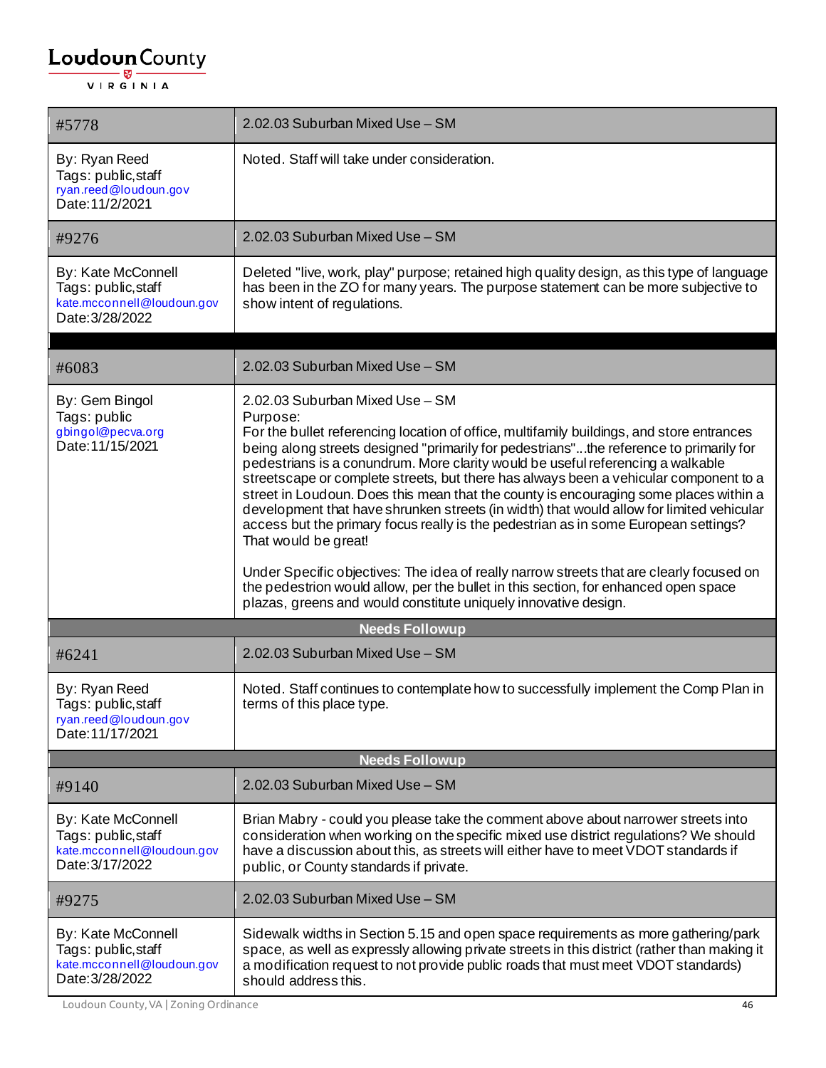| #5778 | 2.02.03 Suburban Mixed Use – SM |
|---|---|
| By: Ryan Reed<br>Tags: public,staff<br>ryan.reed@loudoun.gov<br>Date:11/2/2021 | Noted. Staff will take under consideration. |

| #9276 | 2.02.03 Suburban Mixed Use – SM |
|---|---|
| By: Kate McConnell<br>Tags: public,staff<br>kate.mcconnell@loudoun.gov<br>Date:3/28/2022 | Deleted "live, work, play" purpose; retained high quality design, as this type of language has been in the ZO for many years. The purpose statement can be more subjective to show intent of regulations. |

| #6083 | 2.02.03 Suburban Mixed Use – SM |
|---|---|
| By: Gem Bingol<br>Tags: public<br>gbingol@pecva.org<br>Date:11/15/2021 | 2.02.03 Suburban Mixed Use – SM<br>Purpose:<br>For the bullet referencing location of office, multifamily buildings, and store entrances being along streets designed "primarily for pedestrians"...the reference to primarily for pedestrians is a conundrum. More clarity would be useful referencing a walkable streetscape or complete streets, but there has always been a vehicular component to a street in Loudoun. Does this mean that the county is encouraging some places within a development that have shrunken streets (in width) that would allow for limited vehicular access but the primary focus really is the pedestrian as in some European settings? That would be great!<br><br>Under Specific objectives: The idea of really narrow streets that are clearly focused on the pedestrion would allow, per the bullet in this section, for enhanced open space plazas, greens and would constitute uniquely innovative design. |

**Needs Followup**

| #6241 | 2.02.03 Suburban Mixed Use – SM |
|---|---|
| By: Ryan Reed<br>Tags: public,staff<br>ryan.reed@loudoun.gov<br>Date:11/17/2021 | Noted. Staff continues to contemplate how to successfully implement the Comp Plan in terms of this place type. |

**Needs Followup**

| #9140 | 2.02.03 Suburban Mixed Use – SM |
|---|---|
| By: Kate McConnell<br>Tags: public,staff<br>kate.mcconnell@loudoun.gov<br>Date:3/17/2022 | Brian Mabry - could you please take the comment above about narrower streets into consideration when working on the specific mixed use district regulations? We should have a discussion about this, as streets will either have to meet VDOT standards if public, or County standards if private. |

| #9275 | 2.02.03 Suburban Mixed Use – SM |
|---|---|
| By: Kate McConnell<br>Tags: public,staff<br>kate.mcconnell@loudoun.gov<br>Date:3/28/2022 | Sidewalk widths in Section 5.15 and open space requirements as more gathering/park space, as well as expressly allowing private streets in this district (rather than making it a modification request to not provide public roads that must meet VDOT standards) should address this. |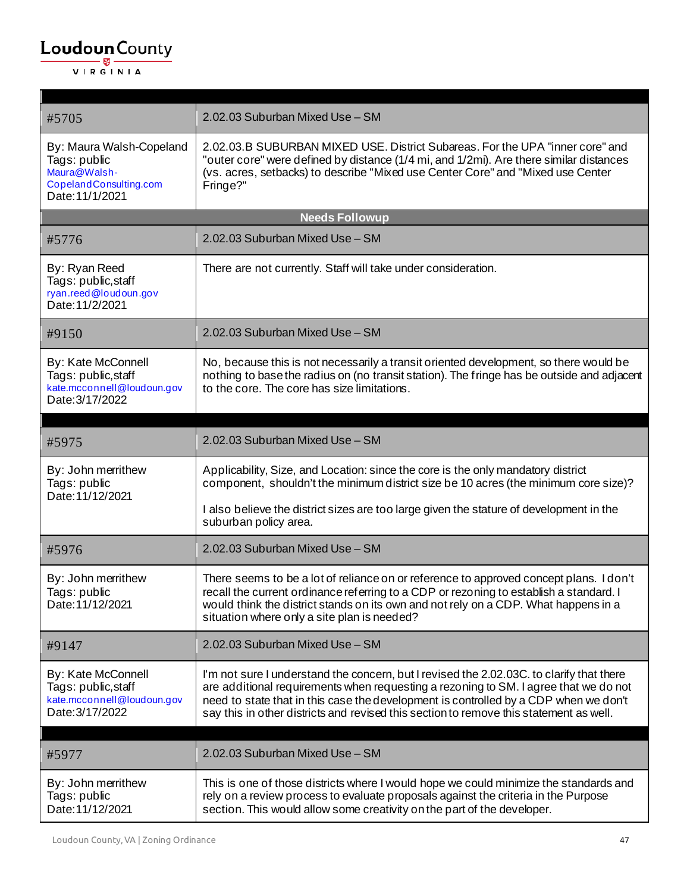| #5705 | 2.02.03 Suburban Mixed Use – SM |
|---|---|
| By: Maura Walsh-Copeland<br>Tags: public<br>Maura@Walsh-CopelandConsulting.com<br>Date:11/1/2021 | 2.02.03.B SUBURBAN MIXED USE. District Subareas. For the UPA "inner core" and "outer core" were defined by distance (1/4 mi, and 1/2mi). Are there similar distances (vs. acres, setbacks) to describe "Mixed use Center Core" and "Mixed use Center Fringe?" |
| **Needs Followup** | |
| #5776 | 2.02.03 Suburban Mixed Use – SM |
| By: Ryan Reed<br>Tags: public,staff<br>ryan.reed@loudoun.gov<br>Date:11/2/2021 | There are not currently. Staff will take under consideration. |
| #9150 | 2.02.03 Suburban Mixed Use – SM |
| By: Kate McConnell<br>Tags: public,staff<br>kate.mcconnell@loudoun.gov<br>Date:3/17/2022 | No, because this is not necessarily a transit oriented development, so there would be nothing to base the radius on (no transit station). The fringe has be outside and adjacent to the core. The core has size limitations. |

| #5975 | 2.02.03 Suburban Mixed Use – SM |
|---|---|
| By: John merrithew<br>Tags: public<br>Date:11/12/2021 | Applicability, Size, and Location: since the core is the only mandatory district component, shouldn't the minimum district size be 10 acres (the minimum core size)?<br><br>I also believe the district sizes are too large given the stature of development in the suburban policy area. |
| #5976 | 2.02.03 Suburban Mixed Use – SM |
| By: John merrithew<br>Tags: public<br>Date:11/12/2021 | There seems to be a lot of reliance on or reference to approved concept plans. I don't recall the current ordinance referring to a CDP or rezoning to establish a standard. I would think the district stands on its own and not rely on a CDP. What happens in a situation where only a site plan is needed? |
| #9147 | 2.02.03 Suburban Mixed Use – SM |
| By: Kate McConnell<br>Tags: public,staff<br>kate.mcconnell@loudoun.gov<br>Date:3/17/2022 | I'm not sure I understand the concern, but I revised the 2.02.03C. to clarify that there are additional requirements when requesting a rezoning to SM. I agree that we do not need to state that in this case the development is controlled by a CDP when we don't say this in other districts and revised this section to remove this statement as well. |

| #5977 | 2.02.03 Suburban Mixed Use – SM |
|---|---|
| By: John merrithew<br>Tags: public<br>Date:11/12/2021 | This is one of those districts where I would hope we could minimize the standards and rely on a review process to evaluate proposals against the criteria in the Purpose section. This would allow some creativity on the part of the developer. |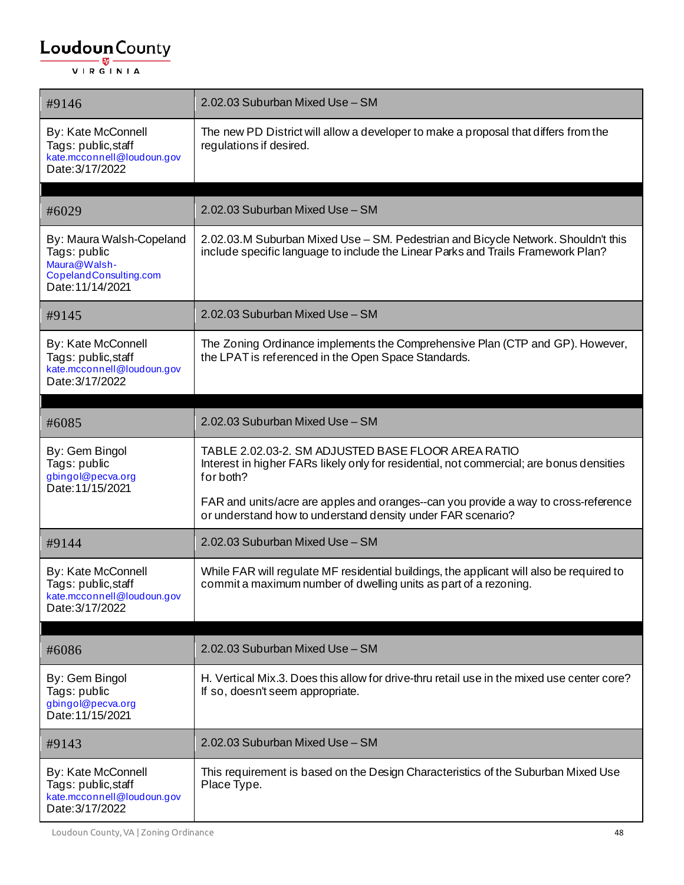| #9146 | 2.02.03 Suburban Mixed Use – SM |
|---|---|
| By: Kate McConnell<br>Tags: public,staff<br>kate.mcconnell@loudoun.gov<br>Date:3/17/2022 | The new PD District will allow a developer to make a proposal that differs from the regulations if desired. |

| #6029 | 2.02.03 Suburban Mixed Use – SM |
|---|---|
| By: Maura Walsh-Copeland<br>Tags: public<br>Maura@Walsh-CopelandConsulting.com<br>Date:11/14/2021 | 2.02.03.M Suburban Mixed Use – SM. Pedestrian and Bicycle Network. Shouldn't this include specific language to include the Linear Parks and Trails Framework Plan? |
| #9145 | 2.02.03 Suburban Mixed Use – SM |
| By: Kate McConnell<br>Tags: public,staff<br>kate.mcconnell@loudoun.gov<br>Date:3/17/2022 | The Zoning Ordinance implements the Comprehensive Plan (CTP and GP). However, the LPAT is referenced in the Open Space Standards. |

| #6085 | 2.02.03 Suburban Mixed Use – SM |
|---|---|
| By: Gem Bingol<br>Tags: public<br>gbingol@pecva.org<br>Date:11/15/2021 | TABLE 2.02.03-2. SM ADJUSTED BASE FLOOR AREA RATIO<br>Interest in higher FARs likely only for residential, not commercial; are bonus densities for both?<br><br>FAR and units/acre are apples and oranges--can you provide a way to cross-reference or understand how to understand density under FAR scenario? |
| #9144 | 2.02.03 Suburban Mixed Use – SM |
| By: Kate McConnell<br>Tags: public,staff<br>kate.mcconnell@loudoun.gov<br>Date:3/17/2022 | While FAR will regulate MF residential buildings, the applicant will also be required to commit a maximum number of dwelling units as part of a rezoning. |

| #6086 | 2.02.03 Suburban Mixed Use – SM |
|---|---|
| By: Gem Bingol<br>Tags: public<br>gbingol@pecva.org<br>Date:11/15/2021 | H. Vertical Mix.3. Does this allow for drive-thru retail use in the mixed use center core? If so, doesn't seem appropriate. |
| #9143 | 2.02.03 Suburban Mixed Use – SM |
| By: Kate McConnell<br>Tags: public,staff<br>kate.mcconnell@loudoun.gov<br>Date:3/17/2022 | This requirement is based on the Design Characteristics of the Suburban Mixed Use Place Type. |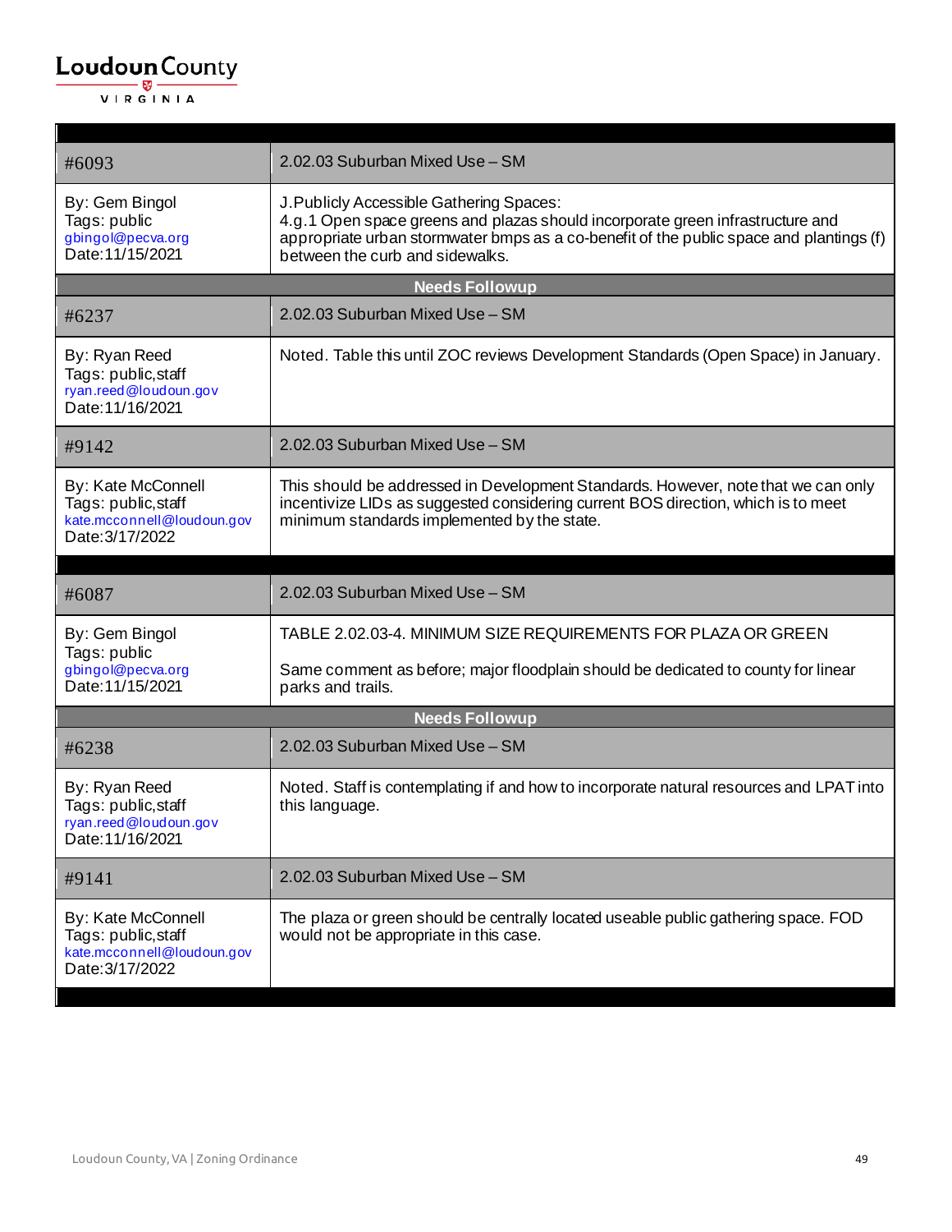| #6093 | 2.02.03 Suburban Mixed Use – SM |
|---|---|
| By: Gem Bingol<br>Tags: public<br>gbingol@pecva.org<br>Date:11/15/2021 | J.Publicly Accessible Gathering Spaces:<br>4.g.1 Open space greens and plazas should incorporate green infrastructure and appropriate urban stormwater bmps as a co-benefit of the public space and plantings (f) between the curb and sidewalks. |
| **Needs Followup** | |
| #6237 | 2.02.03 Suburban Mixed Use – SM |
| By: Ryan Reed<br>Tags: public,staff<br>ryan.reed@loudoun.gov<br>Date:11/16/2021 | Noted. Table this until ZOC reviews Development Standards (Open Space) in January. |
| #9142 | 2.02.03 Suburban Mixed Use – SM |
| By: Kate McConnell<br>Tags: public,staff<br>kate.mcconnell@loudoun.gov<br>Date:3/17/2022 | This should be addressed in Development Standards. However, note that we can only incentivize LIDs as suggested considering current BOS direction, which is to meet minimum standards implemented by the state. |

| #6087 | 2.02.03 Suburban Mixed Use – SM |
|---|---|
| By: Gem Bingol<br>Tags: public<br>gbingol@pecva.org<br>Date:11/15/2021 | TABLE 2.02.03-4. MINIMUM SIZE REQUIREMENTS FOR PLAZA OR GREEN<br><br>Same comment as before; major floodplain should be dedicated to county for linear parks and trails. |
| **Needs Followup** | |
| #6238 | 2.02.03 Suburban Mixed Use – SM |
| By: Ryan Reed<br>Tags: public,staff<br>ryan.reed@loudoun.gov<br>Date:11/16/2021 | Noted. Staff is contemplating if and how to incorporate natural resources and LPAT into this language. |
| #9141 | 2.02.03 Suburban Mixed Use – SM |
| By: Kate McConnell<br>Tags: public,staff<br>kate.mcconnell@loudoun.gov<br>Date:3/17/2022 | The plaza or green should be centrally located useable public gathering space. FOD would not be appropriate in this case. |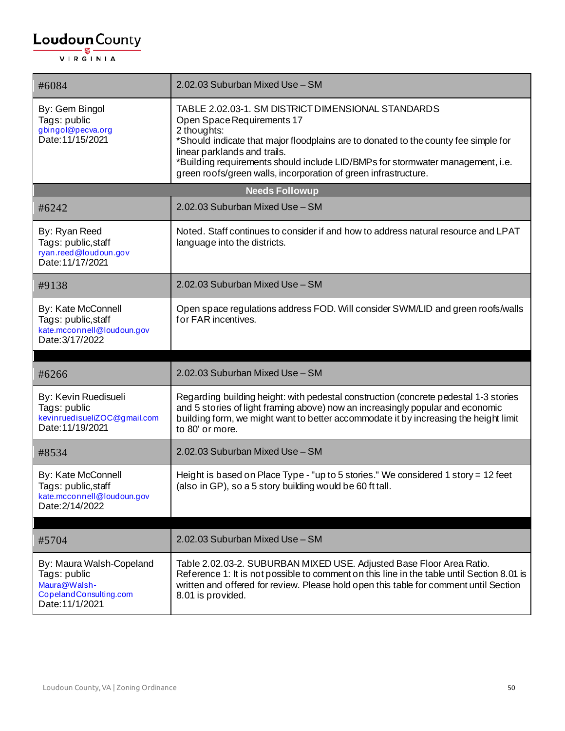| #6084 | 2.02.03 Suburban Mixed Use – SM |
|---|---|
| By: Gem Bingol<br>Tags: public<br>gbingol@pecva.org<br>Date:11/15/2021 | TABLE 2.02.03-1. SM DISTRICT DIMENSIONAL STANDARDS<br>Open Space Requirements 17<br>2 thoughts:<br>*Should indicate that major floodplains are to donated to the county fee simple for linear parklands and trails.<br>*Building requirements should include LID/BMPs for stormwater management, i.e. green roofs/green walls, incorporation of green infrastructure. |
| **Needs Followup** | |
| #6242 | 2.02.03 Suburban Mixed Use – SM |
| By: Ryan Reed<br>Tags: public,staff<br>ryan.reed@loudoun.gov<br>Date:11/17/2021 | Noted. Staff continues to consider if and how to address natural resource and LPAT language into the districts. |
| #9138 | 2.02.03 Suburban Mixed Use – SM |
| By: Kate McConnell<br>Tags: public,staff<br>kate.mcconnell@loudoun.gov<br>Date:3/17/2022 | Open space regulations address FOD. Will consider SWM/LID and green roofs/walls for FAR incentives. |

| #6266 | 2.02.03 Suburban Mixed Use – SM |
|---|---|
| By: Kevin Ruedisueli<br>Tags: public<br>kevinruedisueliZOC@gmail.com<br>Date:11/19/2021 | Regarding building height: with pedestal construction (concrete pedestal 1-3 stories and 5 stories of light framing above) now an increasingly popular and economic building form, we might want to better accommodate it by increasing the height limit to 80' or more. |
| #8534 | 2.02.03 Suburban Mixed Use – SM |
| By: Kate McConnell<br>Tags: public,staff<br>kate.mcconnell@loudoun.gov<br>Date:2/14/2022 | Height is based on Place Type - "up to 5 stories." We considered 1 story = 12 feet (also in GP), so a 5 story building would be 60 ft tall. |

| #5704 | 2.02.03 Suburban Mixed Use – SM |
|---|---|
| By: Maura Walsh-Copeland<br>Tags: public<br>Maura@Walsh-CopelandConsulting.com<br>Date:11/1/2021 | Table 2.02.03-2. SUBURBAN MIXED USE. Adjusted Base Floor Area Ratio.<br>Reference 1: It is not possible to comment on this line in the table until Section 8.01 is written and offered for review. Please hold open this table for comment until Section 8.01 is provided. |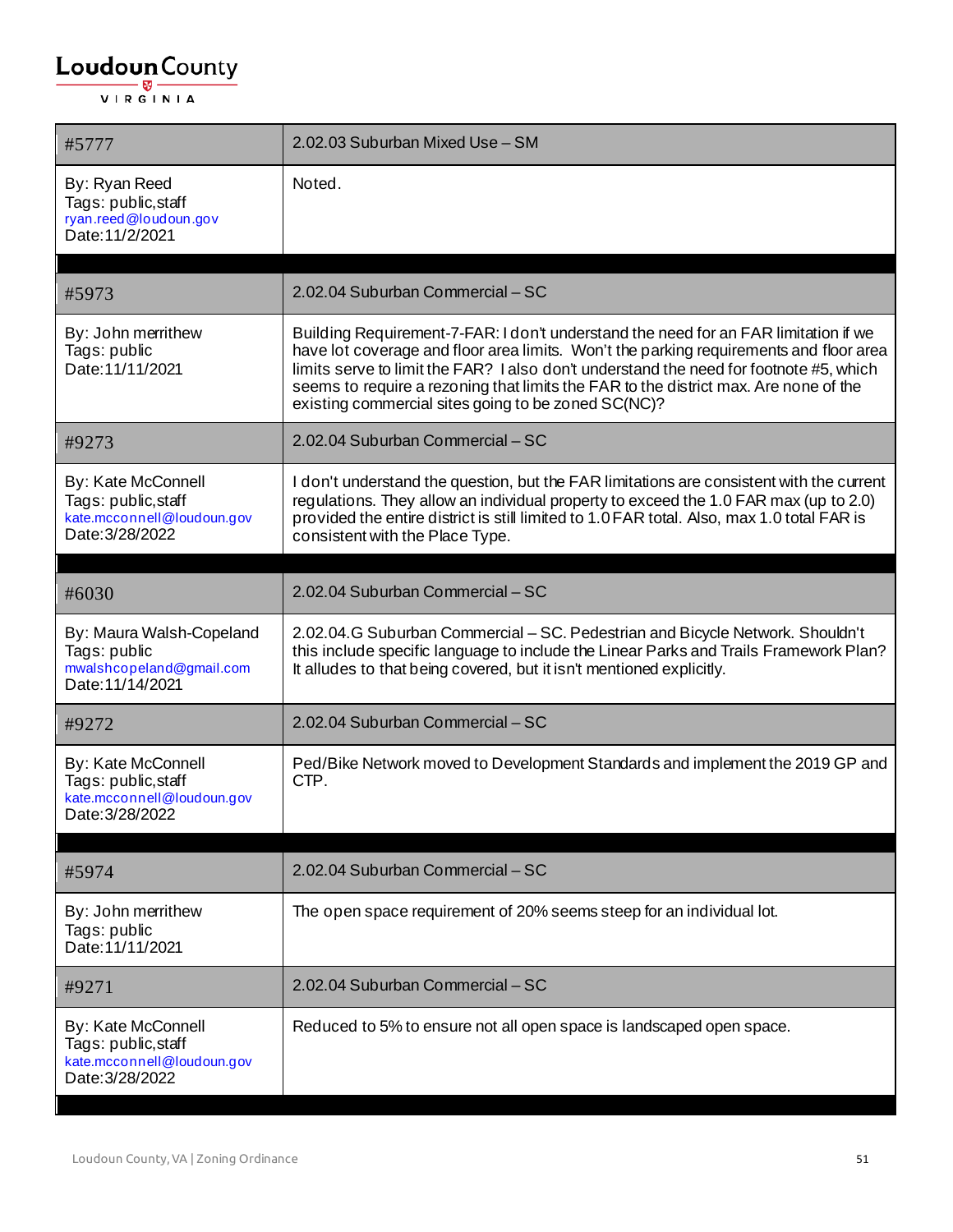| #5777 | 2.02.03 Suburban Mixed Use – SM |
|---|---|
| By: Ryan Reed<br>Tags: public,staff<br>ryan.reed@loudoun.gov<br>Date:11/2/2021 | Noted. |

| #5973 | 2.02.04 Suburban Commercial – SC |
|---|---|
| By: John merrithew<br>Tags: public<br>Date:11/11/2021 | Building Requirement-7-FAR: I don't understand the need for an FAR limitation if we have lot coverage and floor area limits. Won't the parking requirements and floor area limits serve to limit the FAR? I also don't understand the need for footnote #5, which seems to require a rezoning that limits the FAR to the district max. Are none of the existing commercial sites going to be zoned SC(NC)? |
| #9273 | 2.02.04 Suburban Commercial – SC |
| By: Kate McConnell<br>Tags: public,staff<br>kate.mcconnell@loudoun.gov<br>Date:3/28/2022 | I don't understand the question, but the FAR limitations are consistent with the current regulations. They allow an individual property to exceed the 1.0 FAR max (up to 2.0) provided the entire district is still limited to 1.0 FAR total. Also, max 1.0 total FAR is consistent with the Place Type. |

| #6030 | 2.02.04 Suburban Commercial – SC |
|---|---|
| By: Maura Walsh-Copeland<br>Tags: public<br>mwalshcopeland@gmail.com<br>Date:11/14/2021 | 2.02.04.G Suburban Commercial – SC. Pedestrian and Bicycle Network. Shouldn't this include specific language to include the Linear Parks and Trails Framework Plan? It alludes to that being covered, but it isn't mentioned explicitly. |
| #9272 | 2.02.04 Suburban Commercial – SC |
| By: Kate McConnell<br>Tags: public,staff<br>kate.mcconnell@loudoun.gov<br>Date:3/28/2022 | Ped/Bike Network moved to Development Standards and implement the 2019 GP and CTP. |

| #5974 | 2.02.04 Suburban Commercial – SC |
|---|---|
| By: John merrithew<br>Tags: public<br>Date:11/11/2021 | The open space requirement of 20% seems steep for an individual lot. |
| #9271 | 2.02.04 Suburban Commercial – SC |
| By: Kate McConnell<br>Tags: public,staff<br>kate.mcconnell@loudoun.gov<br>Date:3/28/2022 | Reduced to 5% to ensure not all open space is landscaped open space. |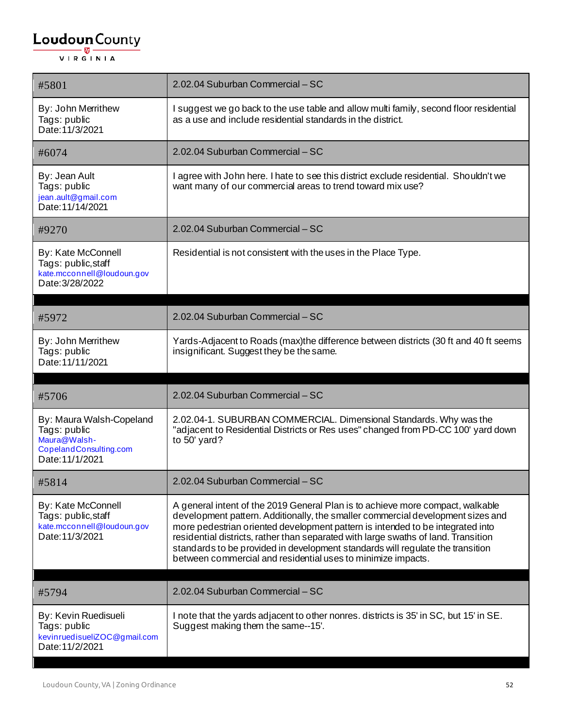| #5801 | 2.02.04 Suburban Commercial – SC |
|---|---|
| By: John Merrithew<br>Tags: public<br>Date:11/3/2021 | I suggest we go back to the use table and allow multi family, second floor residential as a use and include residential standards in the district. |
| #6074 | 2.02.04 Suburban Commercial – SC |
| By: Jean Ault<br>Tags: public<br>jean.ault@gmail.com<br>Date:11/14/2021 | I agree with John here. I hate to see this district exclude residential. Shouldn't we want many of our commercial areas to trend toward mix use? |
| #9270 | 2.02.04 Suburban Commercial – SC |
| By: Kate McConnell<br>Tags: public,staff<br>kate.mcconnell@loudoun.gov<br>Date:3/28/2022 | Residential is not consistent with the uses in the Place Type. |

| #5972 | 2.02.04 Suburban Commercial – SC |
|---|---|
| By: John Merrithew<br>Tags: public<br>Date:11/11/2021 | Yards-Adjacent to Roads (max)the difference between districts (30 ft and 40 ft seems insignificant. Suggest they be the same. |

| #5706 | 2.02.04 Suburban Commercial – SC |
|---|---|
| By: Maura Walsh-Copeland<br>Tags: public<br>Maura@Walsh-CopelandConsulting.com<br>Date:11/1/2021 | 2.02.04-1. SUBURBAN COMMERCIAL. Dimensional Standards. Why was the "adjacent to Residential Districts or Res uses" changed from PD-CC 100' yard down to 50' yard? |
| #5814 | 2.02.04 Suburban Commercial – SC |
| By: Kate McConnell<br>Tags: public,staff<br>kate.mcconnell@loudoun.gov<br>Date:11/3/2021 | A general intent of the 2019 General Plan is to achieve more compact, walkable development pattern. Additionally, the smaller commercial development sizes and more pedestrian oriented development pattern is intended to be integrated into residential districts, rather than separated with large swaths of land. Transition standards to be provided in development standards will regulate the transition between commercial and residential uses to minimize impacts. |

| #5794 | 2.02.04 Suburban Commercial – SC |
|---|---|
| By: Kevin Ruedisueli<br>Tags: public<br>kevinruedisueliZOC@gmail.com<br>Date:11/2/2021 | I note that the yards adjacent to other nonres. districts is 35' in SC, but 15' in SE. Suggest making them the same--15'. |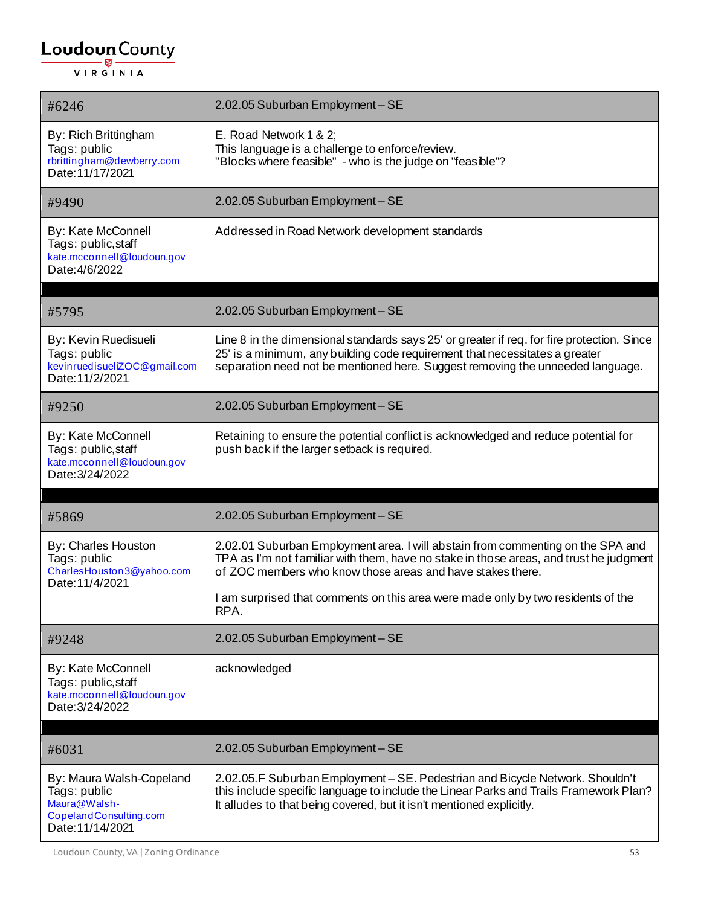| #6246 | 2.02.05 Suburban Employment – SE |
|---|---|
| By: Rich Brittingham<br>Tags: public<br>rbrittingham@dewberry.com<br>Date:11/17/2021 | E. Road Network 1 & 2;<br>This language is a challenge to enforce/review.<br>"Blocks where feasible" - who is the judge on "feasible"? |
| #9490 | 2.02.05 Suburban Employment – SE |
| By: Kate McConnell<br>Tags: public,staff<br>kate.mcconnell@loudoun.gov<br>Date:4/6/2022 | Addressed in Road Network development standards |

| #5795 | 2.02.05 Suburban Employment – SE |
|---|---|
| By: Kevin Ruedisueli<br>Tags: public<br>kevinruedisueliZOC@gmail.com<br>Date:11/2/2021 | Line 8 in the dimensional standards says 25' or greater if req. for fire protection. Since 25' is a minimum, any building code requirement that necessitates a greater separation need not be mentioned here. Suggest removing the unneeded language. |
| #9250 | 2.02.05 Suburban Employment – SE |
| By: Kate McConnell<br>Tags: public,staff<br>kate.mcconnell@loudoun.gov<br>Date:3/24/2022 | Retaining to ensure the potential conflict is acknowledged and reduce potential for push back if the larger setback is required. |

| #5869 | 2.02.05 Suburban Employment – SE |
|---|---|
| By: Charles Houston<br>Tags: public<br>CharlesHouston3@yahoo.com<br>Date:11/4/2021 | 2.02.01 Suburban Employment area. I will abstain from commenting on the SPA and TPA as I'm not familiar with them, have no stake in those areas, and trust he judgment of ZOC members who know those areas and have stakes there.<br><br>I am surprised that comments on this area were made only by two residents of the RPA. |
| #9248 | 2.02.05 Suburban Employment – SE |
| By: Kate McConnell<br>Tags: public,staff<br>kate.mcconnell@loudoun.gov<br>Date:3/24/2022 | acknowledged |

| #6031 | 2.02.05 Suburban Employment – SE |
|---|---|
| By: Maura Walsh-Copeland<br>Tags: public<br>Maura@Walsh-CopelandConsulting.com<br>Date:11/14/2021 | 2.02.05.F Suburban Employment – SE. Pedestrian and Bicycle Network. Shouldn't this include specific language to include the Linear Parks and Trails Framework Plan? It alludes to that being covered, but it isn't mentioned explicitly. |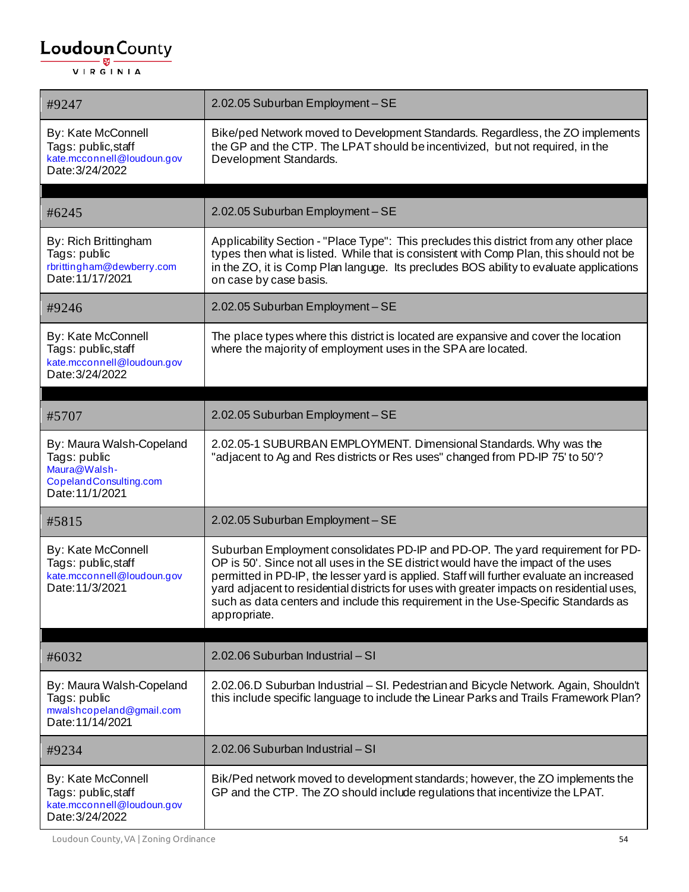| #9247 | 2.02.05 Suburban Employment – SE |
|---|---|
| By: Kate McConnell<br>Tags: public,staff<br>kate.mcconnell@loudoun.gov<br>Date:3/24/2022 | Bike/ped Network moved to Development Standards. Regardless, the ZO implements the GP and the CTP. The LPAT should be incentivized, but not required, in the Development Standards. |

| #6245 | 2.02.05 Suburban Employment – SE |
|---|---|
| By: Rich Brittingham<br>Tags: public<br>rbrittingham@dewberry.com<br>Date:11/17/2021 | Applicability Section - "Place Type": This precludes this district from any other place types then what is listed. While that is consistent with Comp Plan, this should not be in the ZO, it is Comp Plan languge. Its precludes BOS ability to evaluate applications on case by case basis. |
| #9246 | 2.02.05 Suburban Employment – SE |
| By: Kate McConnell<br>Tags: public,staff<br>kate.mcconnell@loudoun.gov<br>Date:3/24/2022 | The place types where this district is located are expansive and cover the location where the majority of employment uses in the SPA are located. |

| #5707 | 2.02.05 Suburban Employment – SE |
|---|---|
| By: Maura Walsh-Copeland<br>Tags: public<br>Maura@Walsh-CopelandConsulting.com<br>Date:11/1/2021 | 2.02.05-1 SUBURBAN EMPLOYMENT. Dimensional Standards. Why was the "adjacent to Ag and Res districts or Res uses" changed from PD-IP 75' to 50'? |
| #5815 | 2.02.05 Suburban Employment – SE |
| By: Kate McConnell<br>Tags: public,staff<br>kate.mcconnell@loudoun.gov<br>Date:11/3/2021 | Suburban Employment consolidates PD-IP and PD-OP. The yard requirement for PD-OP is 50'. Since not all uses in the SE district would have the impact of the uses permitted in PD-IP, the lesser yard is applied. Staff will further evaluate an increased yard adjacent to residential districts for uses with greater impacts on residential uses, such as data centers and include this requirement in the Use-Specific Standards as appropriate. |

| #6032 | 2.02.06 Suburban Industrial – SI |
|---|---|
| By: Maura Walsh-Copeland<br>Tags: public<br>mwalshcopeland@gmail.com<br>Date:11/14/2021 | 2.02.06.D Suburban Industrial – SI. Pedestrian and Bicycle Network. Again, Shouldn't this include specific language to include the Linear Parks and Trails Framework Plan? |
| #9234 | 2.02.06 Suburban Industrial – SI |
| By: Kate McConnell<br>Tags: public,staff<br>kate.mcconnell@loudoun.gov<br>Date:3/24/2022 | Bik/Ped network moved to development standards; however, the ZO implements the GP and the CTP. The ZO should include regulations that incentivize the LPAT. |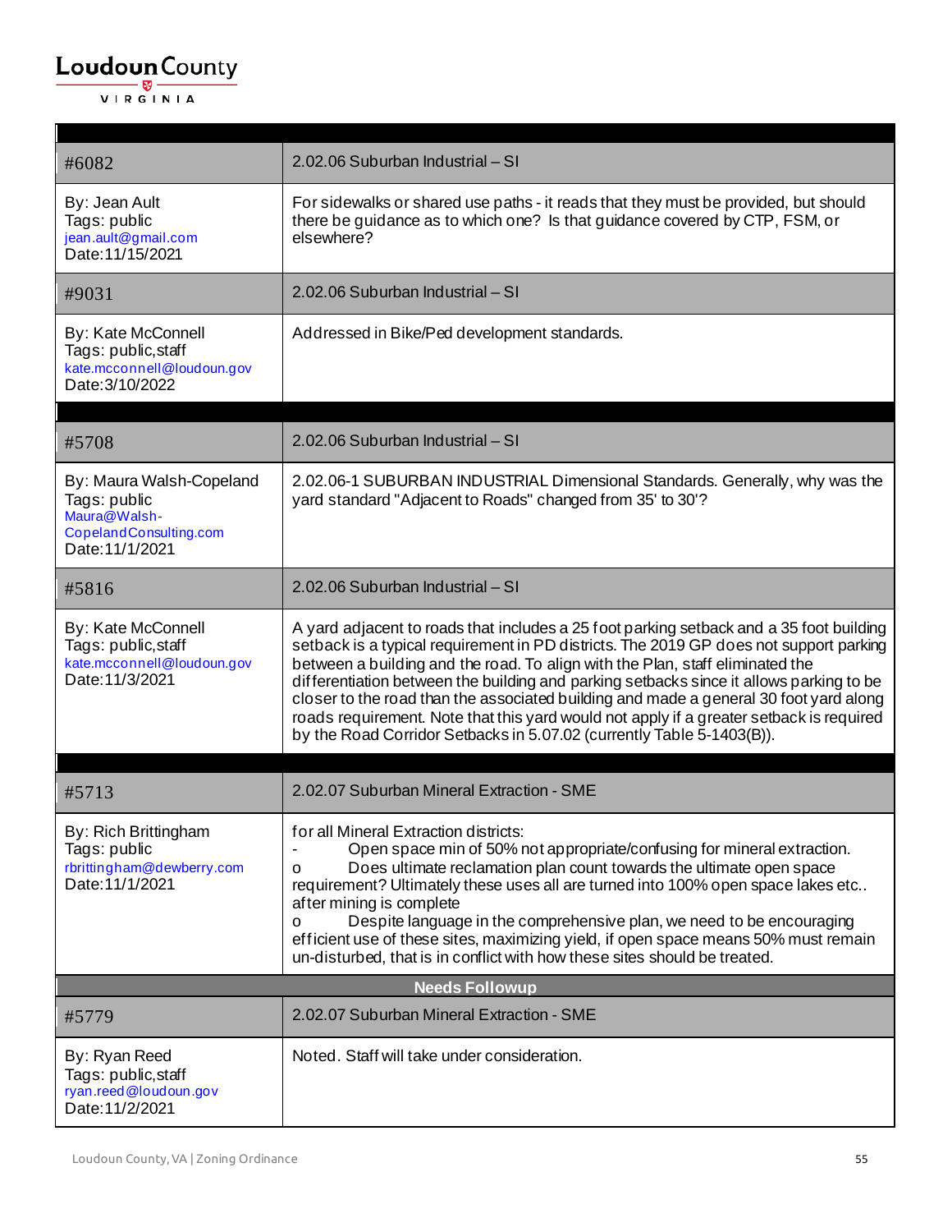| | |
|---|---|
| #6082 | 2.02.06 Suburban Industrial – SI |
| By: Jean Ault<br>Tags: public<br>jean.ault@gmail.com<br>Date:11/15/2021 | For sidewalks or shared use paths - it reads that they must be provided, but should there be guidance as to which one? Is that guidance covered by CTP, FSM, or elsewhere? |
| #9031 | 2.02.06 Suburban Industrial – SI |
| By: Kate McConnell<br>Tags: public,staff<br>kate.mcconnell@loudoun.gov<br>Date:3/10/2022 | Addressed in Bike/Ped development standards. |

| | |
|---|---|
| #5708 | 2.02.06 Suburban Industrial – SI |
| By: Maura Walsh-Copeland<br>Tags: public<br>Maura@Walsh-CopelandConsulting.com<br>Date:11/1/2021 | 2.02.06-1 SUBURBAN INDUSTRIAL Dimensional Standards. Generally, why was the yard standard "Adjacent to Roads" changed from 35' to 30'? |
| #5816 | 2.02.06 Suburban Industrial – SI |
| By: Kate McConnell<br>Tags: public,staff<br>kate.mcconnell@loudoun.gov<br>Date:11/3/2021 | A yard adjacent to roads that includes a 25 foot parking setback and a 35 foot building setback is a typical requirement in PD districts. The 2019 GP does not support parking between a building and the road. To align with the Plan, staff eliminated the differentiation between the building and parking setbacks since it allows parking to be closer to the road than the associated building and made a general 30 foot yard along roads requirement. Note that this yard would not apply if a greater setback is required by the Road Corridor Setbacks in 5.07.02 (currently Table 5-1403(B)). |

| | |
|---|---|
| #5713 | 2.02.07 Suburban Mineral Extraction - SME |
| By: Rich Brittingham<br>Tags: public<br>rbrittingham@dewberry.com<br>Date:11/1/2021 | for all Mineral Extraction districts:<br>- Open space min of 50% not appropriate/confusing for mineral extraction.<br>o Does ultimate reclamation plan count towards the ultimate open space requirement? Ultimately these uses all are turned into 100% open space lakes etc.. after mining is complete<br>o Despite language in the comprehensive plan, we need to be encouraging efficient use of these sites, maximizing yield, if open space means 50% must remain un-disturbed, that is in conflict with how these sites should be treated. |
| **Needs Followup** | |
| #5779 | 2.02.07 Suburban Mineral Extraction - SME |
| By: Ryan Reed<br>Tags: public,staff<br>ryan.reed@loudoun.gov<br>Date:11/2/2021 | Noted. Staff will take under consideration. |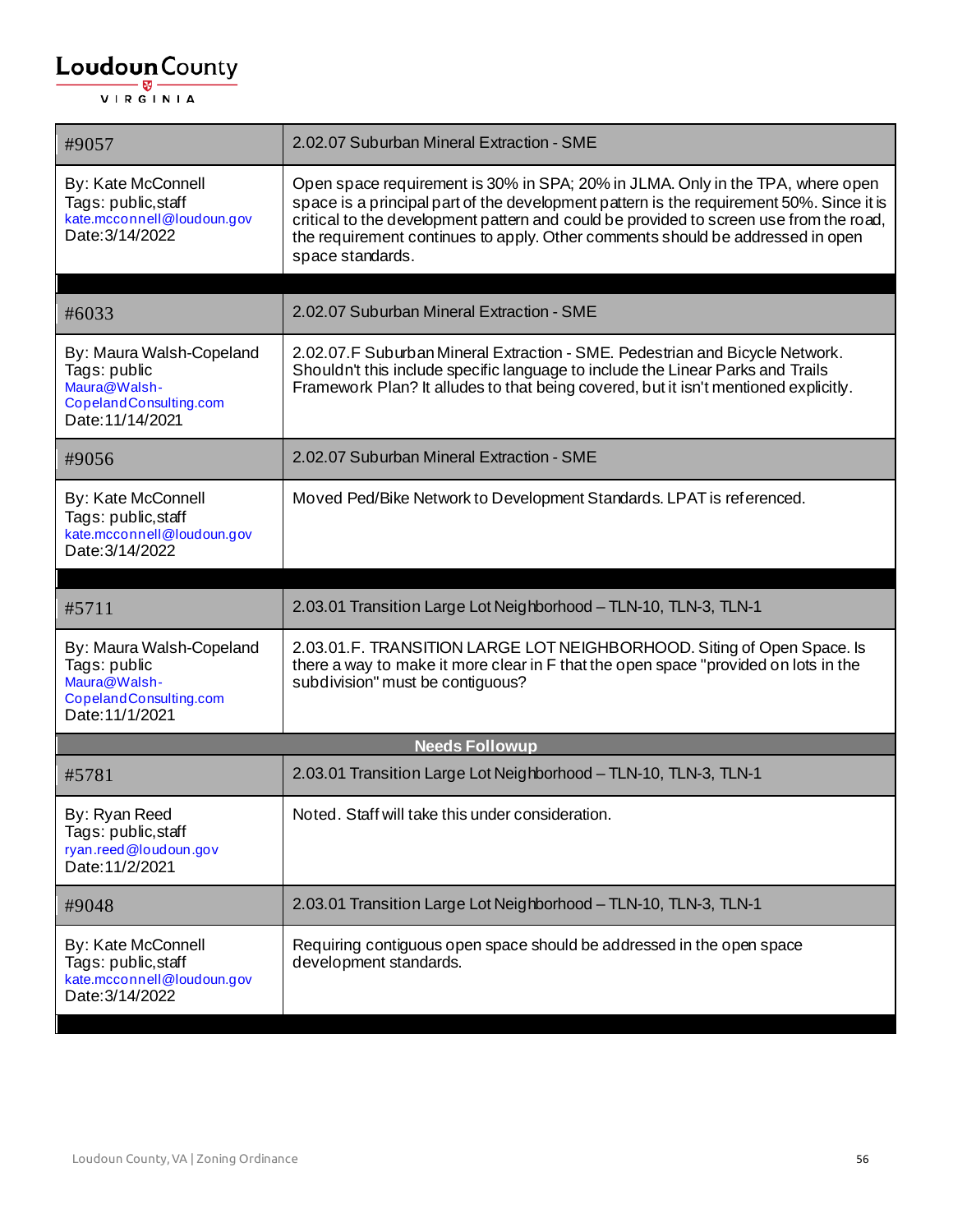| #9057 | 2.02.07 Suburban Mineral Extraction - SME |
|---|---|
| By: Kate McConnell<br>Tags: public,staff<br>kate.mcconnell@loudoun.gov<br>Date:3/14/2022 | Open space requirement is 30% in SPA; 20% in JLMA. Only in the TPA, where open space is a principal part of the development pattern is the requirement 50%. Since it is critical to the development pattern and could be provided to screen use from the road, the requirement continues to apply. Other comments should be addressed in open space standards. |

| #6033 | 2.02.07 Suburban Mineral Extraction - SME |
|---|---|
| By: Maura Walsh-Copeland<br>Tags: public<br>Maura@Walsh-CopelandConsulting.com<br>Date:11/14/2021 | 2.02.07.F Suburban Mineral Extraction - SME. Pedestrian and Bicycle Network. Shouldn't this include specific language to include the Linear Parks and Trails Framework Plan? It alludes to that being covered, but it isn't mentioned explicitly. |
| #9056 | 2.02.07 Suburban Mineral Extraction - SME |
| By: Kate McConnell<br>Tags: public,staff<br>kate.mcconnell@loudoun.gov<br>Date:3/14/2022 | Moved Ped/Bike Network to Development Standards. LPAT is referenced. |

| #5711 | 2.03.01 Transition Large Lot Neighborhood – TLN-10, TLN-3, TLN-1 |
|---|---|
| By: Maura Walsh-Copeland<br>Tags: public<br>Maura@Walsh-CopelandConsulting.com<br>Date:11/1/2021 | 2.03.01.F. TRANSITION LARGE LOT NEIGHBORHOOD. Siting of Open Space. Is there a way to make it more clear in F that the open space "provided on lots in the subdivision" must be contiguous? |
| **Needs Followup** | |
| #5781 | 2.03.01 Transition Large Lot Neighborhood – TLN-10, TLN-3, TLN-1 |
| By: Ryan Reed<br>Tags: public,staff<br>ryan.reed@loudoun.gov<br>Date:11/2/2021 | Noted. Staff will take this under consideration. |
| #9048 | 2.03.01 Transition Large Lot Neighborhood – TLN-10, TLN-3, TLN-1 |
| By: Kate McConnell<br>Tags: public,staff<br>kate.mcconnell@loudoun.gov<br>Date:3/14/2022 | Requiring contiguous open space should be addressed in the open space development standards. |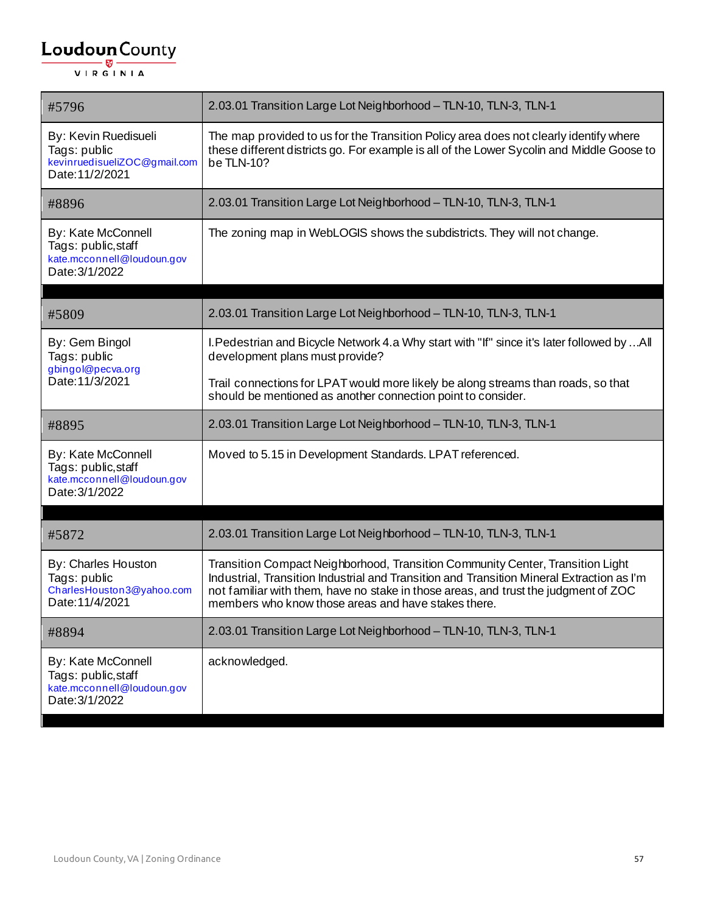| #5796 | 2.03.01 Transition Large Lot Neighborhood – TLN-10, TLN-3, TLN-1 |
|---|---|
| By: Kevin Ruedisueli<br>Tags: public<br>kevinruedisueliZOC@gmail.com<br>Date:11/2/2021 | The map provided to us for the Transition Policy area does not clearly identify where these different districts go. For example is all of the Lower Sycolin and Middle Goose to be TLN-10? |
| #8896 | 2.03.01 Transition Large Lot Neighborhood – TLN-10, TLN-3, TLN-1 |
| By: Kate McConnell<br>Tags: public,staff<br>kate.mcconnell@loudoun.gov<br>Date:3/1/2022 | The zoning map in WebLOGIS shows the subdistricts. They will not change. |

| #5809 | 2.03.01 Transition Large Lot Neighborhood – TLN-10, TLN-3, TLN-1 |
|---|---|
| By: Gem Bingol<br>Tags: public<br>gbingol@pecva.org<br>Date:11/3/2021 | I.Pedestrian and Bicycle Network 4.a Why start with "If" since it's later followed by …All development plans must provide?<br><br>Trail connections for LPAT would more likely be along streams than roads, so that should be mentioned as another connection point to consider. |
| #8895 | 2.03.01 Transition Large Lot Neighborhood – TLN-10, TLN-3, TLN-1 |
| By: Kate McConnell<br>Tags: public,staff<br>kate.mcconnell@loudoun.gov<br>Date:3/1/2022 | Moved to 5.15 in Development Standards. LPAT referenced. |

| #5872 | 2.03.01 Transition Large Lot Neighborhood – TLN-10, TLN-3, TLN-1 |
|---|---|
| By: Charles Houston<br>Tags: public<br>CharlesHouston3@yahoo.com<br>Date:11/4/2021 | Transition Compact Neighborhood, Transition Community Center, Transition Light Industrial, Transition Industrial and Transition and Transition Mineral Extraction as I'm not familiar with them, have no stake in those areas, and trust the judgment of ZOC members who know those areas and have stakes there. |
| #8894 | 2.03.01 Transition Large Lot Neighborhood – TLN-10, TLN-3, TLN-1 |
| By: Kate McConnell<br>Tags: public,staff<br>kate.mcconnell@loudoun.gov<br>Date:3/1/2022 | acknowledged. |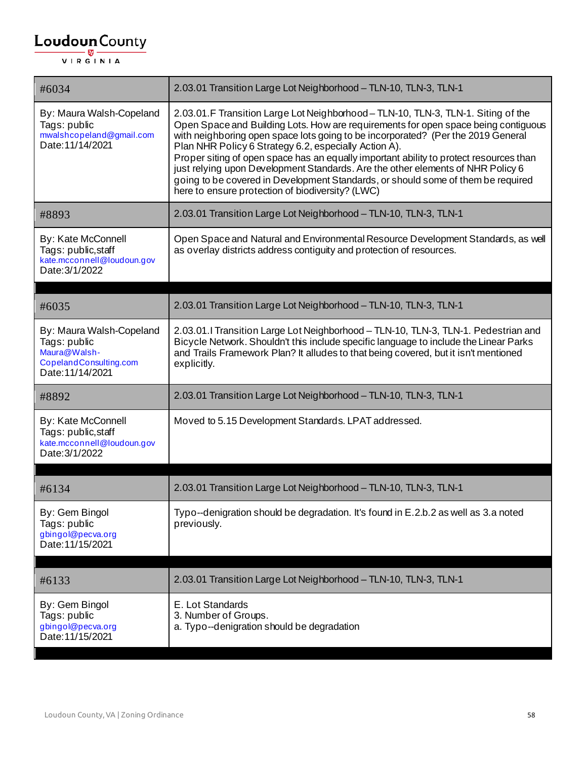| #6034 | 2.03.01 Transition Large Lot Neighborhood – TLN-10, TLN-3, TLN-1 |
|---|---|
| By: Maura Walsh-Copeland<br>Tags: public<br>mwalshcopeland@gmail.com<br>Date:11/14/2021 | 2.03.01.F Transition Large Lot Neighborhood – TLN-10, TLN-3, TLN-1. Siting of the Open Space and Building Lots. How are requirements for open space being contiguous with neighboring open space lots going to be incorporated? (Per the 2019 General Plan NHR Policy 6 Strategy 6.2, especially Action A).<br>Proper siting of open space has an equally important ability to protect resources than just relying upon Development Standards. Are the other elements of NHR Policy 6 going to be covered in Development Standards, or should some of them be required here to ensure protection of biodiversity? (LWC) |
| #8893 | 2.03.01 Transition Large Lot Neighborhood – TLN-10, TLN-3, TLN-1 |
| By: Kate McConnell<br>Tags: public,staff<br>kate.mcconnell@loudoun.gov<br>Date:3/1/2022 | Open Space and Natural and Environmental Resource Development Standards, as well as overlay districts address contiguity and protection of resources. |

| #6035 | 2.03.01 Transition Large Lot Neighborhood – TLN-10, TLN-3, TLN-1 |
|---|---|
| By: Maura Walsh-Copeland<br>Tags: public<br>Maura@Walsh-CopelandConsulting.com<br>Date:11/14/2021 | 2.03.01.I Transition Large Lot Neighborhood – TLN-10, TLN-3, TLN-1. Pedestrian and Bicycle Network. Shouldn't this include specific language to include the Linear Parks and Trails Framework Plan? It alludes to that being covered, but it isn't mentioned explicitly. |
| #8892 | 2.03.01 Transition Large Lot Neighborhood – TLN-10, TLN-3, TLN-1 |
| By: Kate McConnell<br>Tags: public,staff<br>kate.mcconnell@loudoun.gov<br>Date:3/1/2022 | Moved to 5.15 Development Standards. LPAT addressed. |

| #6134 | 2.03.01 Transition Large Lot Neighborhood – TLN-10, TLN-3, TLN-1 |
|---|---|
| By: Gem Bingol<br>Tags: public<br>gbingol@pecva.org<br>Date:11/15/2021 | Typo--denigration should be degradation. It's found in E.2.b.2 as well as 3.a noted previously. |

| #6133 | 2.03.01 Transition Large Lot Neighborhood – TLN-10, TLN-3, TLN-1 |
|---|---|
| By: Gem Bingol<br>Tags: public<br>gbingol@pecva.org<br>Date:11/15/2021 | E. Lot Standards<br>3. Number of Groups.<br>a. Typo--denigration should be degradation |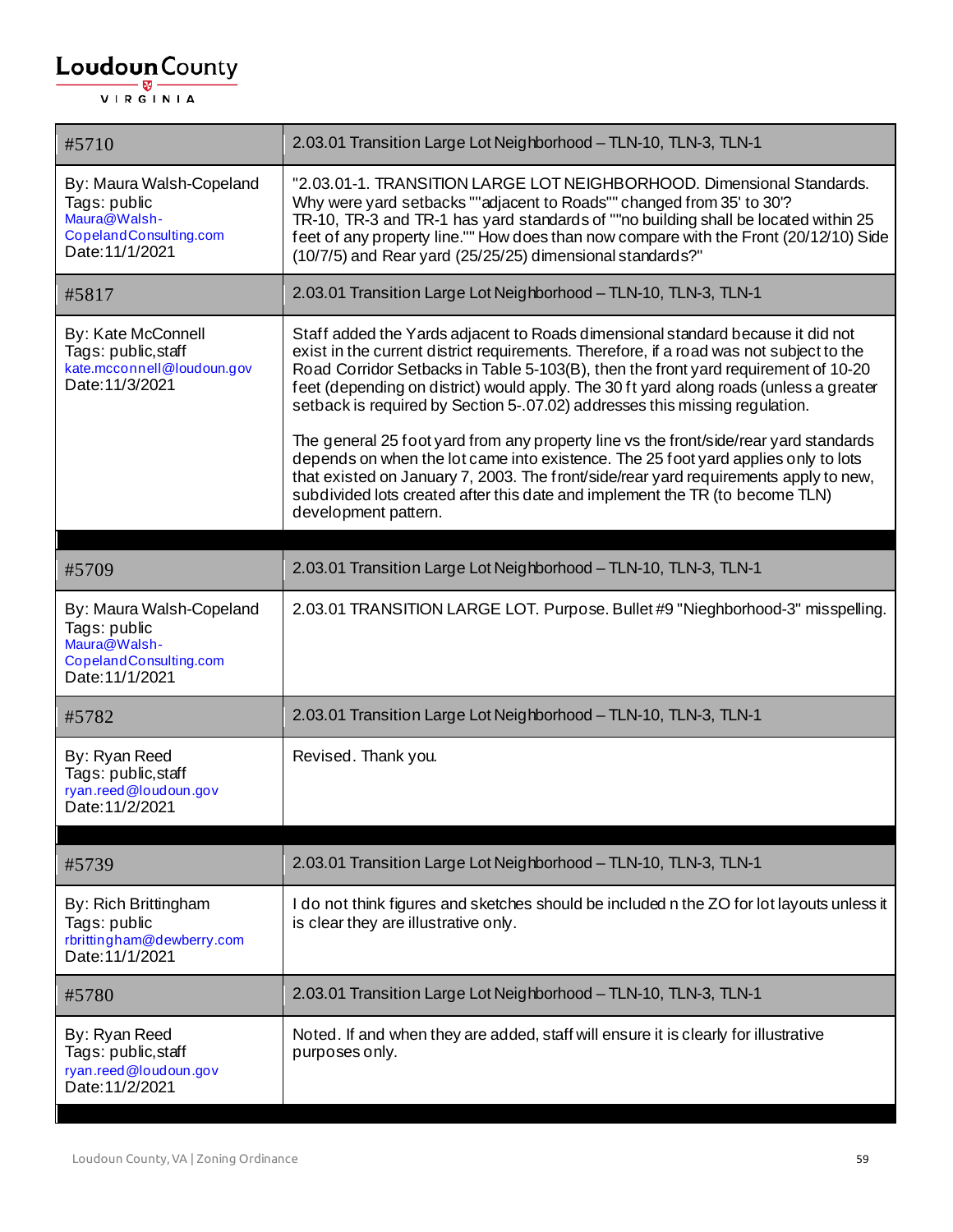| #5710 | 2.03.01 Transition Large Lot Neighborhood – TLN-10, TLN-3, TLN-1 |
|---|---|
| By: Maura Walsh-Copeland<br>Tags: public<br>Maura@Walsh-CopelandConsulting.com<br>Date:11/1/2021 | "2.03.01-1. TRANSITION LARGE LOT NEIGHBORHOOD. Dimensional Standards.<br>Why were yard setbacks ""adjacent to Roads"" changed from 35' to 30'?<br>TR-10, TR-3 and TR-1 has yard standards of ""no building shall be located within 25 feet of any property line."" How does than now compare with the Front (20/12/10) Side (10/7/5) and Rear yard (25/25/25) dimensional standards?" |
| #5817 | 2.03.01 Transition Large Lot Neighborhood – TLN-10, TLN-3, TLN-1 |
| By: Kate McConnell<br>Tags: public,staff<br>kate.mcconnell@loudoun.gov<br>Date:11/3/2021 | Staff added the Yards adjacent to Roads dimensional standard because it did not exist in the current district requirements. Therefore, if a road was not subject to the Road Corridor Setbacks in Table 5-103(B), then the front yard requirement of 10-20 feet (depending on district) would apply. The 30 ft yard along roads (unless a greater setback is required by Section 5-.07.02) addresses this missing regulation.<br><br>The general 25 foot yard from any property line vs the front/side/rear yard standards depends on when the lot came into existence. The 25 foot yard applies only to lots that existed on January 7, 2003. The front/side/rear yard requirements apply to new, subdivided lots created after this date and implement the TR (to become TLN) development pattern. |

| #5709 | 2.03.01 Transition Large Lot Neighborhood – TLN-10, TLN-3, TLN-1 |
|---|---|
| By: Maura Walsh-Copeland<br>Tags: public<br>Maura@Walsh-CopelandConsulting.com<br>Date:11/1/2021 | 2.03.01 TRANSITION LARGE LOT. Purpose. Bullet #9 "Nieghborhood-3" misspelling. |
| #5782 | 2.03.01 Transition Large Lot Neighborhood – TLN-10, TLN-3, TLN-1 |
| By: Ryan Reed<br>Tags: public,staff<br>ryan.reed@loudoun.gov<br>Date:11/2/2021 | Revised. Thank you. |

| #5739 | 2.03.01 Transition Large Lot Neighborhood – TLN-10, TLN-3, TLN-1 |
|---|---|
| By: Rich Brittingham<br>Tags: public<br>rbrittingham@dewberry.com<br>Date:11/1/2021 | I do not think figures and sketches should be included n the ZO for lot layouts unless it is clear they are illustrative only. |
| #5780 | 2.03.01 Transition Large Lot Neighborhood – TLN-10, TLN-3, TLN-1 |
| By: Ryan Reed<br>Tags: public,staff<br>ryan.reed@loudoun.gov<br>Date:11/2/2021 | Noted. If and when they are added, staff will ensure it is clearly for illustrative purposes only. |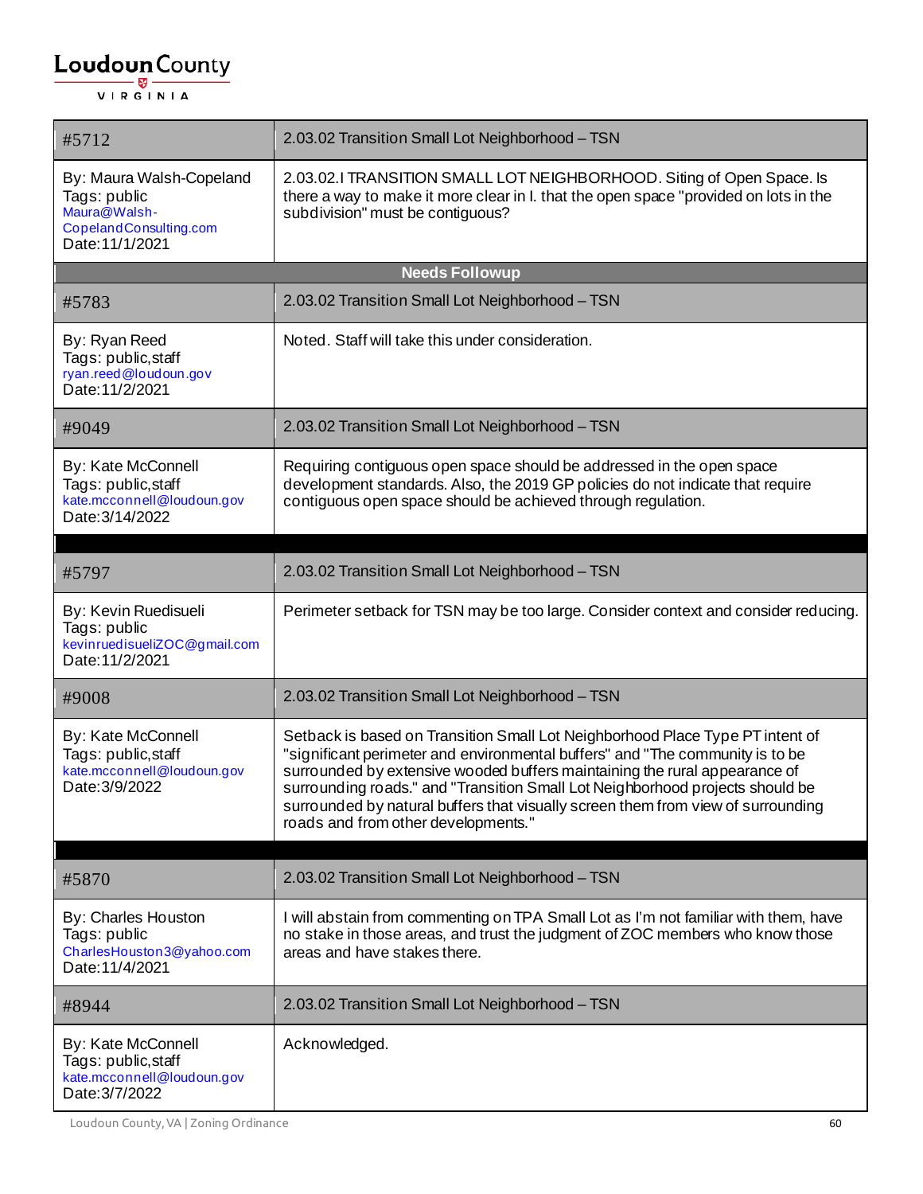| #5712 | 2.03.02 Transition Small Lot Neighborhood – TSN |
|---|---|
| By: Maura Walsh-Copeland<br>Tags: public<br>Maura@Walsh-CopelandConsulting.com<br>Date:11/1/2021 | 2.03.02.I TRANSITION SMALL LOT NEIGHBORHOOD. Siting of Open Space. Is there a way to make it more clear in I. that the open space "provided on lots in the subdivision" must be contiguous? |
| **Needs Followup** | |
| #5783 | 2.03.02 Transition Small Lot Neighborhood – TSN |
| By: Ryan Reed<br>Tags: public,staff<br>ryan.reed@loudoun.gov<br>Date:11/2/2021 | Noted. Staff will take this under consideration. |
| #9049 | 2.03.02 Transition Small Lot Neighborhood – TSN |
| By: Kate McConnell<br>Tags: public,staff<br>kate.mcconnell@loudoun.gov<br>Date:3/14/2022 | Requiring contiguous open space should be addressed in the open space development standards. Also, the 2019 GP policies do not indicate that require contiguous open space should be achieved through regulation. |
| | |
| #5797 | 2.03.02 Transition Small Lot Neighborhood – TSN |
| By: Kevin Ruedisueli<br>Tags: public<br>kevinruedisueliZOC@gmail.com<br>Date:11/2/2021 | Perimeter setback for TSN may be too large. Consider context and consider reducing. |
| #9008 | 2.03.02 Transition Small Lot Neighborhood – TSN |
| By: Kate McConnell<br>Tags: public,staff<br>kate.mcconnell@loudoun.gov<br>Date:3/9/2022 | Setback is based on Transition Small Lot Neighborhood Place Type PT intent of "significant perimeter and environmental buffers" and "The community is to be surrounded by extensive wooded buffers maintaining the rural appearance of surrounding roads." and "Transition Small Lot Neighborhood projects should be surrounded by natural buffers that visually screen them from view of surrounding roads and from other developments." |
| | |
| #5870 | 2.03.02 Transition Small Lot Neighborhood – TSN |
| By: Charles Houston<br>Tags: public<br>CharlesHouston3@yahoo.com<br>Date:11/4/2021 | I will abstain from commenting on TPA Small Lot as I'm not familiar with them, have no stake in those areas, and trust the judgment of ZOC members who know those areas and have stakes there. |
| #8944 | 2.03.02 Transition Small Lot Neighborhood – TSN |
| By: Kate McConnell<br>Tags: public,staff<br>kate.mcconnell@loudoun.gov<br>Date:3/7/2022 | Acknowledged. |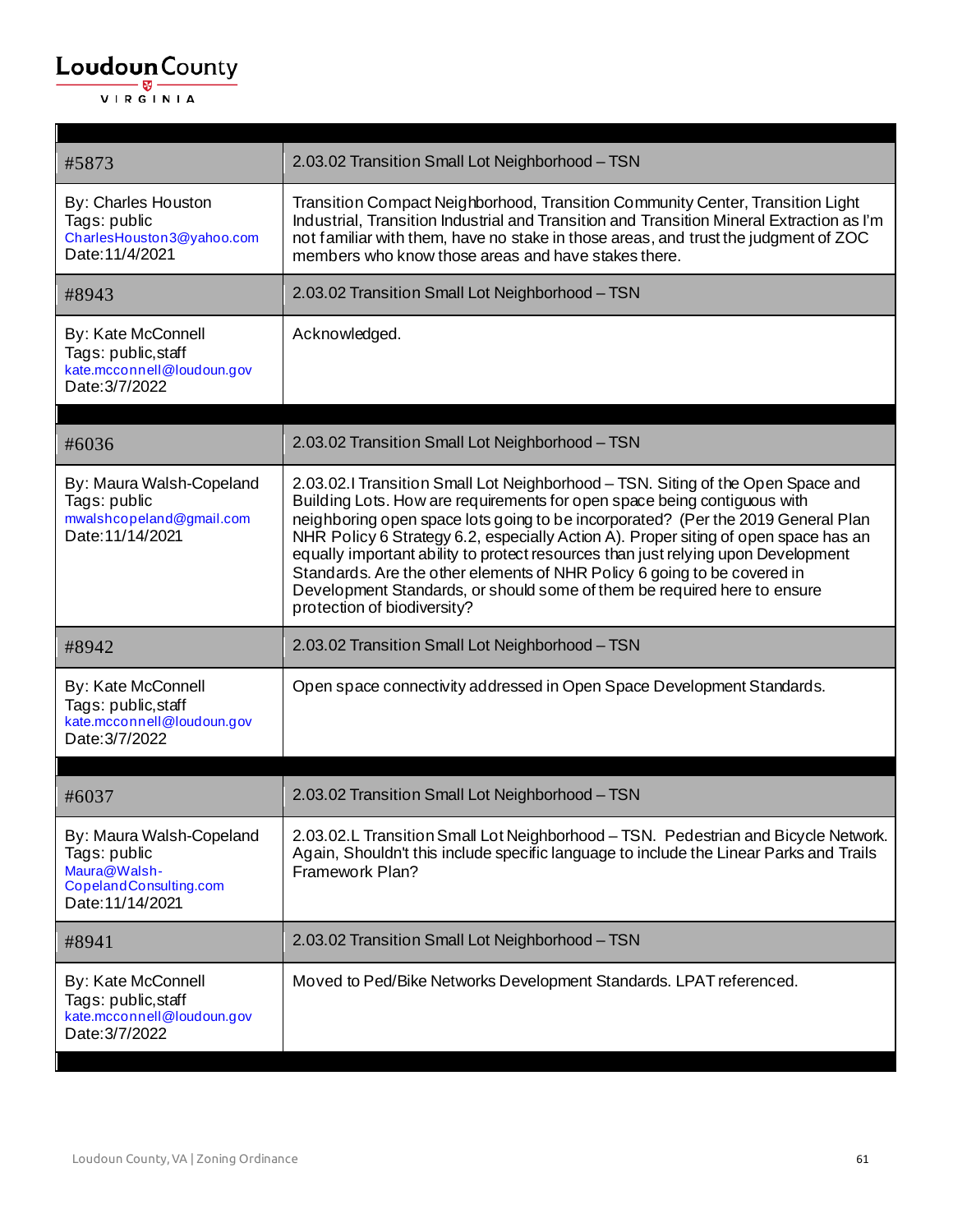| #5873 | 2.03.02 Transition Small Lot Neighborhood – TSN |
|---|---|
| By: Charles Houston<br>Tags: public<br>CharlesHouston3@yahoo.com<br>Date:11/4/2021 | Transition Compact Neighborhood, Transition Community Center, Transition Light Industrial, Transition Industrial and Transition and Transition Mineral Extraction as I'm not familiar with them, have no stake in those areas, and trust the judgment of ZOC members who know those areas and have stakes there. |
| #8943 | 2.03.02 Transition Small Lot Neighborhood – TSN |
| By: Kate McConnell<br>Tags: public,staff<br>kate.mcconnell@loudoun.gov<br>Date:3/7/2022 | Acknowledged. |

| #6036 | 2.03.02 Transition Small Lot Neighborhood – TSN |
|---|---|
| By: Maura Walsh-Copeland<br>Tags: public<br>mwalshcopeland@gmail.com<br>Date:11/14/2021 | 2.03.02.I Transition Small Lot Neighborhood – TSN. Siting of the Open Space and Building Lots. How are requirements for open space being contiguous with neighboring open space lots going to be incorporated? (Per the 2019 General Plan NHR Policy 6 Strategy 6.2, especially Action A). Proper siting of open space has an equally important ability to protect resources than just relying upon Development Standards. Are the other elements of NHR Policy 6 going to be covered in Development Standards, or should some of them be required here to ensure protection of biodiversity? |
| #8942 | 2.03.02 Transition Small Lot Neighborhood – TSN |
| By: Kate McConnell<br>Tags: public,staff<br>kate.mcconnell@loudoun.gov<br>Date:3/7/2022 | Open space connectivity addressed in Open Space Development Standards. |

| #6037 | 2.03.02 Transition Small Lot Neighborhood – TSN |
|---|---|
| By: Maura Walsh-Copeland<br>Tags: public<br>Maura@Walsh-CopelandConsulting.com<br>Date:11/14/2021 | 2.03.02.L Transition Small Lot Neighborhood – TSN. Pedestrian and Bicycle Network. Again, Shouldn't this include specific language to include the Linear Parks and Trails Framework Plan? |
| #8941 | 2.03.02 Transition Small Lot Neighborhood – TSN |
| By: Kate McConnell<br>Tags: public,staff<br>kate.mcconnell@loudoun.gov<br>Date:3/7/2022 | Moved to Ped/Bike Networks Development Standards. LPAT referenced. |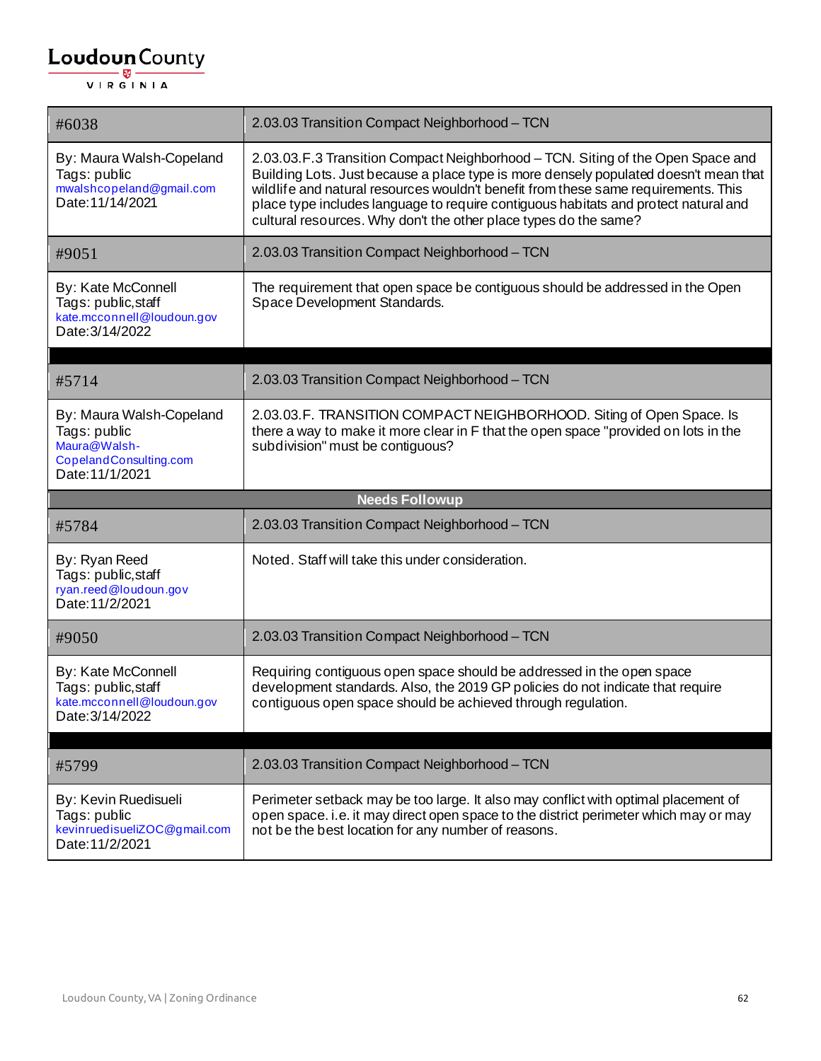| #6038 | 2.03.03 Transition Compact Neighborhood – TCN |
|---|---|
| By: Maura Walsh-Copeland<br>Tags: public<br>mwalshcopeland@gmail.com<br>Date:11/14/2021 | 2.03.03.F.3 Transition Compact Neighborhood – TCN. Siting of the Open Space and Building Lots. Just because a place type is more densely populated doesn't mean that wildlife and natural resources wouldn't benefit from these same requirements. This place type includes language to require contiguous habitats and protect natural and cultural resources. Why don't the other place types do the same? |
| #9051 | 2.03.03 Transition Compact Neighborhood – TCN |
| By: Kate McConnell<br>Tags: public,staff<br>kate.mcconnell@loudoun.gov<br>Date:3/14/2022 | The requirement that open space be contiguous should be addressed in the Open Space Development Standards. |

| #5714 | 2.03.03 Transition Compact Neighborhood – TCN |
|---|---|
| By: Maura Walsh-Copeland<br>Tags: public<br>Maura@Walsh-CopelandConsulting.com<br>Date:11/1/2021 | 2.03.03.F. TRANSITION COMPACT NEIGHBORHOOD. Siting of Open Space. Is there a way to make it more clear in F that the open space "provided on lots in the subdivision" must be contiguous? |
| **Needs Followup** | |
| #5784 | 2.03.03 Transition Compact Neighborhood – TCN |
| By: Ryan Reed<br>Tags: public,staff<br>ryan.reed@loudoun.gov<br>Date:11/2/2021 | Noted. Staff will take this under consideration. |
| #9050 | 2.03.03 Transition Compact Neighborhood – TCN |
| By: Kate McConnell<br>Tags: public,staff<br>kate.mcconnell@loudoun.gov<br>Date:3/14/2022 | Requiring contiguous open space should be addressed in the open space development standards. Also, the 2019 GP policies do not indicate that require contiguous open space should be achieved through regulation. |

| #5799 | 2.03.03 Transition Compact Neighborhood – TCN |
|---|---|
| By: Kevin Ruedisueli<br>Tags: public<br>kevinruedisueliZOC@gmail.com<br>Date:11/2/2021 | Perimeter setback may be too large. It also may conflict with optimal placement of open space. i.e. it may direct open space to the district perimeter which may or may not be the best location for any number of reasons. |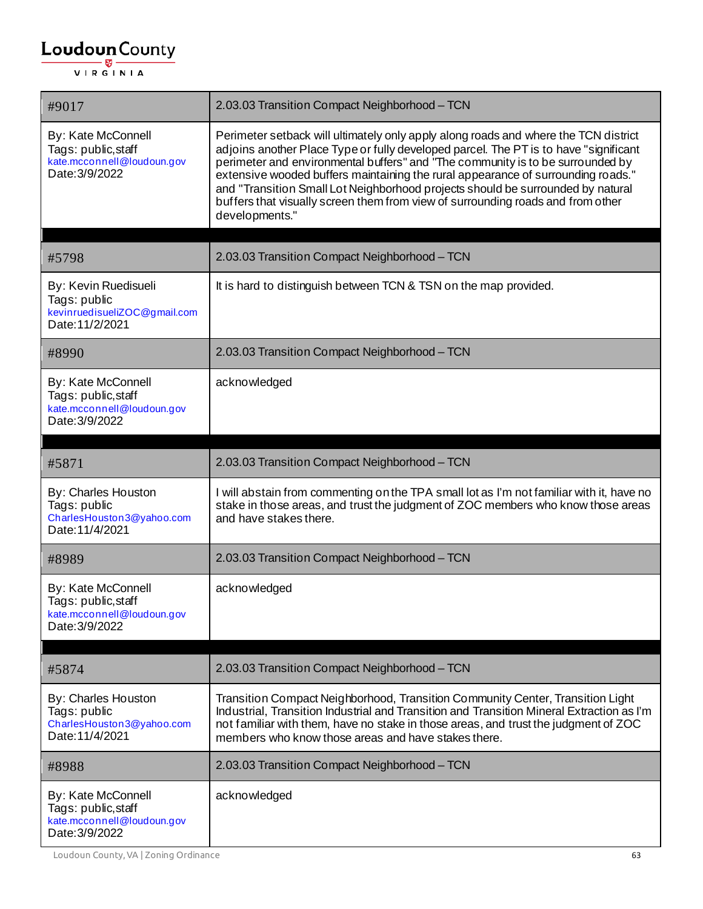| #9017 | 2.03.03 Transition Compact Neighborhood – TCN |
|---|---|
| By: Kate McConnell<br>Tags: public,staff<br>kate.mcconnell@loudoun.gov<br>Date:3/9/2022 | Perimeter setback will ultimately only apply along roads and where the TCN district adjoins another Place Type or fully developed parcel. The PT is to have "significant perimeter and environmental buffers" and "The community is to be surrounded by extensive wooded buffers maintaining the rural appearance of surrounding roads." and "Transition Small Lot Neighborhood projects should be surrounded by natural buffers that visually screen them from view of surrounding roads and from other developments." |

| #5798 | 2.03.03 Transition Compact Neighborhood – TCN |
|---|---|
| By: Kevin Ruedisueli<br>Tags: public<br>kevinruedisueliZOC@gmail.com<br>Date:11/2/2021 | It is hard to distinguish between TCN & TSN on the map provided. |
| #8990 | 2.03.03 Transition Compact Neighborhood – TCN |
| By: Kate McConnell<br>Tags: public,staff<br>kate.mcconnell@loudoun.gov<br>Date:3/9/2022 | acknowledged |

| #5871 | 2.03.03 Transition Compact Neighborhood – TCN |
|---|---|
| By: Charles Houston<br>Tags: public<br>CharlesHouston3@yahoo.com<br>Date:11/4/2021 | I will abstain from commenting on the TPA small lot as I'm not familiar with it, have no stake in those areas, and trust the judgment of ZOC members who know those areas and have stakes there. |
| #8989 | 2.03.03 Transition Compact Neighborhood – TCN |
| By: Kate McConnell<br>Tags: public,staff<br>kate.mcconnell@loudoun.gov<br>Date:3/9/2022 | acknowledged |

| #5874 | 2.03.03 Transition Compact Neighborhood – TCN |
|---|---|
| By: Charles Houston<br>Tags: public<br>CharlesHouston3@yahoo.com<br>Date:11/4/2021 | Transition Compact Neighborhood, Transition Community Center, Transition Light Industrial, Transition Industrial and Transition and Transition Mineral Extraction as I'm not familiar with them, have no stake in those areas, and trust the judgment of ZOC members who know those areas and have stakes there. |
| #8988 | 2.03.03 Transition Compact Neighborhood – TCN |
| By: Kate McConnell<br>Tags: public,staff<br>kate.mcconnell@loudoun.gov<br>Date:3/9/2022 | acknowledged |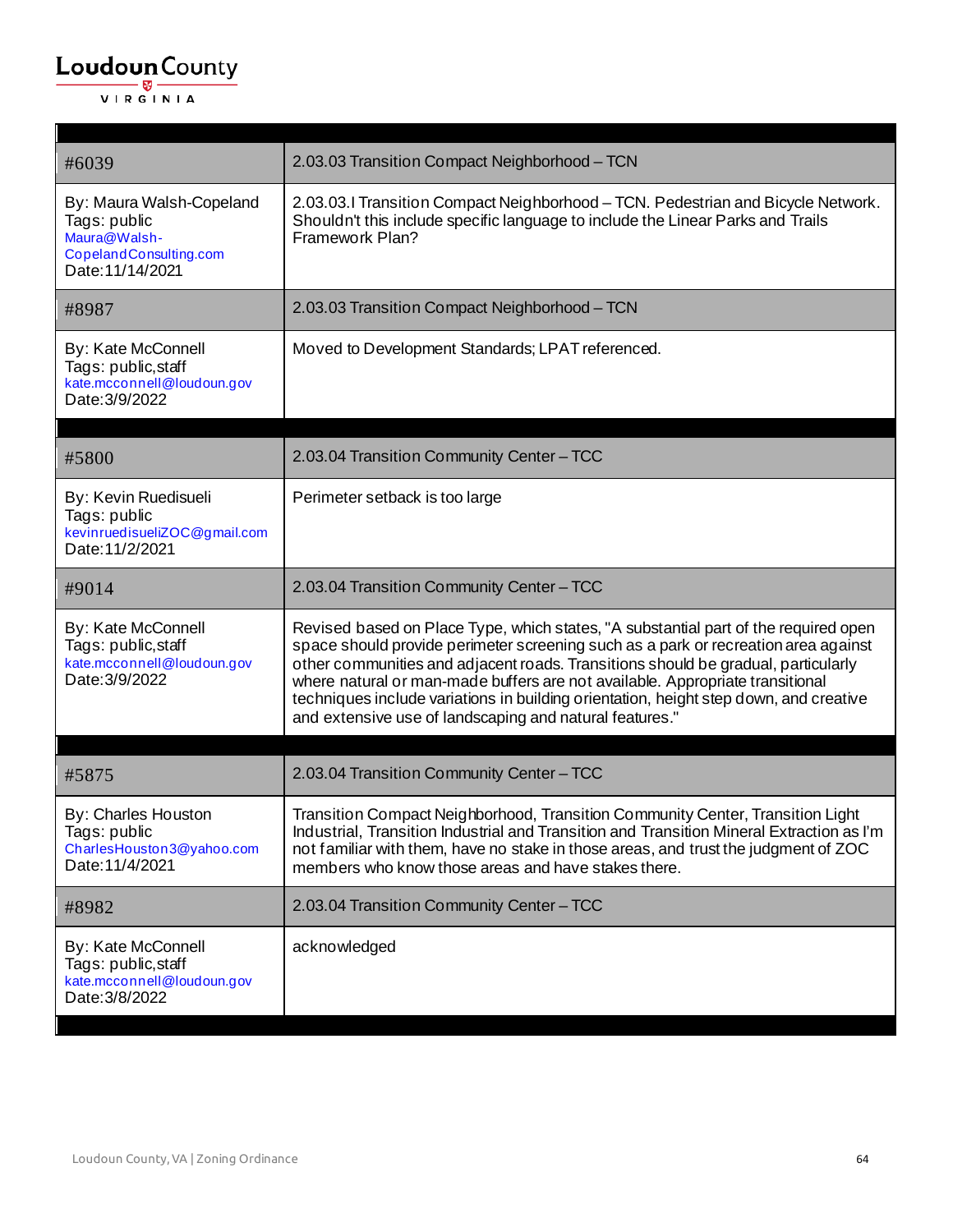| #6039 | 2.03.03 Transition Compact Neighborhood – TCN |
|---|---|
| By: Maura Walsh-Copeland<br>Tags: public<br>Maura@Walsh-CopelandConsulting.com<br>Date:11/14/2021 | 2.03.03.I Transition Compact Neighborhood – TCN. Pedestrian and Bicycle Network. Shouldn't this include specific language to include the Linear Parks and Trails Framework Plan? |
| #8987 | 2.03.03 Transition Compact Neighborhood – TCN |
| By: Kate McConnell<br>Tags: public,staff<br>kate.mcconnell@loudoun.gov<br>Date:3/9/2022 | Moved to Development Standards; LPAT referenced. |

| #5800 | 2.03.04 Transition Community Center – TCC |
|---|---|
| By: Kevin Ruedisueli<br>Tags: public<br>kevinruedisueliZOC@gmail.com<br>Date:11/2/2021 | Perimeter setback is too large |
| #9014 | 2.03.04 Transition Community Center – TCC |
| By: Kate McConnell<br>Tags: public,staff<br>kate.mcconnell@loudoun.gov<br>Date:3/9/2022 | Revised based on Place Type, which states, "A substantial part of the required open space should provide perimeter screening such as a park or recreation area against other communities and adjacent roads. Transitions should be gradual, particularly where natural or man-made buffers are not available. Appropriate transitional techniques include variations in building orientation, height step down, and creative and extensive use of landscaping and natural features." |

| #5875 | 2.03.04 Transition Community Center – TCC |
|---|---|
| By: Charles Houston<br>Tags: public<br>CharlesHouston3@yahoo.com<br>Date:11/4/2021 | Transition Compact Neighborhood, Transition Community Center, Transition Light Industrial, Transition Industrial and Transition Mineral Extraction as I'm not familiar with them, have no stake in those areas, and trust the judgment of ZOC members who know those areas and have stakes there. |
| #8982 | 2.03.04 Transition Community Center – TCC |
| By: Kate McConnell<br>Tags: public,staff<br>kate.mcconnell@loudoun.gov<br>Date:3/8/2022 | acknowledged |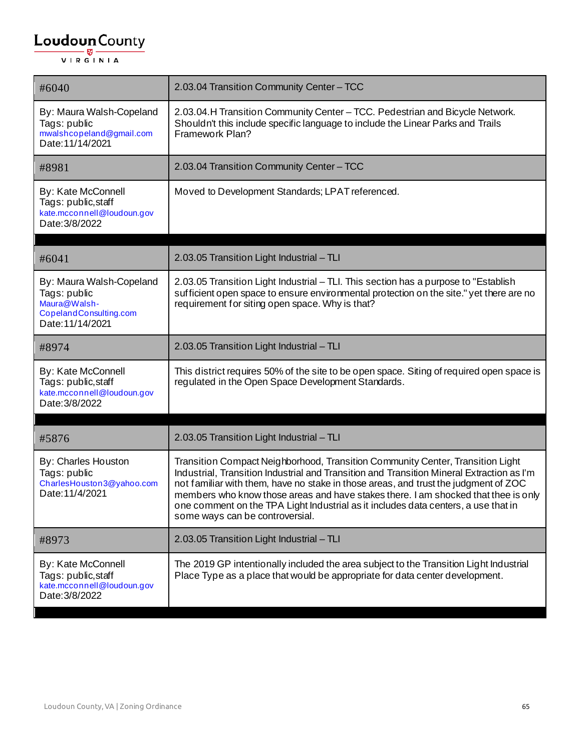**Loudoun County**
VIRGINIA

| #6040 | 2.03.04 Transition Community Center – TCC |
|---|---|
| By: Maura Walsh-Copeland<br>Tags: public<br>mwalshcopeland@gmail.com<br>Date:11/14/2021 | 2.03.04.H Transition Community Center – TCC. Pedestrian and Bicycle Network. Shouldn't this include specific language to include the Linear Parks and Trails Framework Plan? |
| #8981 | 2.03.04 Transition Community Center – TCC |
| By: Kate McConnell<br>Tags: public,staff<br>kate.mcconnell@loudoun.gov<br>Date:3/8/2022 | Moved to Development Standards; LPAT referenced. |

| #6041 | 2.03.05 Transition Light Industrial – TLI |
|---|---|
| By: Maura Walsh-Copeland<br>Tags: public<br>Maura@Walsh-CopelandConsulting.com<br>Date:11/14/2021 | 2.03.05 Transition Light Industrial – TLI. This section has a purpose to "Establish sufficient open space to ensure environmental protection on the site." yet there are no requirement for siting open space. Why is that? |
| #8974 | 2.03.05 Transition Light Industrial – TLI |
| By: Kate McConnell<br>Tags: public,staff<br>kate.mcconnell@loudoun.gov<br>Date:3/8/2022 | This district requires 50% of the site to be open space. Siting of required open space is regulated in the Open Space Development Standards. |

| #5876 | 2.03.05 Transition Light Industrial – TLI |
|---|---|
| By: Charles Houston<br>Tags: public<br>CharlesHouston3@yahoo.com<br>Date:11/4/2021 | Transition Compact Neighborhood, Transition Community Center, Transition Light Industrial, Transition Industrial and Transition and Transition Mineral Extraction as I'm not familiar with them, have no stake in those areas, and trust the judgment of ZOC members who know those areas and have stakes there. I am shocked that thee is only one comment on the TPA Light Industrial as it includes data centers, a use that in some ways can be controversial. |
| #8973 | 2.03.05 Transition Light Industrial – TLI |
| By: Kate McConnell<br>Tags: public,staff<br>kate.mcconnell@loudoun.gov<br>Date:3/8/2022 | The 2019 GP intentionally included the area subject to the Transition Light Industrial Place Type as a place that would be appropriate for data center development. |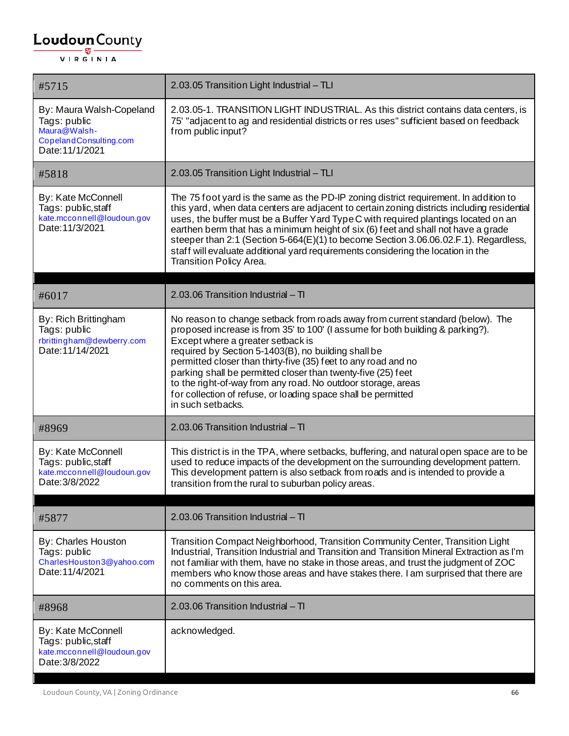| #5715 | 2.03.05 Transition Light Industrial – TLI |
|---|---|
| By: Maura Walsh-Copeland<br>Tags: public<br>Maura@Walsh-CopelandConsulting.com<br>Date:11/1/2021 | 2.03.05-1. TRANSITION LIGHT INDUSTRIAL. As this district contains data centers, is 75' "adjacent to ag and residential districts or res uses" sufficient based on feedback from public input? |
| #5818 | 2.03.05 Transition Light Industrial – TLI |
| By: Kate McConnell<br>Tags: public,staff<br>kate.mcconnell@loudoun.gov<br>Date:11/3/2021 | The 75 foot yard is the same as the PD-IP zoning district requirement. In addition to this yard, when data centers are adjacent to certain zoning districts including residential uses, the buffer must be a Buffer Yard Type C with required plantings located on an earthen berm that has a minimum height of six (6) feet and shall not have a grade steeper than 2:1 (Section 5-664(E)(1) to become Section 3.06.06.02.F.1). Regardless, staff will evaluate additional yard requirements considering the location in the Transition Policy Area. |

| #6017 | 2.03.06 Transition Industrial – TI |
|---|---|
| By: Rich Brittingham<br>Tags: public<br>rbrittingham@dewberry.com<br>Date:11/14/2021 | No reason to change setback from roads away from current standard (below). The proposed increase is from 35' to 100' (I assume for both building & parking?).<br>Except where a greater setback is<br>required by Section 5-1403(B), no building shall be<br>permitted closer than thirty-five (35) feet to any road and no<br>parking shall be permitted closer than twenty-five (25) feet<br>to the right-of-way from any road. No outdoor storage, areas<br>for collection of refuse, or loading space shall be permitted<br>in such setbacks. |
| #8969 | 2.03.06 Transition Industrial – TI |
| By: Kate McConnell<br>Tags: public,staff<br>kate.mcconnell@loudoun.gov<br>Date:3/8/2022 | This district is in the TPA, where setbacks, buffering, and natural open space are to be used to reduce impacts of the development on the surrounding development pattern. This development pattern is also setback from roads and is intended to provide a transition from the rural to suburban policy areas. |

| #5877 | 2.03.06 Transition Industrial – TI |
|---|---|
| By: Charles Houston<br>Tags: public<br>CharlesHouston3@yahoo.com<br>Date:11/4/2021 | Transition Compact Neighborhood, Transition Community Center, Transition Light Industrial, Transition Industrial and Transition Mineral Extraction as I'm not familiar with them, have no stake in those areas, and trust the judgment of ZOC members who know those areas and have stakes there. I am surprised that there are no comments on this area. |
| #8968 | 2.03.06 Transition Industrial – TI |
| By: Kate McConnell<br>Tags: public,staff<br>kate.mcconnell@loudoun.gov<br>Date:3/8/2022 | acknowledged. |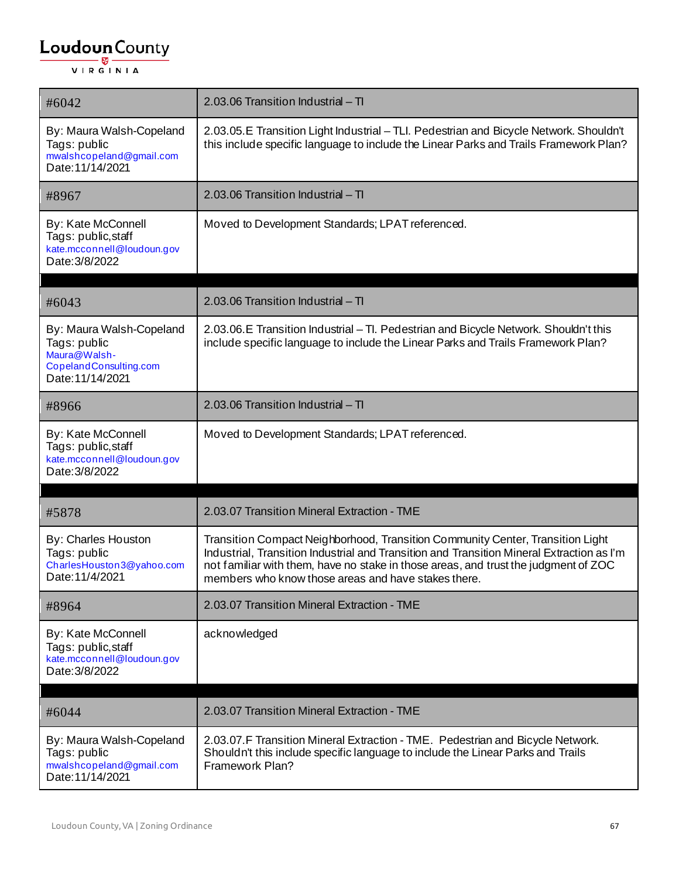| #6042 | 2.03.06 Transition Industrial – TI |
|---|---|
| By: Maura Walsh-Copeland<br>Tags: public<br>mwalshcopeland@gmail.com<br>Date:11/14/2021 | 2.03.05.E Transition Light Industrial – TLI. Pedestrian and Bicycle Network. Shouldn't this include specific language to include the Linear Parks and Trails Framework Plan? |
| #8967 | 2.03.06 Transition Industrial – TI |
| By: Kate McConnell<br>Tags: public,staff<br>kate.mcconnell@loudoun.gov<br>Date:3/8/2022 | Moved to Development Standards; LPAT referenced. |

| #6043 | 2.03.06 Transition Industrial – TI |
|---|---|
| By: Maura Walsh-Copeland<br>Tags: public<br>Maura@Walsh-CopelandConsulting.com<br>Date:11/14/2021 | 2.03.06.E Transition Industrial – TI. Pedestrian and Bicycle Network. Shouldn't this include specific language to include the Linear Parks and Trails Framework Plan? |
| #8966 | 2.03.06 Transition Industrial – TI |
| By: Kate McConnell<br>Tags: public,staff<br>kate.mcconnell@loudoun.gov<br>Date:3/8/2022 | Moved to Development Standards; LPAT referenced. |

| #5878 | 2.03.07 Transition Mineral Extraction - TME |
|---|---|
| By: Charles Houston<br>Tags: public<br>CharlesHouston3@yahoo.com<br>Date:11/4/2021 | Transition Compact Neighborhood, Transition Community Center, Transition Light Industrial, Transition Industrial and Transition and Transition Mineral Extraction as I'm not familiar with them, have no stake in those areas, and trust the judgment of ZOC members who know those areas and have stakes there. |
| #8964 | 2.03.07 Transition Mineral Extraction - TME |
| By: Kate McConnell<br>Tags: public,staff<br>kate.mcconnell@loudoun.gov<br>Date:3/8/2022 | acknowledged |

| #6044 | 2.03.07 Transition Mineral Extraction - TME |
|---|---|
| By: Maura Walsh-Copeland<br>Tags: public<br>mwalshcopeland@gmail.com<br>Date:11/14/2021 | 2.03.07.F Transition Mineral Extraction - TME. Pedestrian and Bicycle Network. Shouldn't this include specific language to include the Linear Parks and Trails Framework Plan? |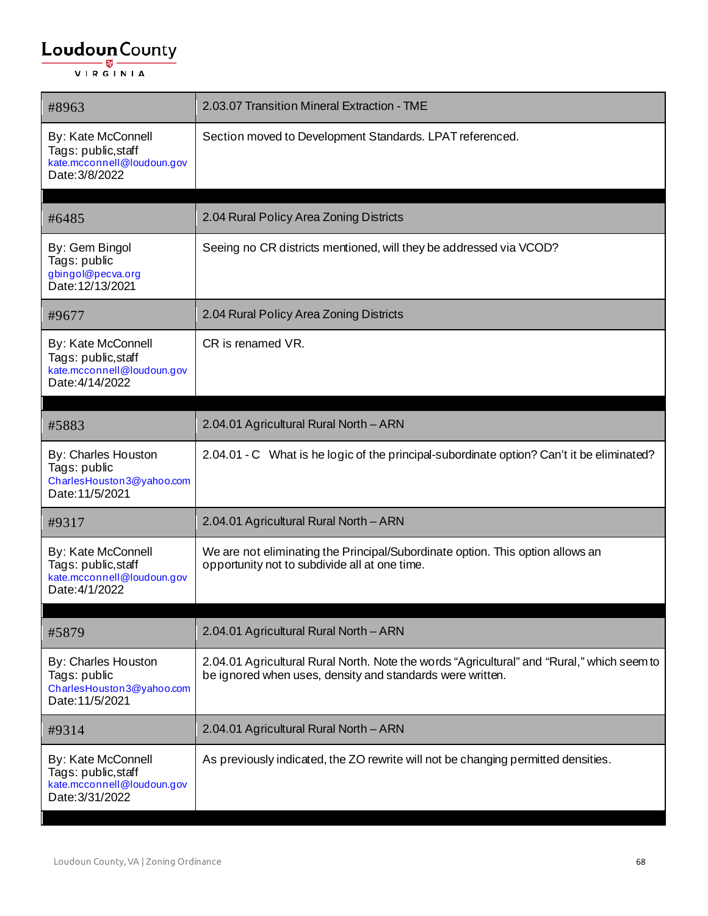| #8963 | 2.03.07 Transition Mineral Extraction - TME |
|---|---|
| By: Kate McConnell<br>Tags: public,staff<br>kate.mcconnell@loudoun.gov<br>Date:3/8/2022 | Section moved to Development Standards. LPAT referenced. |

| #6485 | 2.04 Rural Policy Area Zoning Districts |
|---|---|
| By: Gem Bingol<br>Tags: public<br>gbingol@pecva.org<br>Date:12/13/2021 | Seeing no CR districts mentioned, will they be addressed via VCOD? |
| #9677 | 2.04 Rural Policy Area Zoning Districts |
| By: Kate McConnell<br>Tags: public,staff<br>kate.mcconnell@loudoun.gov<br>Date:4/14/2022 | CR is renamed VR. |

| #5883 | 2.04.01 Agricultural Rural North – ARN |
|---|---|
| By: Charles Houston<br>Tags: public<br>CharlesHouston3@yahoo.com<br>Date:11/5/2021 | 2.04.01 - C What is he logic of the principal-subordinate option? Can't it be eliminated? |
| #9317 | 2.04.01 Agricultural Rural North – ARN |
| By: Kate McConnell<br>Tags: public,staff<br>kate.mcconnell@loudoun.gov<br>Date:4/1/2022 | We are not eliminating the Principal/Subordinate option. This option allows an opportunity not to subdivide all at one time. |

| #5879 | 2.04.01 Agricultural Rural North – ARN |
|---|---|
| By: Charles Houston<br>Tags: public<br>CharlesHouston3@yahoo.com<br>Date:11/5/2021 | 2.04.01 Agricultural Rural North. Note the words "Agricultural" and "Rural," which seem to be ignored when uses, density and standards were written. |
| #9314 | 2.04.01 Agricultural Rural North – ARN |
| By: Kate McConnell<br>Tags: public,staff<br>kate.mcconnell@loudoun.gov<br>Date:3/31/2022 | As previously indicated, the ZO rewrite will not be changing permitted densities. |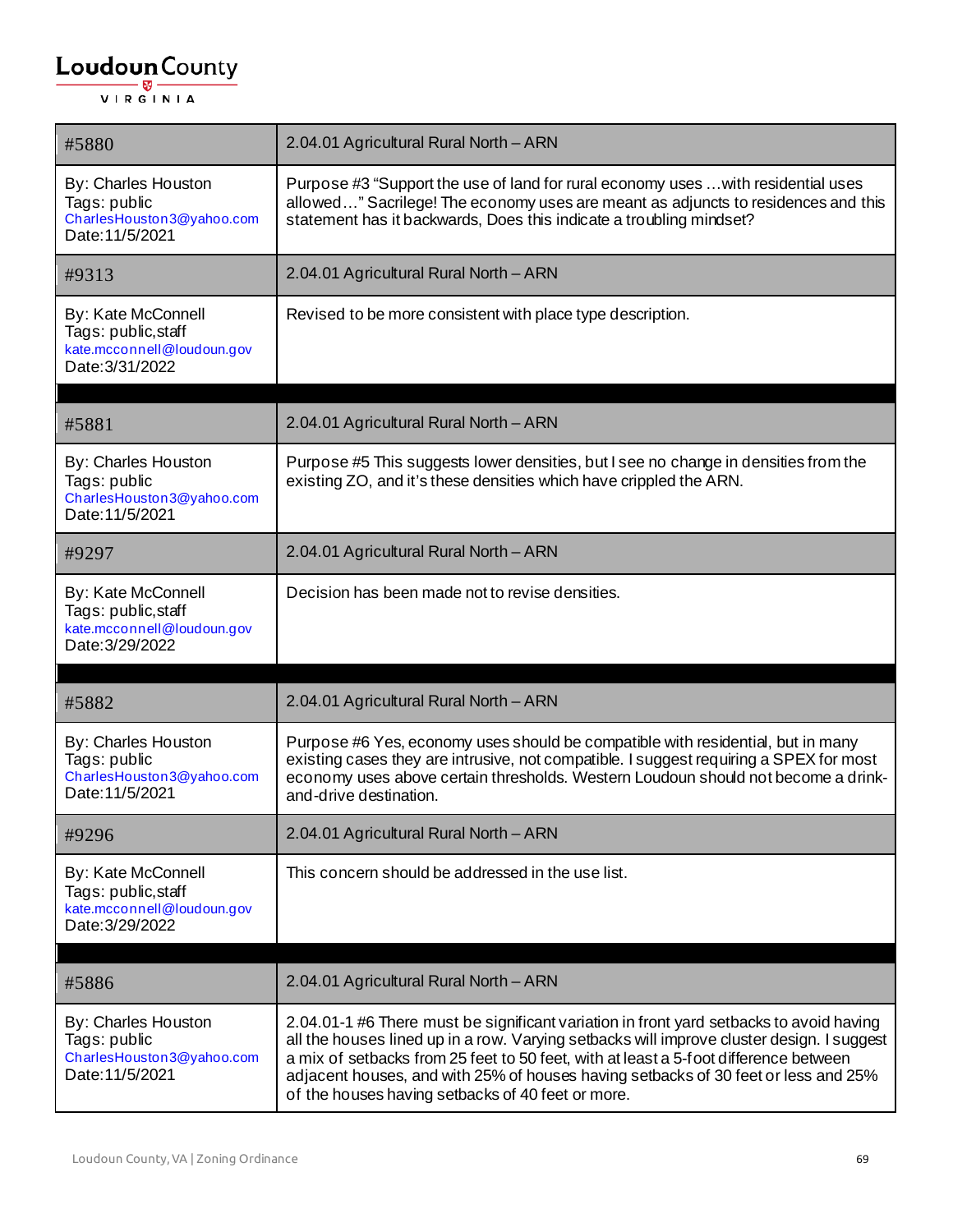| #5880 | 2.04.01 Agricultural Rural North – ARN |
| --- | --- |
| By: Charles Houston<br>Tags: public<br>CharlesHouston3@yahoo.com<br>Date:11/5/2021 | Purpose #3 "Support the use of land for rural economy uses …with residential uses allowed…" Sacrilege! The economy uses are meant as adjuncts to residences and this statement has it backwards, Does this indicate a troubling mindset? |
| #9313 | 2.04.01 Agricultural Rural North – ARN |
| By: Kate McConnell<br>Tags: public,staff<br>kate.mcconnell@loudoun.gov<br>Date:3/31/2022 | Revised to be more consistent with place type description. |

| #5881 | 2.04.01 Agricultural Rural North – ARN |
| --- | --- |
| By: Charles Houston<br>Tags: public<br>CharlesHouston3@yahoo.com<br>Date:11/5/2021 | Purpose #5 This suggests lower densities, but I see no change in densities from the existing ZO, and it's these densities which have crippled the ARN. |
| #9297 | 2.04.01 Agricultural Rural North – ARN |
| By: Kate McConnell<br>Tags: public,staff<br>kate.mcconnell@loudoun.gov<br>Date:3/29/2022 | Decision has been made not to revise densities. |

| #5882 | 2.04.01 Agricultural Rural North – ARN |
| --- | --- |
| By: Charles Houston<br>Tags: public<br>CharlesHouston3@yahoo.com<br>Date:11/5/2021 | Purpose #6 Yes, economy uses should be compatible with residential, but in many existing cases they are intrusive, not compatible. I suggest requiring a SPEX for most economy uses above certain thresholds. Western Loudoun should not become a drink-and-drive destination. |
| #9296 | 2.04.01 Agricultural Rural North – ARN |
| By: Kate McConnell<br>Tags: public,staff<br>kate.mcconnell@loudoun.gov<br>Date:3/29/2022 | This concern should be addressed in the use list. |

| #5886 | 2.04.01 Agricultural Rural North – ARN |
| --- | --- |
| By: Charles Houston<br>Tags: public<br>CharlesHouston3@yahoo.com<br>Date:11/5/2021 | 2.04.01-1 #6 There must be significant variation in front yard setbacks to avoid having all the houses lined up in a row. Varying setbacks will improve cluster design. I suggest a mix of setbacks from 25 feet to 50 feet, with at least a 5-foot difference between adjacent houses, and with 25% of houses having setbacks of 30 feet or less and 25% of the houses having setbacks of 40 feet or more. |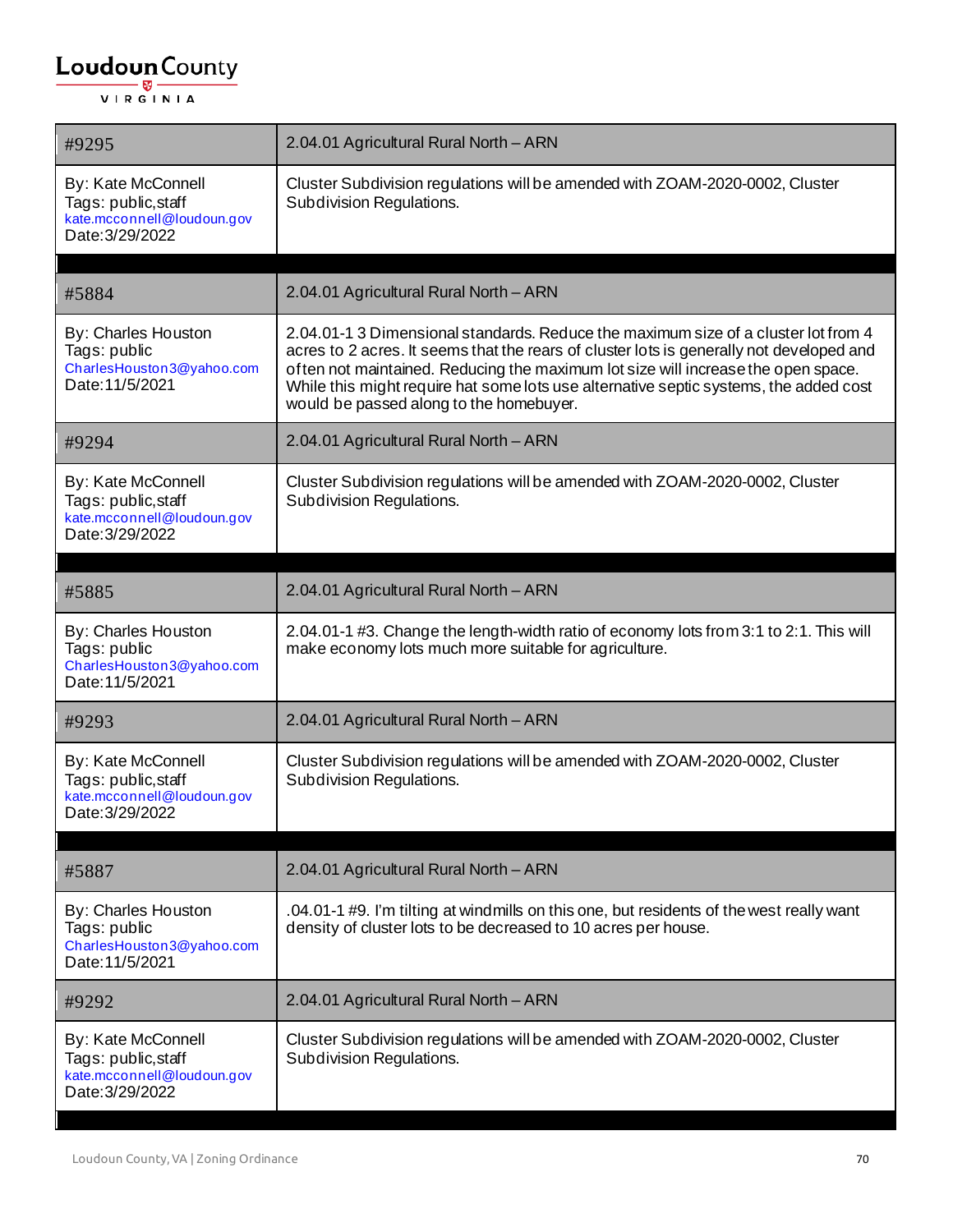| #9295 | 2.04.01 Agricultural Rural North – ARN |
|---|---|
| By: Kate McConnell<br>Tags: public,staff<br>kate.mcconnell@loudoun.gov<br>Date:3/29/2022 | Cluster Subdivision regulations will be amended with ZOAM-2020-0002, Cluster Subdivision Regulations. |

| #5884 | 2.04.01 Agricultural Rural North – ARN |
|---|---|
| By: Charles Houston<br>Tags: public<br>CharlesHouston3@yahoo.com<br>Date:11/5/2021 | 2.04.01-1 3 Dimensional standards. Reduce the maximum size of a cluster lot from 4 acres to 2 acres. It seems that the rears of cluster lots is generally not developed and often not maintained. Reducing the maximum lot size will increase the open space. While this might require hat some lots use alternative septic systems, the added cost would be passed along to the homebuyer. |

| #9294 | 2.04.01 Agricultural Rural North – ARN |
|---|---|
| By: Kate McConnell<br>Tags: public,staff<br>kate.mcconnell@loudoun.gov<br>Date:3/29/2022 | Cluster Subdivision regulations will be amended with ZOAM-2020-0002, Cluster Subdivision Regulations. |

| #5885 | 2.04.01 Agricultural Rural North – ARN |
|---|---|
| By: Charles Houston<br>Tags: public<br>CharlesHouston3@yahoo.com<br>Date:11/5/2021 | 2.04.01-1 #3. Change the length-width ratio of economy lots from 3:1 to 2:1. This will make economy lots much more suitable for agriculture. |

| #9293 | 2.04.01 Agricultural Rural North – ARN |
|---|---|
| By: Kate McConnell<br>Tags: public,staff<br>kate.mcconnell@loudoun.gov<br>Date:3/29/2022 | Cluster Subdivision regulations will be amended with ZOAM-2020-0002, Cluster Subdivision Regulations. |

| #5887 | 2.04.01 Agricultural Rural North – ARN |
|---|---|
| By: Charles Houston<br>Tags: public<br>CharlesHouston3@yahoo.com<br>Date:11/5/2021 | .04.01-1 #9. I'm tilting at windmills on this one, but residents of the west really want density of cluster lots to be decreased to 10 acres per house. |

| #9292 | 2.04.01 Agricultural Rural North – ARN |
|---|---|
| By: Kate McConnell<br>Tags: public,staff<br>kate.mcconnell@loudoun.gov<br>Date:3/29/2022 | Cluster Subdivision regulations will be amended with ZOAM-2020-0002, Cluster Subdivision Regulations. |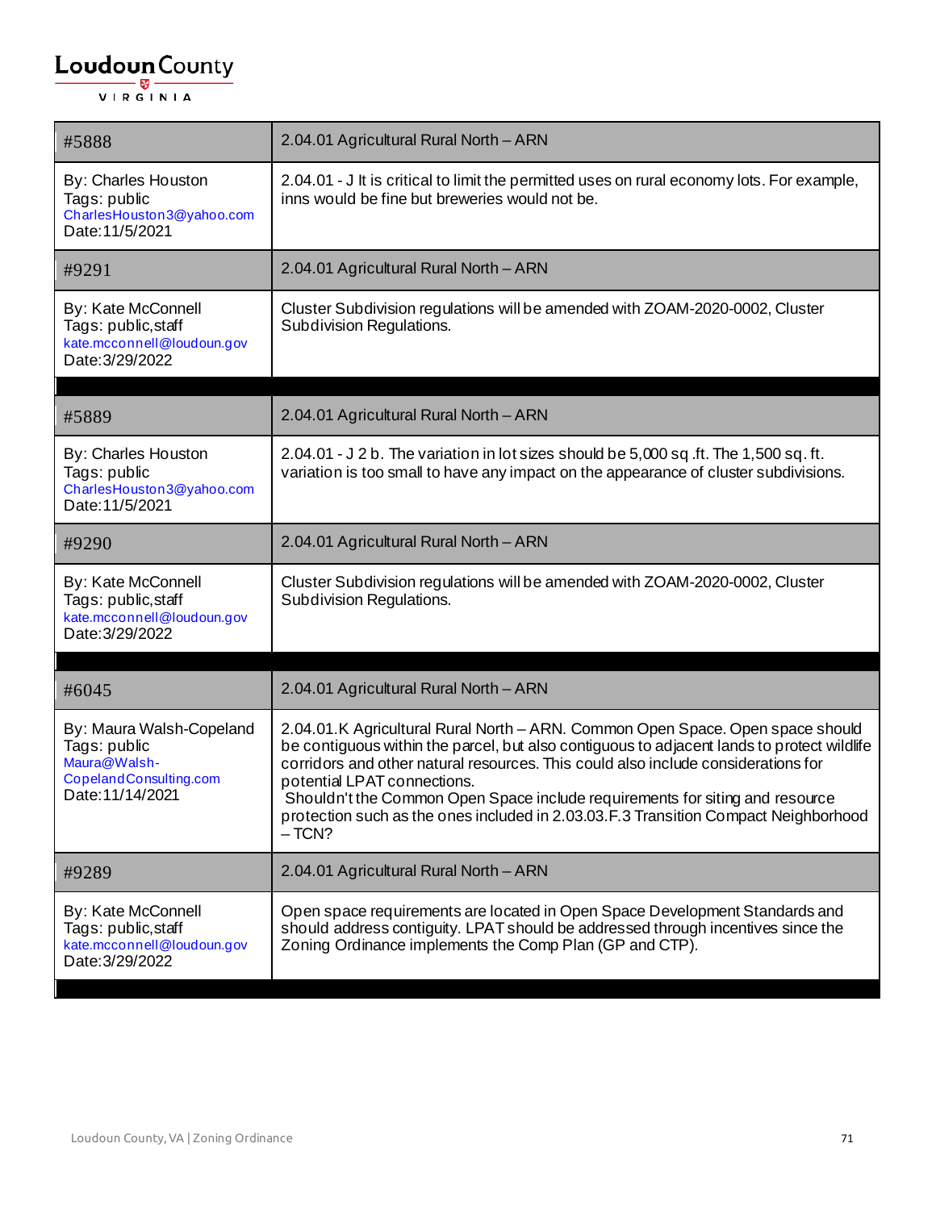| #5888 | 2.04.01 Agricultural Rural North – ARN |
|---|---|
| By: Charles Houston<br>Tags: public<br>CharlesHouston3@yahoo.com<br>Date:11/5/2021 | 2.04.01 - J It is critical to limit the permitted uses on rural economy lots. For example, inns would be fine but breweries would not be. |
| #9291 | 2.04.01 Agricultural Rural North – ARN |
| By: Kate McConnell<br>Tags: public,staff<br>kate.mcconnell@loudoun.gov<br>Date:3/29/2022 | Cluster Subdivision regulations will be amended with ZOAM-2020-0002, Cluster Subdivision Regulations. |

| #5889 | 2.04.01 Agricultural Rural North – ARN |
|---|---|
| By: Charles Houston<br>Tags: public<br>CharlesHouston3@yahoo.com<br>Date:11/5/2021 | 2.04.01 - J 2 b. The variation in lot sizes should be 5,000 sq .ft. The 1,500 sq. ft. variation is too small to have any impact on the appearance of cluster subdivisions. |
| #9290 | 2.04.01 Agricultural Rural North – ARN |
| By: Kate McConnell<br>Tags: public,staff<br>kate.mcconnell@loudoun.gov<br>Date:3/29/2022 | Cluster Subdivision regulations will be amended with ZOAM-2020-0002, Cluster Subdivision Regulations. |

| #6045 | 2.04.01 Agricultural Rural North – ARN |
|---|---|
| By: Maura Walsh-Copeland<br>Tags: public<br>Maura@Walsh-CopelandConsulting.com<br>Date:11/14/2021 | 2.04.01.K Agricultural Rural North – ARN. Common Open Space. Open space should be contiguous within the parcel, but also contiguous to adjacent lands to protect wildlife corridors and other natural resources. This could also include considerations for potential LPAT connections.<br>Shouldn't the Common Open Space include requirements for siting and resource protection such as the ones included in 2.03.03.F.3 Transition Compact Neighborhood – TCN? |
| #9289 | 2.04.01 Agricultural Rural North – ARN |
| By: Kate McConnell<br>Tags: public,staff<br>kate.mcconnell@loudoun.gov<br>Date:3/29/2022 | Open space requirements are located in Open Space Development Standards and should address contiguity. LPAT should be addressed through incentives since the Zoning Ordinance implements the Comp Plan (GP and CTP). |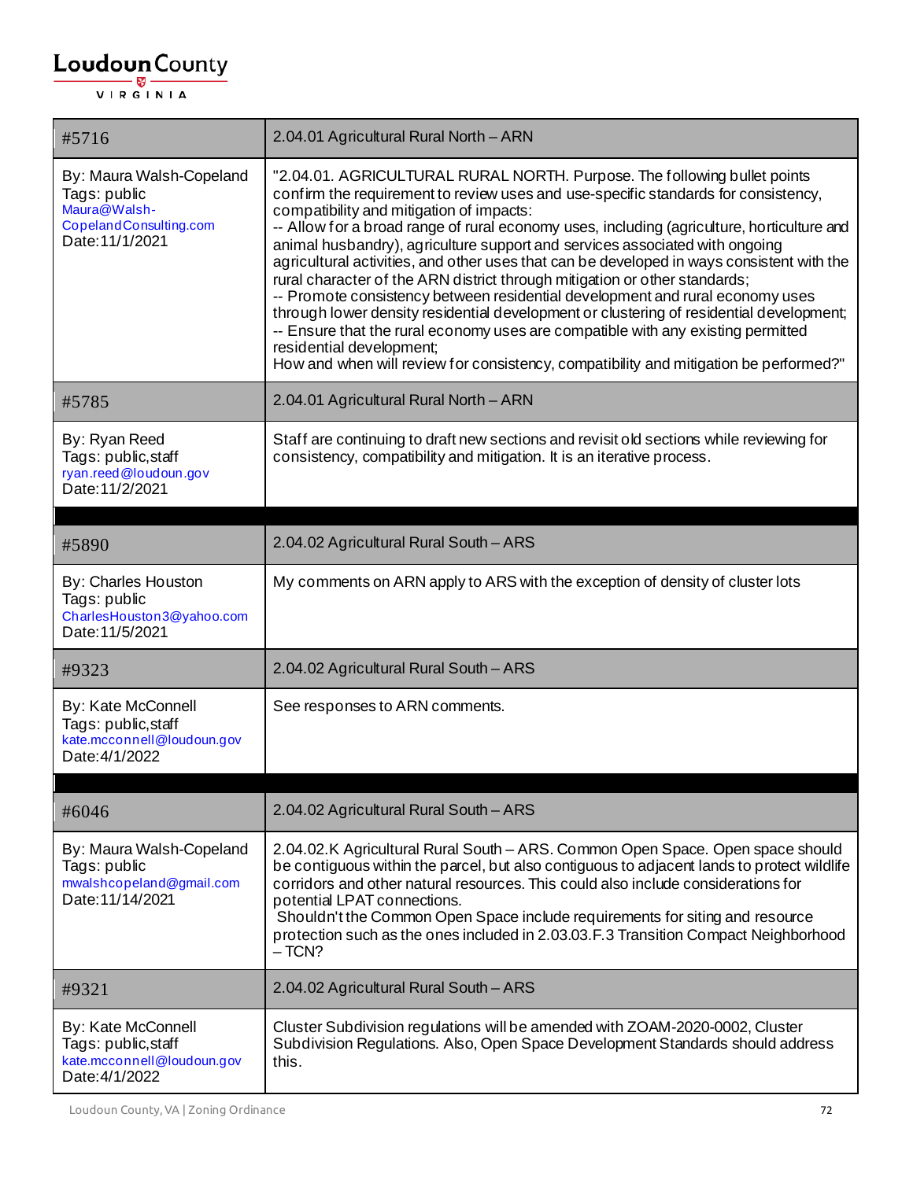| #5716 | 2.04.01 Agricultural Rural North – ARN |
|---|---|
| By: Maura Walsh-Copeland<br>Tags: public<br>Maura@Walsh-CopelandConsulting.com<br>Date:11/1/2021 | "2.04.01. AGRICULTURAL RURAL NORTH. Purpose. The following bullet points confirm the requirement to review uses and use-specific standards for consistency, compatibility and mitigation of impacts:<br>-- Allow for a broad range of rural economy uses, including (agriculture, horticulture and animal husbandry), agriculture support and services associated with ongoing agricultural activities, and other uses that can be developed in ways consistent with the rural character of the ARN district through mitigation or other standards;<br>-- Promote consistency between residential development and rural economy uses through lower density residential development or clustering of residential development;<br>-- Ensure that the rural economy uses are compatible with any existing permitted residential development;<br>How and when will review for consistency, compatibility and mitigation be performed?" |
| #5785 | 2.04.01 Agricultural Rural North – ARN |
| By: Ryan Reed<br>Tags: public,staff<br>ryan.reed@loudoun.gov<br>Date:11/2/2021 | Staff are continuing to draft new sections and revisit old sections while reviewing for consistency, compatibility and mitigation. It is an iterative process. |

| #5890 | 2.04.02 Agricultural Rural South – ARS |
|---|---|
| By: Charles Houston<br>Tags: public<br>CharlesHouston3@yahoo.com<br>Date:11/5/2021 | My comments on ARN apply to ARS with the exception of density of cluster lots |
| #9323 | 2.04.02 Agricultural Rural South – ARS |
| By: Kate McConnell<br>Tags: public,staff<br>kate.mcconnell@loudoun.gov<br>Date:4/1/2022 | See responses to ARN comments. |

| #6046 | 2.04.02 Agricultural Rural South – ARS |
|---|---|
| By: Maura Walsh-Copeland<br>Tags: public<br>mwalshcopeland@gmail.com<br>Date:11/14/2021 | 2.04.02.K Agricultural Rural South – ARS. Common Open Space. Open space should be contiguous within the parcel, but also contiguous to adjacent lands to protect wildlife corridors and other natural resources. This could also include considerations for potential LPAT connections.<br>Shouldn't the Common Open Space include requirements for siting and resource protection such as the ones included in 2.03.03.F.3 Transition Compact Neighborhood – TCN? |
| #9321 | 2.04.02 Agricultural Rural South – ARS |
| By: Kate McConnell<br>Tags: public,staff<br>kate.mcconnell@loudoun.gov<br>Date:4/1/2022 | Cluster Subdivision regulations will be amended with ZOAM-2020-0002, Cluster Subdivision Regulations. Also, Open Space Development Standards should address this. |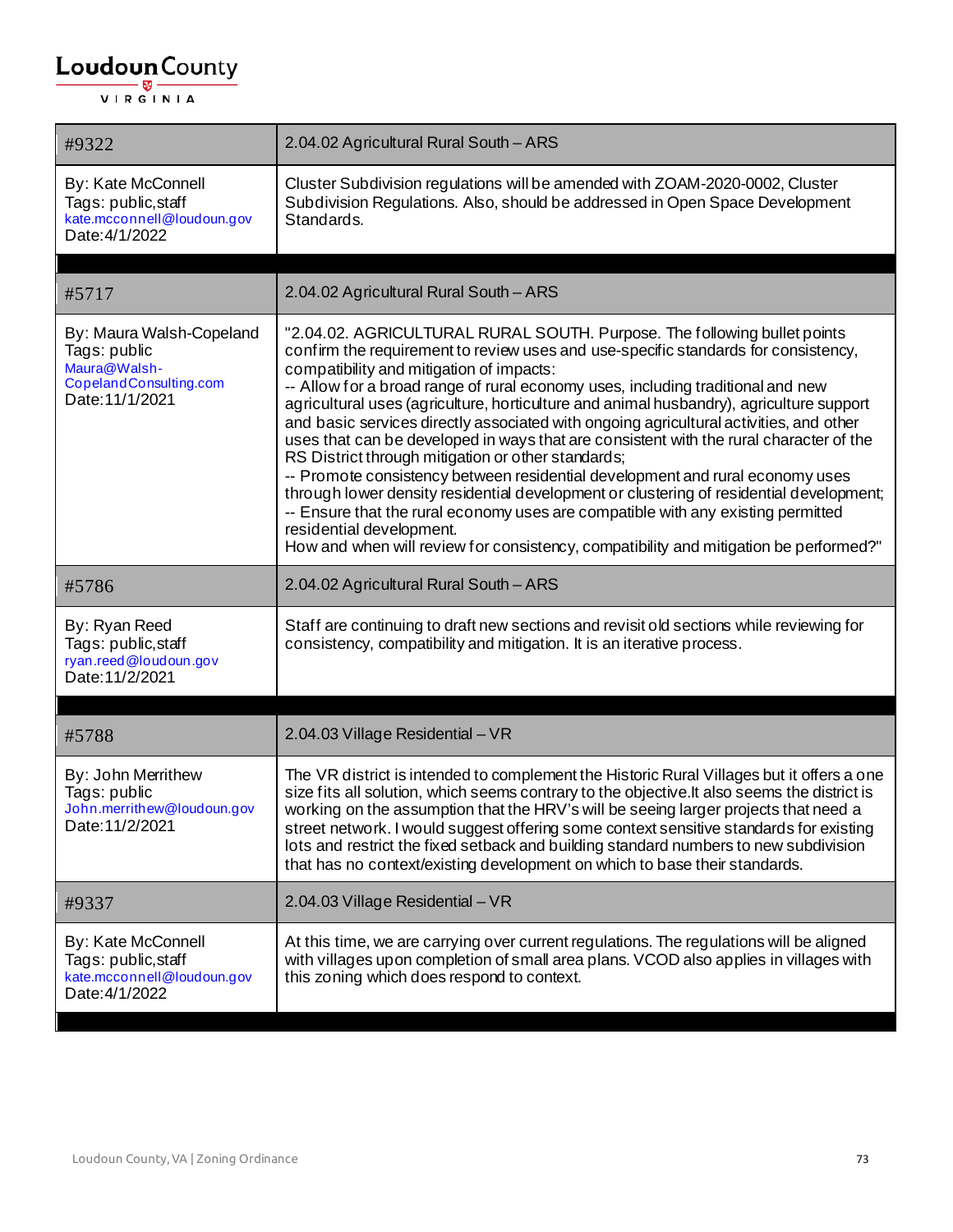| #9322 | 2.04.02 Agricultural Rural South – ARS |
| --- | --- |
| By: Kate McConnell<br>Tags: public,staff<br>kate.mcconnell@loudoun.gov<br>Date:4/1/2022 | Cluster Subdivision regulations will be amended with ZOAM-2020-0002, Cluster Subdivision Regulations. Also, should be addressed in Open Space Development Standards. |

| #5717 | 2.04.02 Agricultural Rural South – ARS |
| --- | --- |
| By: Maura Walsh-Copeland<br>Tags: public<br>Maura@Walsh-CopelandConsulting.com<br>Date:11/1/2021 | "2.04.02. AGRICULTURAL RURAL SOUTH. Purpose. The following bullet points confirm the requirement to review uses and use-specific standards for consistency, compatibility and mitigation of impacts:<br>-- Allow for a broad range of rural economy uses, including traditional and new agricultural uses (agriculture, horticulture and animal husbandry), agriculture support and basic services directly associated with ongoing agricultural activities, and other uses that can be developed in ways that are consistent with the rural character of the RS District through mitigation or other standards;<br>-- Promote consistency between residential development and rural economy uses through lower density residential development or clustering of residential development;<br>-- Ensure that the rural economy uses are compatible with any existing permitted residential development.<br>How and when will review for consistency, compatibility and mitigation be performed?" |
| #5786 | 2.04.02 Agricultural Rural South – ARS |
| By: Ryan Reed<br>Tags: public,staff<br>ryan.reed@loudoun.gov<br>Date:11/2/2021 | Staff are continuing to draft new sections and revisit old sections while reviewing for consistency, compatibility and mitigation. It is an iterative process. |

| #5788 | 2.04.03 Village Residential – VR |
| --- | --- |
| By: John Merrithew<br>Tags: public<br>John.merrithew@loudoun.gov<br>Date:11/2/2021 | The VR district is intended to complement the Historic Rural Villages but it offers a one size fits all solution, which seems contrary to the objective.It also seems the district is working on the assumption that the HRV's will be seeing larger projects that need a street network. I would suggest offering some context sensitive standards for existing lots and restrict the fixed setback and building standard numbers to new subdivision that has no context/existing development on which to base their standards. |
| #9337 | 2.04.03 Village Residential – VR |
| By: Kate McConnell<br>Tags: public,staff<br>kate.mcconnell@loudoun.gov<br>Date:4/1/2022 | At this time, we are carrying over current regulations. The regulations will be aligned with villages upon completion of small area plans. VCOD also applies in villages with this zoning which does respond to context. |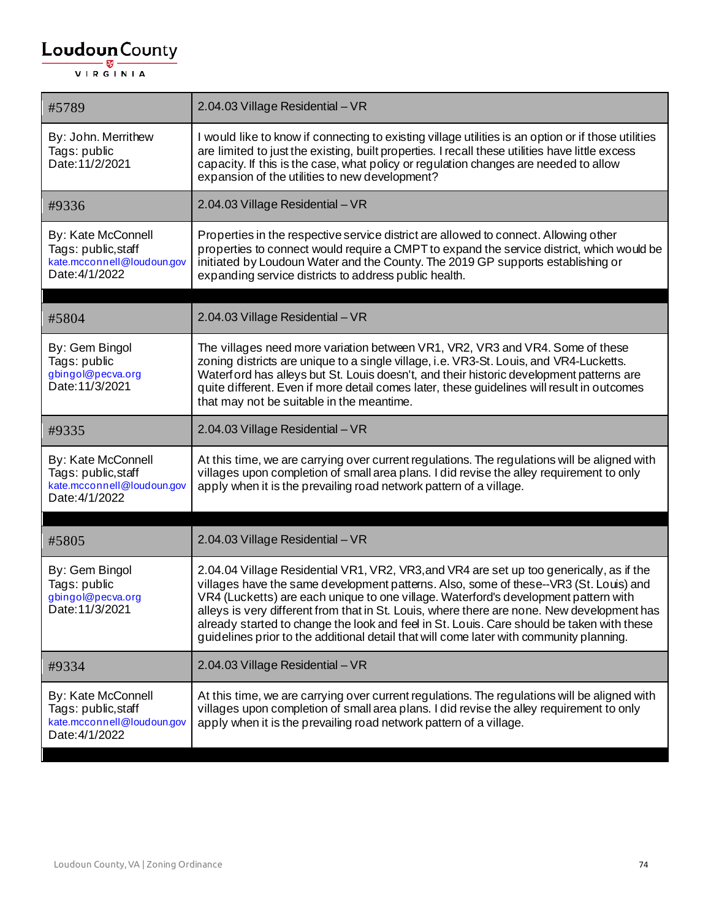| #5789 | 2.04.03 Village Residential – VR |
|---|---|
| By: John. Merrithew<br>Tags: public<br>Date:11/2/2021 | I would like to know if connecting to existing village utilities is an option or if those utilities are limited to just the existing, built properties. I recall these utilities have little excess capacity. If this is the case, what policy or regulation changes are needed to allow expansion of the utilities to new development? |
| #9336 | 2.04.03 Village Residential – VR |
| By: Kate McConnell<br>Tags: public,staff<br>kate.mcconnell@loudoun.gov<br>Date:4/1/2022 | Properties in the respective service district are allowed to connect. Allowing other properties to connect would require a CMPT to expand the service district, which would be initiated by Loudoun Water and the County. The 2019 GP supports establishing or expanding service districts to address public health. |

| #5804 | 2.04.03 Village Residential – VR |
|---|---|
| By: Gem Bingol<br>Tags: public<br>gbingol@pecva.org<br>Date:11/3/2021 | The villages need more variation between VR1, VR2, VR3 and VR4. Some of these zoning districts are unique to a single village, i.e. VR3-St. Louis, and VR4-Lucketts. Waterford has alleys but St. Louis doesn't, and their historic development patterns are quite different. Even if more detail comes later, these guidelines will result in outcomes that may not be suitable in the meantime. |
| #9335 | 2.04.03 Village Residential – VR |
| By: Kate McConnell<br>Tags: public,staff<br>kate.mcconnell@loudoun.gov<br>Date:4/1/2022 | At this time, we are carrying over current regulations. The regulations will be aligned with villages upon completion of small area plans. I did revise the alley requirement to only apply when it is the prevailing road network pattern of a village. |

| #5805 | 2.04.03 Village Residential – VR |
|---|---|
| By: Gem Bingol<br>Tags: public<br>gbingol@pecva.org<br>Date:11/3/2021 | 2.04.04 Village Residential VR1, VR2, VR3,and VR4 are set up too generically, as if the villages have the same development patterns. Also, some of these--VR3 (St. Louis) and VR4 (Lucketts) are each unique to one village. Waterford's development pattern with alleys is very different from that in St. Louis, where there are none. New development has already started to change the look and feel in St. Louis. Care should be taken with these guidelines prior to the additional detail that will come later with community planning. |
| #9334 | 2.04.03 Village Residential – VR |
| By: Kate McConnell<br>Tags: public,staff<br>kate.mcconnell@loudoun.gov<br>Date:4/1/2022 | At this time, we are carrying over current regulations. The regulations will be aligned with villages upon completion of small area plans. I did revise the alley requirement to only apply when it is the prevailing road network pattern of a village. |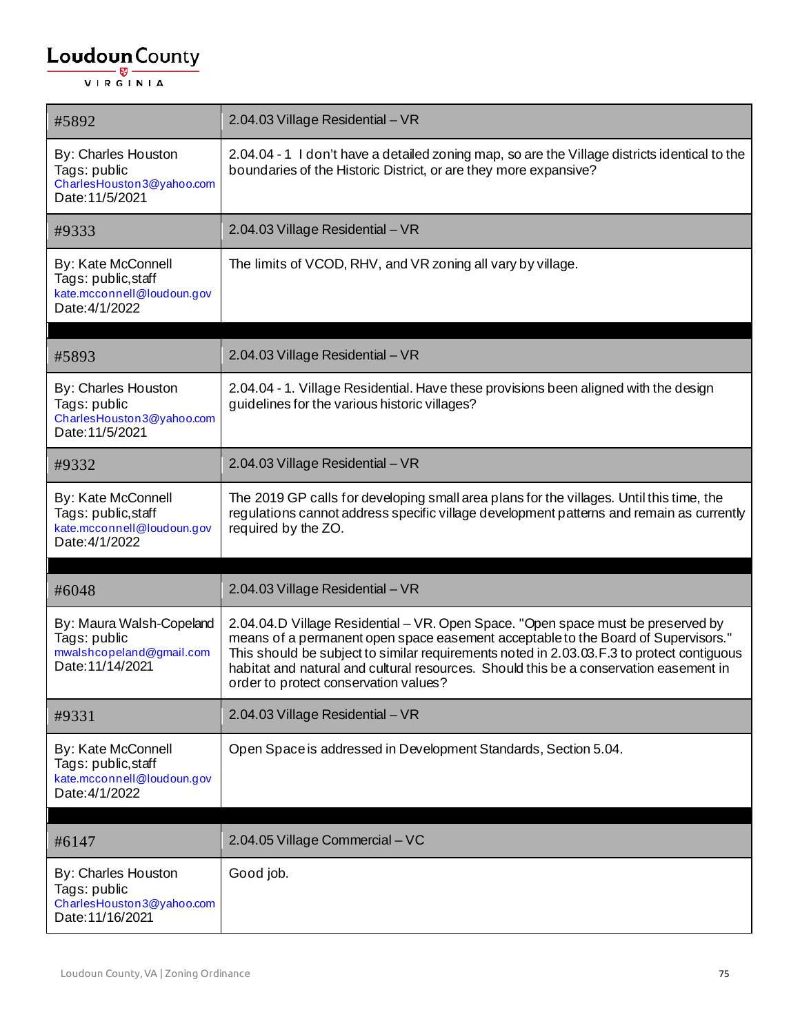| #5892 | 2.04.03 Village Residential – VR |
|---|---|
| By: Charles Houston<br>Tags: public<br>CharlesHouston3@yahoo.com<br>Date:11/5/2021 | 2.04.04 - 1 I don't have a detailed zoning map, so are the Village districts identical to the boundaries of the Historic District, or are they more expansive? |
| #9333 | 2.04.03 Village Residential – VR |
| By: Kate McConnell<br>Tags: public,staff<br>kate.mcconnell@loudoun.gov<br>Date:4/1/2022 | The limits of VCOD, RHV, and VR zoning all vary by village. |

| #5893 | 2.04.03 Village Residential – VR |
|---|---|
| By: Charles Houston<br>Tags: public<br>CharlesHouston3@yahoo.com<br>Date:11/5/2021 | 2.04.04 - 1. Village Residential. Have these provisions been aligned with the design guidelines for the various historic villages? |
| #9332 | 2.04.03 Village Residential – VR |
| By: Kate McConnell<br>Tags: public,staff<br>kate.mcconnell@loudoun.gov<br>Date:4/1/2022 | The 2019 GP calls for developing small area plans for the villages. Until this time, the regulations cannot address specific village development patterns and remain as currently required by the ZO. |

| #6048 | 2.04.03 Village Residential – VR |
|---|---|
| By: Maura Walsh-Copeland<br>Tags: public<br>mwalshcopeland@gmail.com<br>Date:11/14/2021 | 2.04.04.D Village Residential – VR. Open Space. "Open space must be preserved by means of a permanent open space easement acceptable to the Board of Supervisors." This should be subject to similar requirements noted in 2.03.03.F.3 to protect contiguous habitat and natural and cultural resources. Should this be a conservation easement in order to protect conservation values? |
| #9331 | 2.04.03 Village Residential – VR |
| By: Kate McConnell<br>Tags: public,staff<br>kate.mcconnell@loudoun.gov<br>Date:4/1/2022 | Open Space is addressed in Development Standards, Section 5.04. |

| #6147 | 2.04.05 Village Commercial – VC |
|---|---|
| By: Charles Houston<br>Tags: public<br>CharlesHouston3@yahoo.com<br>Date:11/16/2021 | Good job. |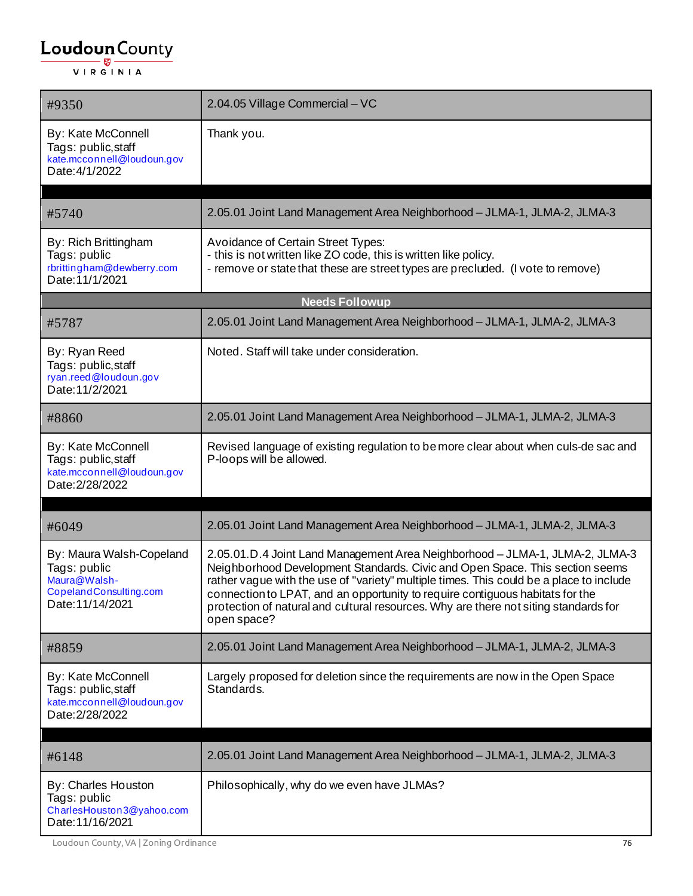| #9350 | 2.04.05 Village Commercial – VC |
|---|---|
| By: Kate McConnell<br>Tags: public,staff<br>kate.mcconnell@loudoun.gov<br>Date:4/1/2022 | Thank you. |

| #5740 | 2.05.01 Joint Land Management Area Neighborhood – JLMA-1, JLMA-2, JLMA-3 |
|---|---|
| By: Rich Brittingham<br>Tags: public<br>rbrittingham@dewberry.com<br>Date:11/1/2021 | Avoidance of Certain Street Types:<br>- this is not written like ZO code, this is written like policy.<br>- remove or state that these are street types are precluded. (I vote to remove) |
| | **Needs Followup** |
| #5787 | 2.05.01 Joint Land Management Area Neighborhood – JLMA-1, JLMA-2, JLMA-3 |
| By: Ryan Reed<br>Tags: public,staff<br>ryan.reed@loudoun.gov<br>Date:11/2/2021 | Noted. Staff will take under consideration. |
| #8860 | 2.05.01 Joint Land Management Area Neighborhood – JLMA-1, JLMA-2, JLMA-3 |
| By: Kate McConnell<br>Tags: public,staff<br>kate.mcconnell@loudoun.gov<br>Date:2/28/2022 | Revised language of existing regulation to be more clear about when culs-de sac and P-loops will be allowed. |

| #6049 | 2.05.01 Joint Land Management Area Neighborhood – JLMA-1, JLMA-2, JLMA-3 |
|---|---|
| By: Maura Walsh-Copeland<br>Tags: public<br>Maura@Walsh-CopelandConsulting.com<br>Date:11/14/2021 | 2.05.01.D.4 Joint Land Management Area Neighborhood – JLMA-1, JLMA-2, JLMA-3 Neighborhood Development Standards. Civic and Open Space. This section seems rather vague with the use of "variety" multiple times. This could be a place to include connection to LPAT, and an opportunity to require contiguous habitats for the protection of natural and cultural resources. Why are there not siting standards for open space? |
| #8859 | 2.05.01 Joint Land Management Area Neighborhood – JLMA-1, JLMA-2, JLMA-3 |
| By: Kate McConnell<br>Tags: public,staff<br>kate.mcconnell@loudoun.gov<br>Date:2/28/2022 | Largely proposed for deletion since the requirements are now in the Open Space Standards. |

| #6148 | 2.05.01 Joint Land Management Area Neighborhood – JLMA-1, JLMA-2, JLMA-3 |
|---|---|
| By: Charles Houston<br>Tags: public<br>CharlesHouston3@yahoo.com<br>Date:11/16/2021 | Philosophically, why do we even have JLMAs? |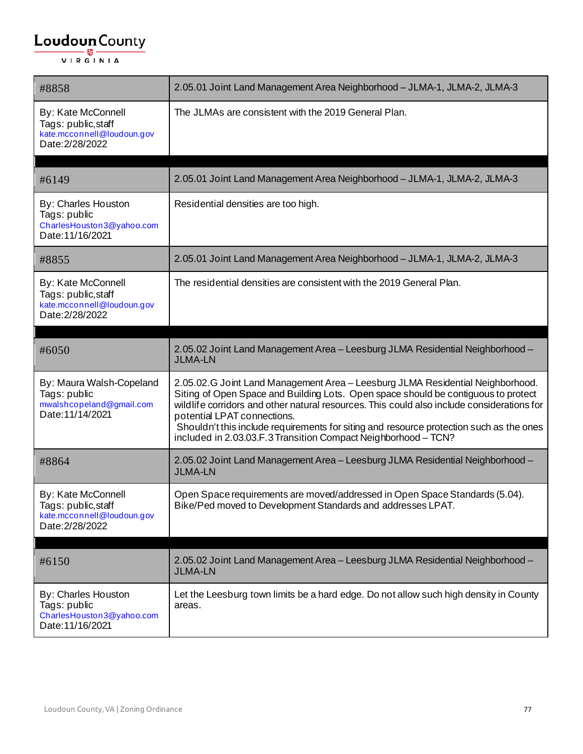| #8858 | 2.05.01 Joint Land Management Area Neighborhood – JLMA-1, JLMA-2, JLMA-3 |
|---|---|
| By: Kate McConnell<br>Tags: public,staff<br>kate.mcconnell@loudoun.gov<br>Date:2/28/2022 | The JLMAs are consistent with the 2019 General Plan. |

| #6149 | 2.05.01 Joint Land Management Area Neighborhood – JLMA-1, JLMA-2, JLMA-3 |
|---|---|
| By: Charles Houston<br>Tags: public<br>CharlesHouston3@yahoo.com<br>Date:11/16/2021 | Residential densities are too high. |
| #8855 | 2.05.01 Joint Land Management Area Neighborhood – JLMA-1, JLMA-2, JLMA-3 |
| By: Kate McConnell<br>Tags: public,staff<br>kate.mcconnell@loudoun.gov<br>Date:2/28/2022 | The residential densities are consistent with the 2019 General Plan. |

| #6050 | 2.05.02 Joint Land Management Area – Leesburg JLMA Residential Neighborhood – JLMA-LN |
|---|---|
| By: Maura Walsh-Copeland<br>Tags: public<br>mwalshcopeland@gmail.com<br>Date:11/14/2021 | 2.05.02.G Joint Land Management Area – Leesburg JLMA Residential Neighborhood. Siting of Open Space and Building Lots. Open space should be contiguous to protect wildlife corridors and other natural resources. This could also include considerations for potential LPAT connections.<br>Shouldn't this include requirements for siting and resource protection such as the ones included in 2.03.03.F.3 Transition Compact Neighborhood – TCN? |
| #8864 | 2.05.02 Joint Land Management Area – Leesburg JLMA Residential Neighborhood – JLMA-LN |
| By: Kate McConnell<br>Tags: public,staff<br>kate.mcconnell@loudoun.gov<br>Date:2/28/2022 | Open Space requirements are moved/addressed in Open Space Standards (5.04). Bike/Ped moved to Development Standards and addresses LPAT. |

| #6150 | 2.05.02 Joint Land Management Area – Leesburg JLMA Residential Neighborhood – JLMA-LN |
|---|---|
| By: Charles Houston<br>Tags: public<br>CharlesHouston3@yahoo.com<br>Date:11/16/2021 | Let the Leesburg town limits be a hard edge. Do not allow such high density in County areas. |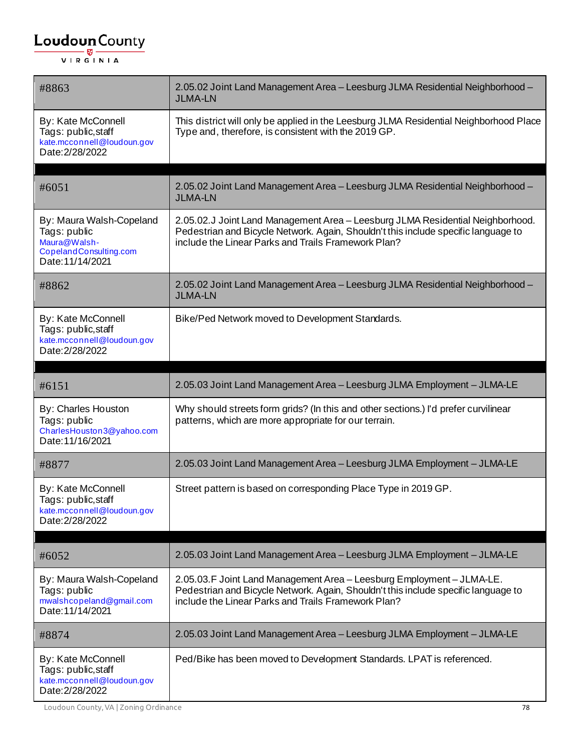| #8863 | 2.05.02 Joint Land Management Area – Leesburg JLMA Residential Neighborhood – JLMA-LN |
|---|---|
| By: Kate McConnell<br>Tags: public,staff<br>kate.mcconnell@loudoun.gov<br>Date:2/28/2022 | This district will only be applied in the Leesburg JLMA Residential Neighborhood Place Type and, therefore, is consistent with the 2019 GP. |

| #6051 | 2.05.02 Joint Land Management Area – Leesburg JLMA Residential Neighborhood – JLMA-LN |
|---|---|
| By: Maura Walsh-Copeland<br>Tags: public<br>Maura@Walsh-CopelandConsulting.com<br>Date:11/14/2021 | 2.05.02.J Joint Land Management Area – Leesburg JLMA Residential Neighborhood. Pedestrian and Bicycle Network. Again, Shouldn't this include specific language to include the Linear Parks and Trails Framework Plan? |
| #8862 | 2.05.02 Joint Land Management Area – Leesburg JLMA Residential Neighborhood – JLMA-LN |
| By: Kate McConnell<br>Tags: public,staff<br>kate.mcconnell@loudoun.gov<br>Date:2/28/2022 | Bike/Ped Network moved to Development Standards. |

| #6151 | 2.05.03 Joint Land Management Area – Leesburg JLMA Employment – JLMA-LE |
|---|---|
| By: Charles Houston<br>Tags: public<br>CharlesHouston3@yahoo.com<br>Date:11/16/2021 | Why should streets form grids? (In this and other sections.) I'd prefer curvilinear patterns, which are more appropriate for our terrain. |
| #8877 | 2.05.03 Joint Land Management Area – Leesburg JLMA Employment – JLMA-LE |
| By: Kate McConnell<br>Tags: public,staff<br>kate.mcconnell@loudoun.gov<br>Date:2/28/2022 | Street pattern is based on corresponding Place Type in 2019 GP. |

| #6052 | 2.05.03 Joint Land Management Area – Leesburg JLMA Employment – JLMA-LE |
|---|---|
| By: Maura Walsh-Copeland<br>Tags: public<br>mwalshcopeland@gmail.com<br>Date:11/14/2021 | 2.05.03.F Joint Land Management Area – Leesburg Employment – JLMA-LE. Pedestrian and Bicycle Network. Again, Shouldn't this include specific language to include the Linear Parks and Trails Framework Plan? |
| #8874 | 2.05.03 Joint Land Management Area – Leesburg JLMA Employment – JLMA-LE |
| By: Kate McConnell<br>Tags: public,staff<br>kate.mcconnell@loudoun.gov<br>Date:2/28/2022 | Ped/Bike has been moved to Development Standards. LPAT is referenced. |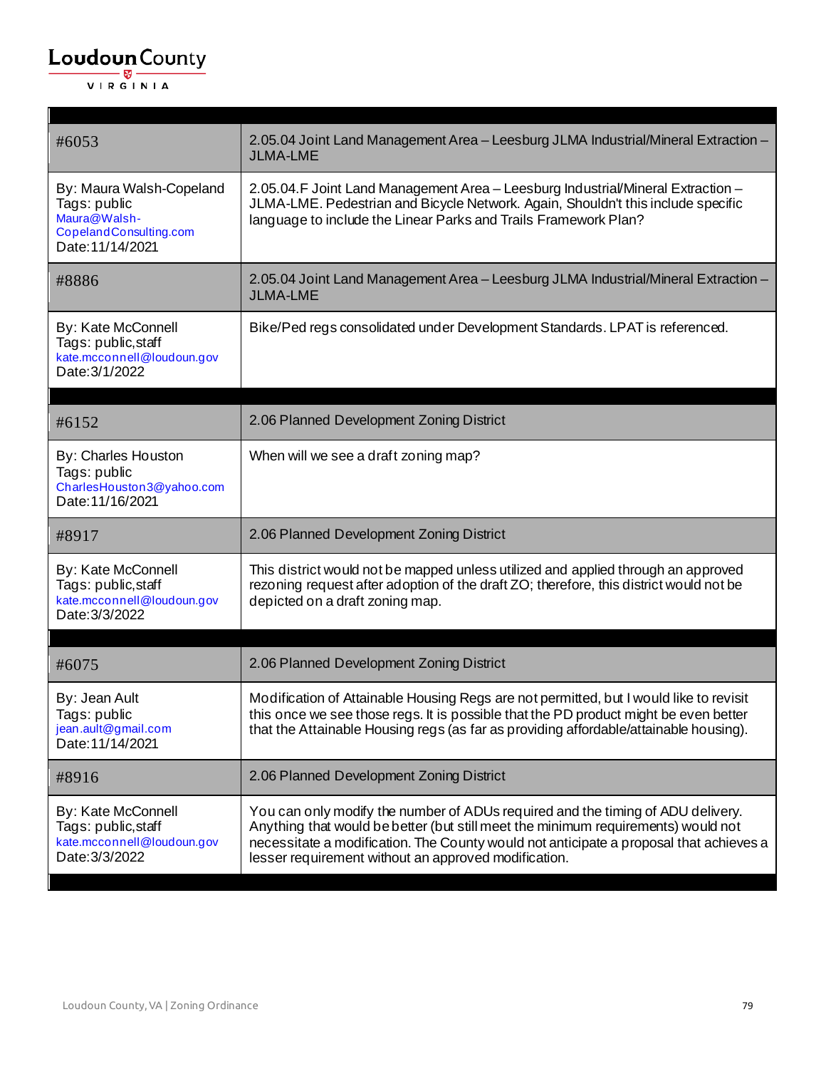| #6053 | 2.05.04 Joint Land Management Area – Leesburg JLMA Industrial/Mineral Extraction – JLMA-LME |
|---|---|
| By: Maura Walsh-Copeland<br>Tags: public<br>Maura@Walsh-CopelandConsulting.com<br>Date:11/14/2021 | 2.05.04.F Joint Land Management Area – Leesburg Industrial/Mineral Extraction – JLMA-LME. Pedestrian and Bicycle Network. Again, Shouldn't this include specific language to include the Linear Parks and Trails Framework Plan? |
| #8886 | 2.05.04 Joint Land Management Area – Leesburg JLMA Industrial/Mineral Extraction – JLMA-LME |
| By: Kate McConnell<br>Tags: public,staff<br>kate.mcconnell@loudoun.gov<br>Date:3/1/2022 | Bike/Ped regs consolidated under Development Standards. LPAT is referenced. |

| #6152 | 2.06 Planned Development Zoning District |
|---|---|
| By: Charles Houston<br>Tags: public<br>CharlesHouston3@yahoo.com<br>Date:11/16/2021 | When will we see a draft zoning map? |
| #8917 | 2.06 Planned Development Zoning District |
| By: Kate McConnell<br>Tags: public,staff<br>kate.mcconnell@loudoun.gov<br>Date:3/3/2022 | This district would not be mapped unless utilized and applied through an approved rezoning request after adoption of the draft ZO; therefore, this district would not be depicted on a draft zoning map. |

| #6075 | 2.06 Planned Development Zoning District |
|---|---|
| By: Jean Ault<br>Tags: public<br>jean.ault@gmail.com<br>Date:11/14/2021 | Modification of Attainable Housing Regs are not permitted, but I would like to revisit this once we see those regs. It is possible that the PD product might be even better that the Attainable Housing regs (as far as providing affordable/attainable housing). |
| #8916 | 2.06 Planned Development Zoning District |
| By: Kate McConnell<br>Tags: public,staff<br>kate.mcconnell@loudoun.gov<br>Date:3/3/2022 | You can only modify the number of ADUs required and the timing of ADU delivery. Anything that would be better (but still meet the minimum requirements) would not necessitate a modification. The County would not anticipate a proposal that achieves a lesser requirement without an approved modification. |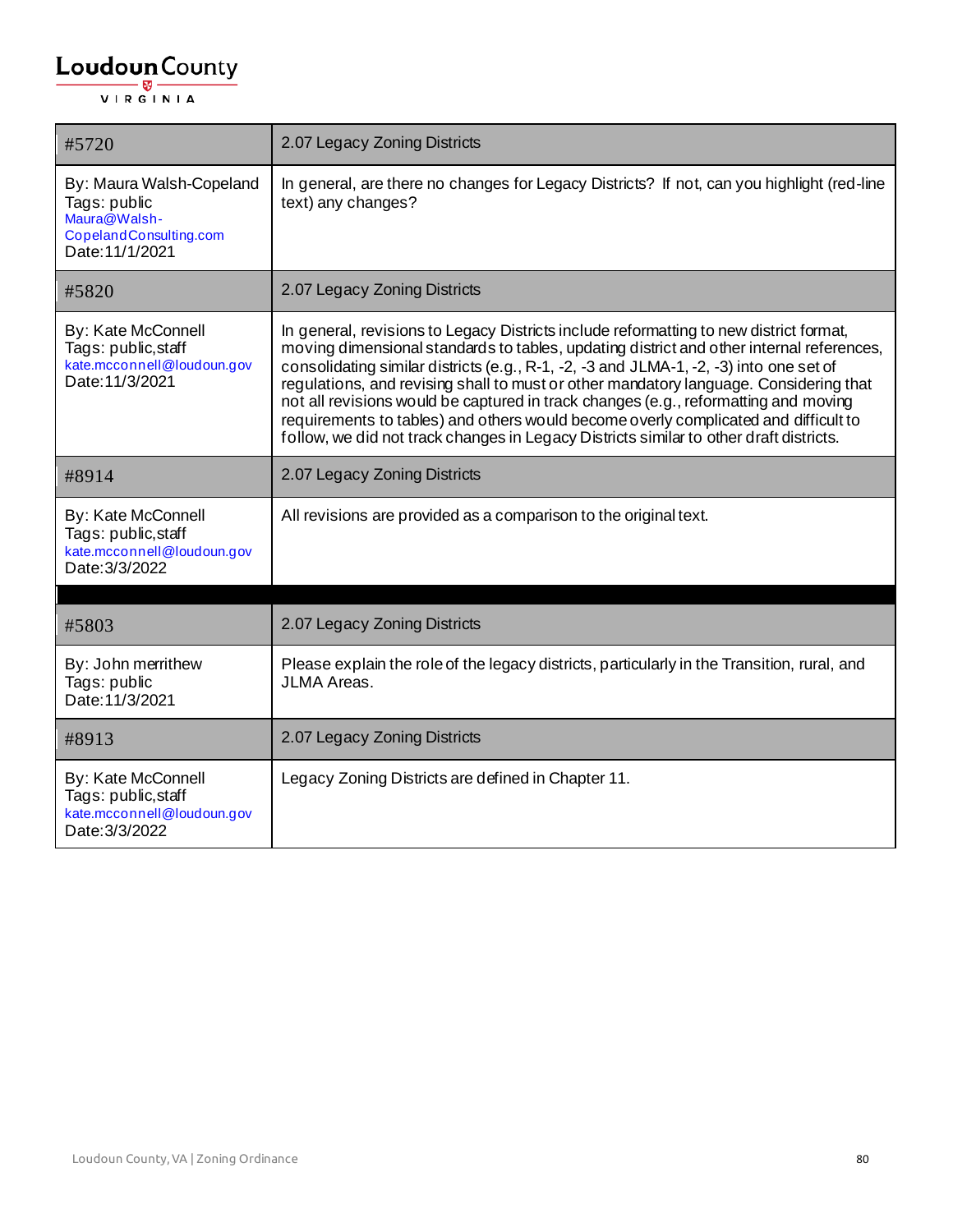| | |
|---|---|
| #5720 | 2.07 Legacy Zoning Districts |
| By: Maura Walsh-Copeland<br>Tags: public<br>Maura@Walsh-CopelandConsulting.com<br>Date:11/1/2021 | In general, are there no changes for Legacy Districts? If not, can you highlight (red-line text) any changes? |
| #5820 | 2.07 Legacy Zoning Districts |
| By: Kate McConnell<br>Tags: public,staff<br>kate.mcconnell@loudoun.gov<br>Date:11/3/2021 | In general, revisions to Legacy Districts include reformatting to new district format, moving dimensional standards to tables, updating district and other internal references, consolidating similar districts (e.g., R-1, -2, -3 and JLMA-1, -2, -3) into one set of regulations, and revising shall to must or other mandatory language. Considering that not all revisions would be captured in track changes (e.g., reformatting and moving requirements to tables) and others would become overly complicated and difficult to follow, we did not track changes in Legacy Districts similar to other draft districts. |
| #8914 | 2.07 Legacy Zoning Districts |
| By: Kate McConnell<br>Tags: public,staff<br>kate.mcconnell@loudoun.gov<br>Date:3/3/2022 | All revisions are provided as a comparison to the original text. |

| | |
|---|---|
| #5803 | 2.07 Legacy Zoning Districts |
| By: John merrithew<br>Tags: public<br>Date:11/3/2021 | Please explain the role of the legacy districts, particularly in the Transition, rural, and JLMA Areas. |
| #8913 | 2.07 Legacy Zoning Districts |
| By: Kate McConnell<br>Tags: public,staff<br>kate.mcconnell@loudoun.gov<br>Date:3/3/2022 | Legacy Zoning Districts are defined in Chapter 11. |